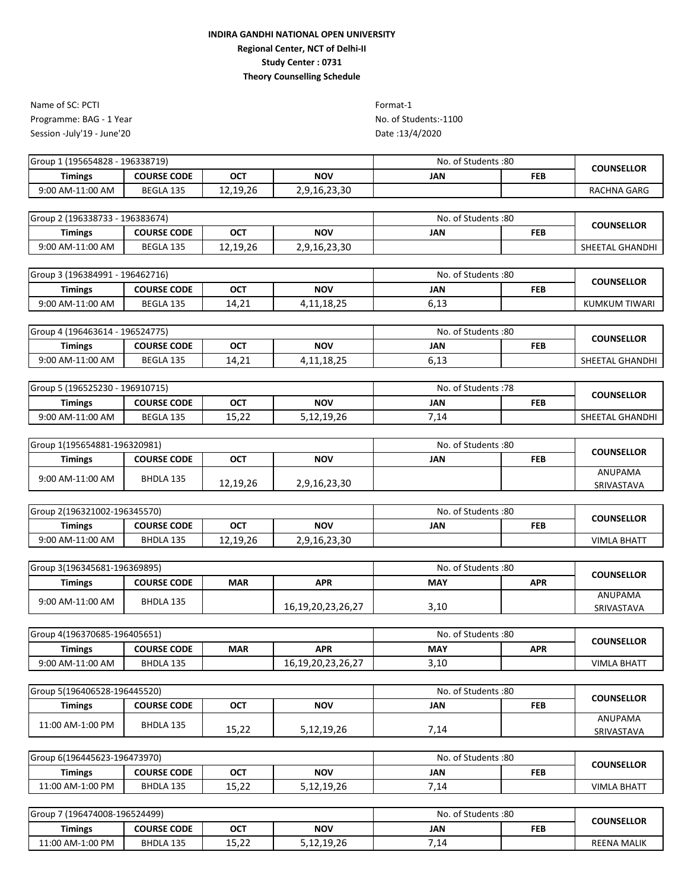**INDIRA GANDHI NATIONAL OPEN UNIVERSITY**

**Regional Center, NCT of Delhi-II**

**Study Center : 0731**

**Theory Counselling Schedule**

Name of SC: PCTI
Programme: BAG - 1 Year
Session -July'19 - June'20

Format-1
No. of Students:-1100
Date :13/4/2020

| Group 1 (195654828 - 196338719) | | | | No. of Students :80 | | COUNSELLOR |
|---|---|---|---|---|---|---|
| **Timings** | **COURSE CODE** | **OCT** | **NOV** | **JAN** | **FEB** | |
| 9:00 AM-11:00 AM | BEGLA 135 | 12,19,26 | 2,9,16,23,30 | | | RACHNA GARG |

| Group 2 (196338733 - 196383674) | | | | No. of Students :80 | | COUNSELLOR |
|---|---|---|---|---|---|---|
| **Timings** | **COURSE CODE** | **OCT** | **NOV** | **JAN** | **FEB** | |
| 9:00 AM-11:00 AM | BEGLA 135 | 12,19,26 | 2,9,16,23,30 | | | SHEETAL GHANDHI |

| Group 3 (196384991 - 196462716) | | | | No. of Students :80 | | COUNSELLOR |
|---|---|---|---|---|---|---|
| **Timings** | **COURSE CODE** | **OCT** | **NOV** | **JAN** | **FEB** | |
| 9:00 AM-11:00 AM | BEGLA 135 | 14,21 | 4,11,18,25 | 6,13 | | KUMKUM TIWARI |

| Group 4 (196463614 - 196524775) | | | | No. of Students :80 | | COUNSELLOR |
|---|---|---|---|---|---|---|
| **Timings** | **COURSE CODE** | **OCT** | **NOV** | **JAN** | **FEB** | |
| 9:00 AM-11:00 AM | BEGLA 135 | 14,21 | 4,11,18,25 | 6,13 | | SHEETAL GHANDHI |

| Group 5 (196525230 - 196910715) | | | | No. of Students :78 | | COUNSELLOR |
|---|---|---|---|---|---|---|
| **Timings** | **COURSE CODE** | **OCT** | **NOV** | **JAN** | **FEB** | |
| 9:00 AM-11:00 AM | BEGLA 135 | 15,22 | 5,12,19,26 | 7,14 | | SHEETAL GHANDHI |

| Group 1(195654881-196320981) | | | | No. of Students :80 | | COUNSELLOR |
|---|---|---|---|---|---|---|
| **Timings** | **COURSE CODE** | **OCT** | **NOV** | **JAN** | **FEB** | |
| 9:00 AM-11:00 AM | BHDLA 135 | 12,19,26 | 2,9,16,23,30 | | | ANUPAMA SRIVASTAVA |

| Group 2(196321002-196345570) | | | | No. of Students :80 | | COUNSELLOR |
|---|---|---|---|---|---|---|
| **Timings** | **COURSE CODE** | **OCT** | **NOV** | **JAN** | **FEB** | |
| 9:00 AM-11:00 AM | BHDLA 135 | 12,19,26 | 2,9,16,23,30 | | | VIMLA BHATT |

| Group 3(196345681-196369895) | | | | No. of Students :80 | | COUNSELLOR |
|---|---|---|---|---|---|---|
| **Timings** | **COURSE CODE** | **MAR** | **APR** | **MAY** | **APR** | |
| 9:00 AM-11:00 AM | BHDLA 135 | | 16,19,20,23,26,27 | 3,10 | | ANUPAMA SRIVASTAVA |

| Group 4(196370685-196405651) | | | | No. of Students :80 | | COUNSELLOR |
|---|---|---|---|---|---|---|
| **Timings** | **COURSE CODE** | **MAR** | **APR** | **MAY** | **APR** | |
| 9:00 AM-11:00 AM | BHDLA 135 | | 16,19,20,23,26,27 | 3,10 | | VIMLA BHATT |

| Group 5(196406528-196445520) | | | | No. of Students :80 | | COUNSELLOR |
|---|---|---|---|---|---|---|
| **Timings** | **COURSE CODE** | **OCT** | **NOV** | **JAN** | **FEB** | |
| 11:00 AM-1:00 PM | BHDLA 135 | 15,22 | 5,12,19,26 | 7,14 | | ANUPAMA SRIVASTAVA |

| Group 6(196445623-196473970) | | | | No. of Students :80 | | COUNSELLOR |
|---|---|---|---|---|---|---|
| **Timings** | **COURSE CODE** | **OCT** | **NOV** | **JAN** | **FEB** | |
| 11:00 AM-1:00 PM | BHDLA 135 | 15,22 | 5,12,19,26 | 7,14 | | VIMLA BHATT |

| Group 7 (196474008-196524499) | | | | No. of Students :80 | | COUNSELLOR |
|---|---|---|---|---|---|---|
| **Timings** | **COURSE CODE** | **OCT** | **NOV** | **JAN** | **FEB** | |
| 11:00 AM-1:00 PM | BHDLA 135 | 15,22 | 5,12,19,26 | 7,14 | | REENA MALIK |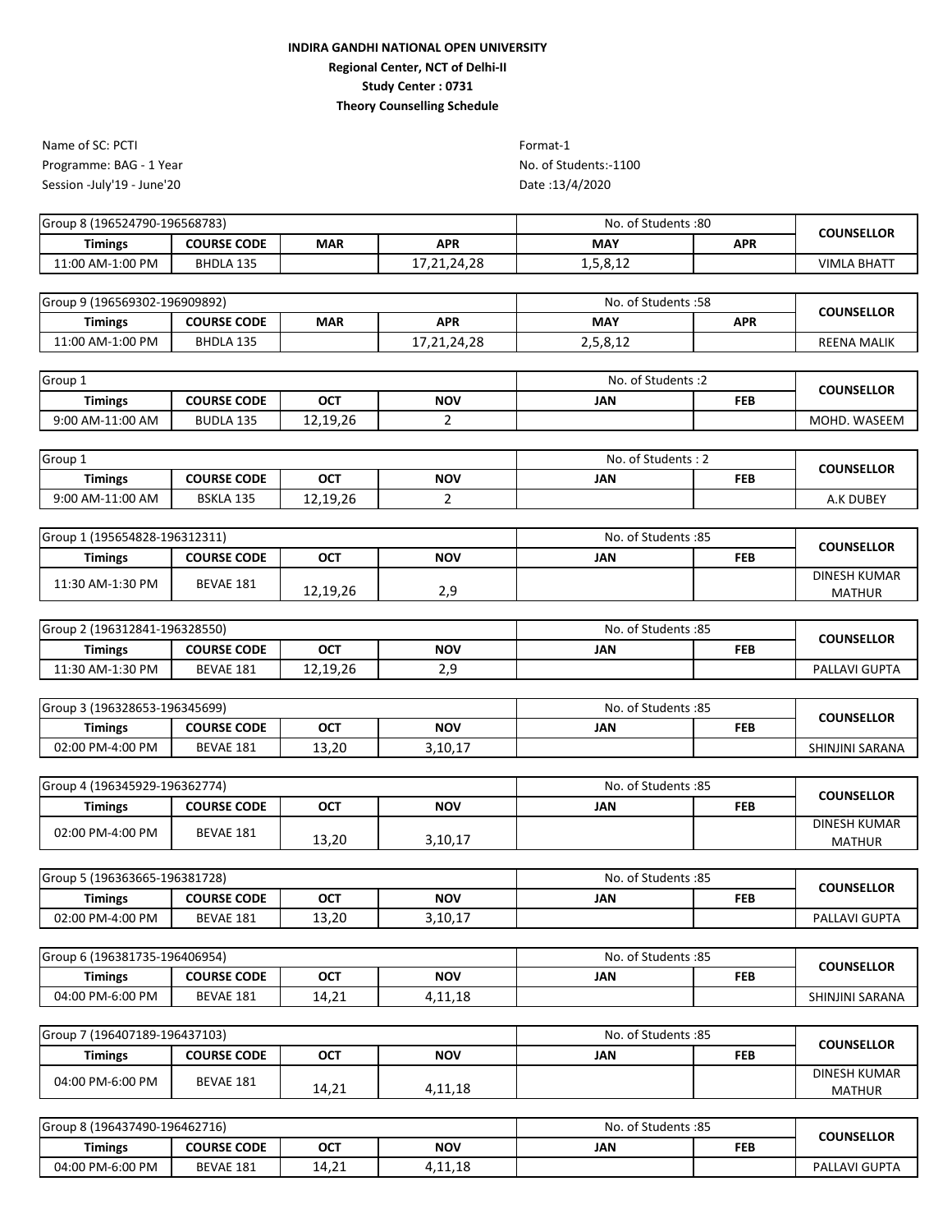**INDIRA GANDHI NATIONAL OPEN UNIVERSITY**

**Regional Center, NCT of Delhi-II**

**Study Center : 0731**

**Theory Counselling Schedule**

Name of SC: PCTI
Programme: BAG - 1 Year
Session -July'19 - June'20

Format-1
No. of Students:-1100
Date :13/4/2020

| Group 8 (196524790-196568783) | | | | No. of Students :80 | | COUNSELLOR |
|---|---|---|---|---|---|---|
| **Timings** | **COURSE CODE** | **MAR** | **APR** | **MAY** | **APR** | |
| 11:00 AM-1:00 PM | BHDLA 135 | | 17,21,24,28 | 1,5,8,12 | | VIMLA BHATT |

| Group 9 (196569302-196909892) | | | | No. of Students :58 | | COUNSELLOR |
|---|---|---|---|---|---|---|
| **Timings** | **COURSE CODE** | **MAR** | **APR** | **MAY** | **APR** | |
| 11:00 AM-1:00 PM | BHDLA 135 | | 17,21,24,28 | 2,5,8,12 | | REENA MALIK |

| Group 1 | | | | No. of Students :2 | | COUNSELLOR |
|---|---|---|---|---|---|---|
| **Timings** | **COURSE CODE** | **OCT** | **NOV** | **JAN** | **FEB** | |
| 9:00 AM-11:00 AM | BUDLA 135 | 12,19,26 | 2 | | | MOHD. WASEEM |

| Group 1 | | | | No. of Students : 2 | | COUNSELLOR |
|---|---|---|---|---|---|---|
| **Timings** | **COURSE CODE** | **OCT** | **NOV** | **JAN** | **FEB** | |
| 9:00 AM-11:00 AM | BSKLA 135 | 12,19,26 | 2 | | | A.K DUBEY |

| Group 1 (195654828-196312311) | | | | No. of Students :85 | | COUNSELLOR |
|---|---|---|---|---|---|---|
| **Timings** | **COURSE CODE** | **OCT** | **NOV** | **JAN** | **FEB** | |
| 11:30 AM-1:30 PM | BEVAE 181 | 12,19,26 | 2,9 | | | DINESH KUMAR MATHUR |

| Group 2 (196312841-196328550) | | | | No. of Students :85 | | COUNSELLOR |
|---|---|---|---|---|---|---|
| **Timings** | **COURSE CODE** | **OCT** | **NOV** | **JAN** | **FEB** | |
| 11:30 AM-1:30 PM | BEVAE 181 | 12,19,26 | 2,9 | | | PALLAVI GUPTA |

| Group 3 (196328653-196345699) | | | | No. of Students :85 | | COUNSELLOR |
|---|---|---|---|---|---|---|
| **Timings** | **COURSE CODE** | **OCT** | **NOV** | **JAN** | **FEB** | |
| 02:00 PM-4:00 PM | BEVAE 181 | 13,20 | 3,10,17 | | | SHINJINI SARANA |

| Group 4 (196345929-196362774) | | | | No. of Students :85 | | COUNSELLOR |
|---|---|---|---|---|---|---|
| **Timings** | **COURSE CODE** | **OCT** | **NOV** | **JAN** | **FEB** | |
| 02:00 PM-4:00 PM | BEVAE 181 | 13,20 | 3,10,17 | | | DINESH KUMAR MATHUR |

| Group 5 (196363665-196381728) | | | | No. of Students :85 | | COUNSELLOR |
|---|---|---|---|---|---|---|
| **Timings** | **COURSE CODE** | **OCT** | **NOV** | **JAN** | **FEB** | |
| 02:00 PM-4:00 PM | BEVAE 181 | 13,20 | 3,10,17 | | | PALLAVI GUPTA |

| Group 6 (196381735-196406954) | | | | No. of Students :85 | | COUNSELLOR |
|---|---|---|---|---|---|---|
| **Timings** | **COURSE CODE** | **OCT** | **NOV** | **JAN** | **FEB** | |
| 04:00 PM-6:00 PM | BEVAE 181 | 14,21 | 4,11,18 | | | SHINJINI SARANA |

| Group 7 (196407189-196437103) | | | | No. of Students :85 | | COUNSELLOR |
|---|---|---|---|---|---|---|
| **Timings** | **COURSE CODE** | **OCT** | **NOV** | **JAN** | **FEB** | |
| 04:00 PM-6:00 PM | BEVAE 181 | 14,21 | 4,11,18 | | | DINESH KUMAR MATHUR |

| Group 8 (196437490-196462716) | | | | No. of Students :85 | | COUNSELLOR |
|---|---|---|---|---|---|---|
| **Timings** | **COURSE CODE** | **OCT** | **NOV** | **JAN** | **FEB** | |
| 04:00 PM-6:00 PM | BEVAE 181 | 14,21 | 4,11,18 | | | PALLAVI GUPTA |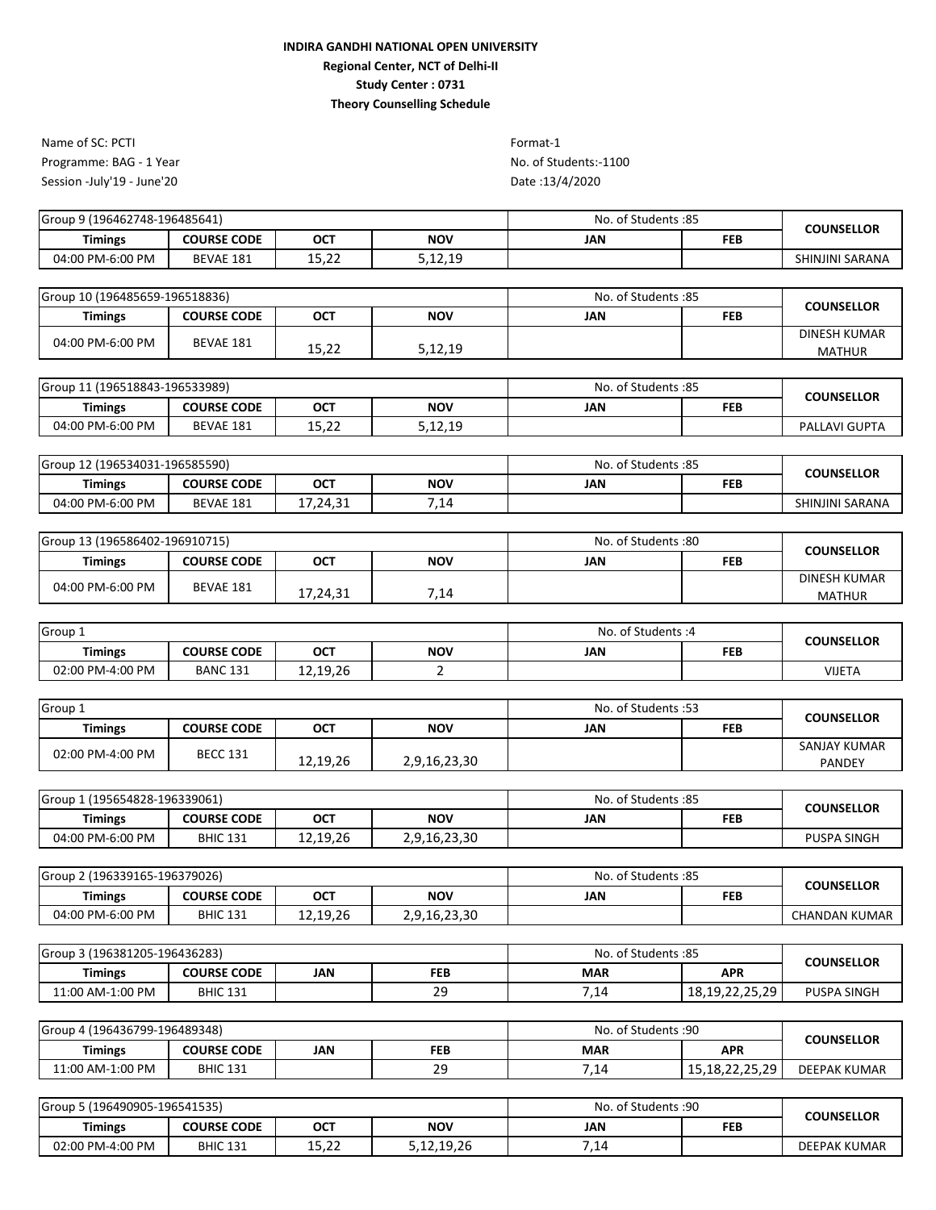**INDIRA GANDHI NATIONAL OPEN UNIVERSITY**
**Regional Center, NCT of Delhi-II**
**Study Center : 0731**
**Theory Counselling Schedule**

Name of SC: PCTI
Programme: BAG - 1 Year
Session -July'19 - June'20

Format-1
No. of Students:-1100
Date :13/4/2020

| Group 9 (196462748-196485641) | | | | No. of Students :85 | | COUNSELLOR |
|---|---|---|---|---|---|---|
| **Timings** | **COURSE CODE** | **OCT** | **NOV** | **JAN** | **FEB** | |
| 04:00 PM-6:00 PM | BEVAE 181 | 15,22 | 5,12,19 | | | SHINJINI SARANA |

| Group 10 (196485659-196518836) | | | | No. of Students :85 | | COUNSELLOR |
|---|---|---|---|---|---|---|
| **Timings** | **COURSE CODE** | **OCT** | **NOV** | **JAN** | **FEB** | |
| 04:00 PM-6:00 PM | BEVAE 181 | 15,22 | 5,12,19 | | | DINESH KUMAR MATHUR |

| Group 11 (196518843-196533989) | | | | No. of Students :85 | | COUNSELLOR |
|---|---|---|---|---|---|---|
| **Timings** | **COURSE CODE** | **OCT** | **NOV** | **JAN** | **FEB** | |
| 04:00 PM-6:00 PM | BEVAE 181 | 15,22 | 5,12,19 | | | PALLAVI GUPTA |

| Group 12 (196534031-196585590) | | | | No. of Students :85 | | COUNSELLOR |
|---|---|---|---|---|---|---|
| **Timings** | **COURSE CODE** | **OCT** | **NOV** | **JAN** | **FEB** | |
| 04:00 PM-6:00 PM | BEVAE 181 | 17,24,31 | 7,14 | | | SHINJINI SARANA |

| Group 13 (196586402-196910715) | | | | No. of Students :80 | | COUNSELLOR |
|---|---|---|---|---|---|---|
| **Timings** | **COURSE CODE** | **OCT** | **NOV** | **JAN** | **FEB** | |
| 04:00 PM-6:00 PM | BEVAE 181 | 17,24,31 | 7,14 | | | DINESH KUMAR MATHUR |

| Group 1 | | | | No. of Students :4 | | COUNSELLOR |
|---|---|---|---|---|---|---|
| **Timings** | **COURSE CODE** | **OCT** | **NOV** | **JAN** | **FEB** | |
| 02:00 PM-4:00 PM | BANC 131 | 12,19,26 | 2 | | | VIJETA |

| Group 1 | | | | No. of Students :53 | | COUNSELLOR |
|---|---|---|---|---|---|---|
| **Timings** | **COURSE CODE** | **OCT** | **NOV** | **JAN** | **FEB** | |
| 02:00 PM-4:00 PM | BECC 131 | 12,19,26 | 2,9,16,23,30 | | | SANJAY KUMAR PANDEY |

| Group 1 (195654828-196339061) | | | | No. of Students :85 | | COUNSELLOR |
|---|---|---|---|---|---|---|
| **Timings** | **COURSE CODE** | **OCT** | **NOV** | **JAN** | **FEB** | |
| 04:00 PM-6:00 PM | BHIC 131 | 12,19,26 | 2,9,16,23,30 | | | PUSPA SINGH |

| Group 2 (196339165-196379026) | | | | No. of Students :85 | | COUNSELLOR |
|---|---|---|---|---|---|---|
| **Timings** | **COURSE CODE** | **OCT** | **NOV** | **JAN** | **FEB** | |
| 04:00 PM-6:00 PM | BHIC 131 | 12,19,26 | 2,9,16,23,30 | | | CHANDAN KUMAR |

| Group 3 (196381205-196436283) | | | | No. of Students :85 | | COUNSELLOR |
|---|---|---|---|---|---|---|
| **Timings** | **COURSE CODE** | **JAN** | **FEB** | **MAR** | **APR** | |
| 11:00 AM-1:00 PM | BHIC 131 | | 29 | 7,14 | 18,19,22,25,29 | PUSPA SINGH |

| Group 4 (196436799-196489348) | | | | No. of Students :90 | | COUNSELLOR |
|---|---|---|---|---|---|---|
| **Timings** | **COURSE CODE** | **JAN** | **FEB** | **MAR** | **APR** | |
| 11:00 AM-1:00 PM | BHIC 131 | | 29 | 7,14 | 15,18,22,25,29 | DEEPAK KUMAR |

| Group 5 (196490905-196541535) | | | | No. of Students :90 | | COUNSELLOR |
|---|---|---|---|---|---|---|
| **Timings** | **COURSE CODE** | **OCT** | **NOV** | **JAN** | **FEB** | |
| 02:00 PM-4:00 PM | BHIC 131 | 15,22 | 5,12,19,26 | 7,14 | | DEEPAK KUMAR |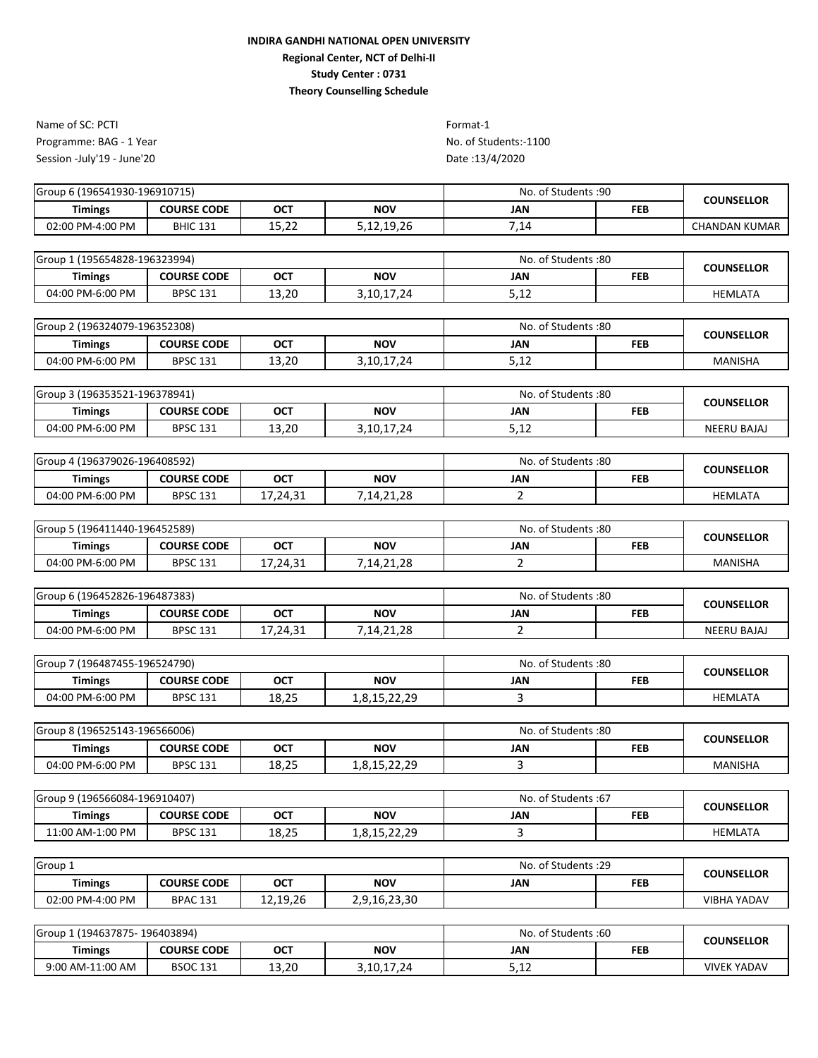**INDIRA GANDHI NATIONAL OPEN UNIVERSITY**
**Regional Center, NCT of Delhi-II**
**Study Center : 0731**
**Theory Counselling Schedule**

Name of SC: PCTI
Programme: BAG - 1 Year
Session -July'19 - June'20

Format-1
No. of Students:-1100
Date :13/4/2020

| Group 6 (196541930-196910715) | | | | No. of Students :90 | | COUNSELLOR |
|---|---|---|---|---|---|---|
| **Timings** | **COURSE CODE** | **OCT** | **NOV** | **JAN** | **FEB** | |
| 02:00 PM-4:00 PM | BHIC 131 | 15,22 | 5,12,19,26 | 7,14 | | CHANDAN KUMAR |

| Group 1 (196554828-196323994) | | | | No. of Students :80 | | COUNSELLOR |
|---|---|---|---|---|---|---|
| **Timings** | **COURSE CODE** | **OCT** | **NOV** | **JAN** | **FEB** | |
| 04:00 PM-6:00 PM | BPSC 131 | 13,20 | 3,10,17,24 | 5,12 | | HEMLATA |

| Group 2 (196324079-196352308) | | | | No. of Students :80 | | COUNSELLOR |
|---|---|---|---|---|---|---|
| **Timings** | **COURSE CODE** | **OCT** | **NOV** | **JAN** | **FEB** | |
| 04:00 PM-6:00 PM | BPSC 131 | 13,20 | 3,10,17,24 | 5,12 | | MANISHA |

| Group 3 (196353521-196378941) | | | | No. of Students :80 | | COUNSELLOR |
|---|---|---|---|---|---|---|
| **Timings** | **COURSE CODE** | **OCT** | **NOV** | **JAN** | **FEB** | |
| 04:00 PM-6:00 PM | BPSC 131 | 13,20 | 3,10,17,24 | 5,12 | | NEERU BAJAJ |

| Group 4 (196379026-196408592) | | | | No. of Students :80 | | COUNSELLOR |
|---|---|---|---|---|---|---|
| **Timings** | **COURSE CODE** | **OCT** | **NOV** | **JAN** | **FEB** | |
| 04:00 PM-6:00 PM | BPSC 131 | 17,24,31 | 7,14,21,28 | 2 | | HEMLATA |

| Group 5 (196411440-196452589) | | | | No. of Students :80 | | COUNSELLOR |
|---|---|---|---|---|---|---|
| **Timings** | **COURSE CODE** | **OCT** | **NOV** | **JAN** | **FEB** | |
| 04:00 PM-6:00 PM | BPSC 131 | 17,24,31 | 7,14,21,28 | 2 | | MANISHA |

| Group 6 (196452826-196487383) | | | | No. of Students :80 | | COUNSELLOR |
|---|---|---|---|---|---|---|
| **Timings** | **COURSE CODE** | **OCT** | **NOV** | **JAN** | **FEB** | |
| 04:00 PM-6:00 PM | BPSC 131 | 17,24,31 | 7,14,21,28 | 2 | | NEERU BAJAJ |

| Group 7 (196487455-196524790) | | | | No. of Students :80 | | COUNSELLOR |
|---|---|---|---|---|---|---|
| **Timings** | **COURSE CODE** | **OCT** | **NOV** | **JAN** | **FEB** | |
| 04:00 PM-6:00 PM | BPSC 131 | 18,25 | 1,8,15,22,29 | 3 | | HEMLATA |

| Group 8 (196525143-196566006) | | | | No. of Students :80 | | COUNSELLOR |
|---|---|---|---|---|---|---|
| **Timings** | **COURSE CODE** | **OCT** | **NOV** | **JAN** | **FEB** | |
| 04:00 PM-6:00 PM | BPSC 131 | 18,25 | 1,8,15,22,29 | 3 | | MANISHA |

| Group 9 (196566084-196910407) | | | | No. of Students :67 | | COUNSELLOR |
|---|---|---|---|---|---|---|
| **Timings** | **COURSE CODE** | **OCT** | **NOV** | **JAN** | **FEB** | |
| 11:00 AM-1:00 PM | BPSC 131 | 18,25 | 1,8,15,22,29 | 3 | | HEMLATA |

| Group 1 | | | | No. of Students :29 | | COUNSELLOR |
|---|---|---|---|---|---|---|
| **Timings** | **COURSE CODE** | **OCT** | **NOV** | **JAN** | **FEB** | |
| 02:00 PM-4:00 PM | BPAC 131 | 12,19,26 | 2,9,16,23,30 | | | VIBHA YADAV |

| Group 1 (194637875- 196403894) | | | | No. of Students :60 | | COUNSELLOR |
|---|---|---|---|---|---|---|
| **Timings** | **COURSE CODE** | **OCT** | **NOV** | **JAN** | **FEB** | |
| 9:00 AM-11:00 AM | BSOC 131 | 13,20 | 3,10,17,24 | 5,12 | | VIVEK YADAV |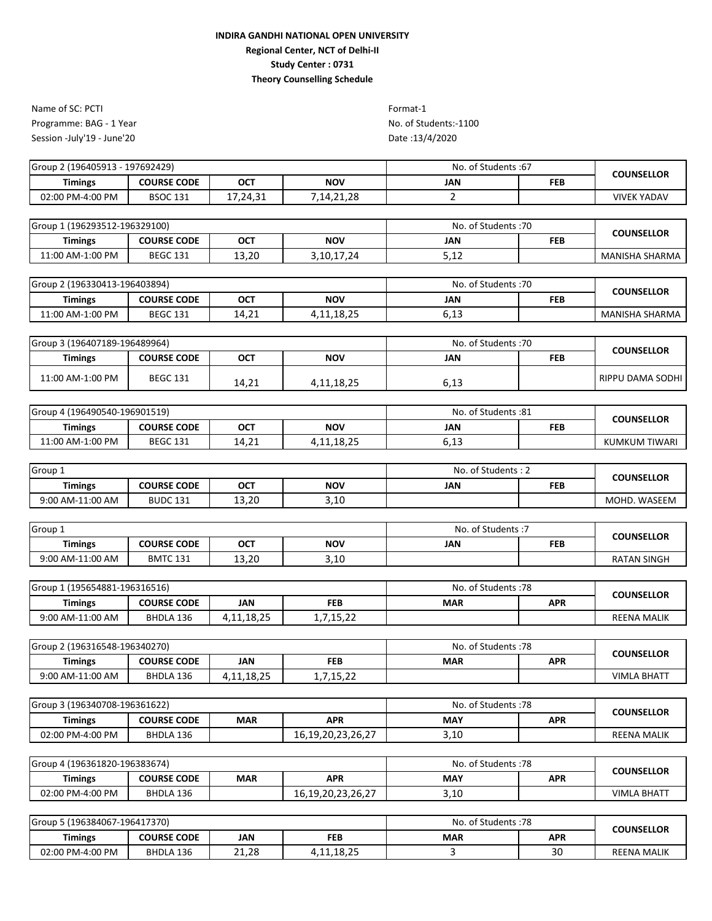**INDIRA GANDHI NATIONAL OPEN UNIVERSITY**
**Regional Center, NCT of Delhi-II**
**Study Center : 0731**
**Theory Counselling Schedule**

Name of SC: PCTI
Programme: BAG - 1 Year
Session -July'19 - June'20

Format-1
No. of Students:-1100
Date :13/4/2020

| Group 2 (196405913 - 197692429) | | | | No. of Students :67 | | COUNSELLOR |
|---|---|---|---|---|---|---|
| **Timings** | **COURSE CODE** | **OCT** | **NOV** | **JAN** | **FEB** | |
| 02:00 PM-4:00 PM | BSOC 131 | 17,24,31 | 7,14,21,28 | 2 | | VIVEK YADAV |

| Group 1 (196293512-196329100) | | | | No. of Students :70 | | COUNSELLOR |
|---|---|---|---|---|---|---|
| **Timings** | **COURSE CODE** | **OCT** | **NOV** | **JAN** | **FEB** | |
| 11:00 AM-1:00 PM | BEGC 131 | 13,20 | 3,10,17,24 | 5,12 | | MANISHA SHARMA |

| Group 2 (196330413-196403894) | | | | No. of Students :70 | | COUNSELLOR |
|---|---|---|---|---|---|---|
| **Timings** | **COURSE CODE** | **OCT** | **NOV** | **JAN** | **FEB** | |
| 11:00 AM-1:00 PM | BEGC 131 | 14,21 | 4,11,18,25 | 6,13 | | MANISHA SHARMA |

| Group 3 (196407189-196489964) | | | | No. of Students :70 | | COUNSELLOR |
|---|---|---|---|---|---|---|
| **Timings** | **COURSE CODE** | **OCT** | **NOV** | **JAN** | **FEB** | |
| 11:00 AM-1:00 PM | BEGC 131 | 14,21 | 4,11,18,25 | 6,13 | | RIPPU DAMA SODHI |

| Group 4 (196490540-196901519) | | | | No. of Students :81 | | COUNSELLOR |
|---|---|---|---|---|---|---|
| **Timings** | **COURSE CODE** | **OCT** | **NOV** | **JAN** | **FEB** | |
| 11:00 AM-1:00 PM | BEGC 131 | 14,21 | 4,11,18,25 | 6,13 | | KUMKUM TIWARI |

| Group 1 | | | | No. of Students : 2 | | COUNSELLOR |
|---|---|---|---|---|---|---|
| **Timings** | **COURSE CODE** | **OCT** | **NOV** | **JAN** | **FEB** | |
| 9:00 AM-11:00 AM | BUDC 131 | 13,20 | 3,10 | | | MOHD. WASEEM |

| Group 1 | | | | No. of Students :7 | | COUNSELLOR |
|---|---|---|---|---|---|---|
| **Timings** | **COURSE CODE** | **OCT** | **NOV** | **JAN** | **FEB** | |
| 9:00 AM-11:00 AM | BMTC 131 | 13,20 | 3,10 | | | RATAN SINGH |

| Group 1 (195654881-196316516) | | | | No. of Students :78 | | COUNSELLOR |
|---|---|---|---|---|---|---|
| **Timings** | **COURSE CODE** | **JAN** | **FEB** | **MAR** | **APR** | |
| 9:00 AM-11:00 AM | BHDLA 136 | 4,11,18,25 | 1,7,15,22 | | | REENA MALIK |

| Group 2 (196316548-196340270) | | | | No. of Students :78 | | COUNSELLOR |
|---|---|---|---|---|---|---|
| **Timings** | **COURSE CODE** | **JAN** | **FEB** | **MAR** | **APR** | |
| 9:00 AM-11:00 AM | BHDLA 136 | 4,11,18,25 | 1,7,15,22 | | | VIMLA BHATT |

| Group 3 (196340708-196361622) | | | | No. of Students :78 | | COUNSELLOR |
|---|---|---|---|---|---|---|
| **Timings** | **COURSE CODE** | **MAR** | **APR** | **MAY** | **APR** | |
| 02:00 PM-4:00 PM | BHDLA 136 | | 16,19,20,23,26,27 | 3,10 | | REENA MALIK |

| Group 4 (196361820-196383674) | | | | No. of Students :78 | | COUNSELLOR |
|---|---|---|---|---|---|---|
| **Timings** | **COURSE CODE** | **MAR** | **APR** | **MAY** | **APR** | |
| 02:00 PM-4:00 PM | BHDLA 136 | | 16,19,20,23,26,27 | 3,10 | | VIMLA BHATT |

| Group 5 (196384067-196417370) | | | | No. of Students :78 | | COUNSELLOR |
|---|---|---|---|---|---|---|
| **Timings** | **COURSE CODE** | **JAN** | **FEB** | **MAR** | **APR** | |
| 02:00 PM-4:00 PM | BHDLA 136 | 21,28 | 4,11,18,25 | 3 | 30 | REENA MALIK |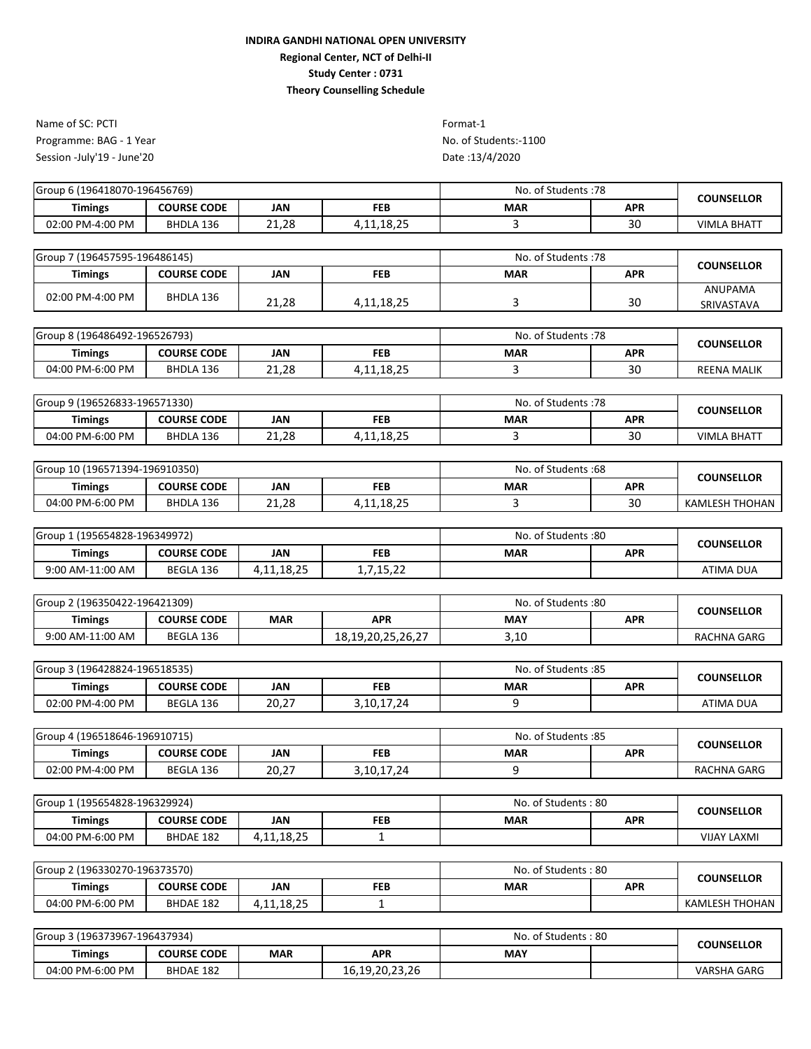**INDIRA GANDHI NATIONAL OPEN UNIVERSITY**

**Regional Center, NCT of Delhi-II**

**Study Center : 0731**

**Theory Counselling Schedule**

Name of SC: PCTI
Programme: BAG - 1 Year
Session -July'19 - June'20

Format-1
No. of Students:-1100
Date :13/4/2020

| Group 6 (196418070-196456769) | | | | No. of Students :78 | | COUNSELLOR |
|---|---|---|---|---|---|---|
| **Timings** | **COURSE CODE** | **JAN** | **FEB** | **MAR** | **APR** | |
| 02:00 PM-4:00 PM | BHDLA 136 | 21,28 | 4,11,18,25 | 3 | 30 | VIMLA BHATT |

| Group 7 (196457595-196486145) | | | | No. of Students :78 | | COUNSELLOR |
|---|---|---|---|---|---|---|
| **Timings** | **COURSE CODE** | **JAN** | **FEB** | **MAR** | **APR** | |
| 02:00 PM-4:00 PM | BHDLA 136 | 21,28 | 4,11,18,25 | 3 | 30 | ANUPAMA SRIVASTAVA |

| Group 8 (196486492-196526793) | | | | No. of Students :78 | | COUNSELLOR |
|---|---|---|---|---|---|---|
| **Timings** | **COURSE CODE** | **JAN** | **FEB** | **MAR** | **APR** | |
| 04:00 PM-6:00 PM | BHDLA 136 | 21,28 | 4,11,18,25 | 3 | 30 | REENA MALIK |

| Group 9 (196526833-196571330) | | | | No. of Students :78 | | COUNSELLOR |
|---|---|---|---|---|---|---|
| **Timings** | **COURSE CODE** | **JAN** | **FEB** | **MAR** | **APR** | |
| 04:00 PM-6:00 PM | BHDLA 136 | 21,28 | 4,11,18,25 | 3 | 30 | VIMLA BHATT |

| Group 10 (196571394-196910350) | | | | No. of Students :68 | | COUNSELLOR |
|---|---|---|---|---|---|---|
| **Timings** | **COURSE CODE** | **JAN** | **FEB** | **MAR** | **APR** | |
| 04:00 PM-6:00 PM | BHDLA 136 | 21,28 | 4,11,18,25 | 3 | 30 | KAMLESH THOHAN |

| Group 1 (195654828-196349972) | | | | No. of Students :80 | | COUNSELLOR |
|---|---|---|---|---|---|---|
| **Timings** | **COURSE CODE** | **JAN** | **FEB** | **MAR** | **APR** | |
| 9:00 AM-11:00 AM | BEGLA 136 | 4,11,18,25 | 1,7,15,22 | | | ATIMA DUA |

| Group 2 (196350422-196421309) | | | | No. of Students :80 | | COUNSELLOR |
|---|---|---|---|---|---|---|
| **Timings** | **COURSE CODE** | **MAR** | **APR** | **MAY** | **APR** | |
| 9:00 AM-11:00 AM | BEGLA 136 | | 18,19,20,25,26,27 | 3,10 | | RACHNA GARG |

| Group 3 (196428824-196518535) | | | | No. of Students :85 | | COUNSELLOR |
|---|---|---|---|---|---|---|
| **Timings** | **COURSE CODE** | **JAN** | **FEB** | **MAR** | **APR** | |
| 02:00 PM-4:00 PM | BEGLA 136 | 20,27 | 3,10,17,24 | 9 | | ATIMA DUA |

| Group 4 (196518646-196910715) | | | | No. of Students :85 | | COUNSELLOR |
|---|---|---|---|---|---|---|
| **Timings** | **COURSE CODE** | **JAN** | **FEB** | **MAR** | **APR** | |
| 02:00 PM-4:00 PM | BEGLA 136 | 20,27 | 3,10,17,24 | 9 | | RACHNA GARG |

| Group 1 (195654828-196329924) | | | | No. of Students : 80 | | COUNSELLOR |
|---|---|---|---|---|---|---|
| **Timings** | **COURSE CODE** | **JAN** | **FEB** | **MAR** | **APR** | |
| 04:00 PM-6:00 PM | BHDAE 182 | 4,11,18,25 | 1 | | | VIJAY LAXMI |

| Group 2 (196330270-196373570) | | | | No. of Students : 80 | | COUNSELLOR |
|---|---|---|---|---|---|---|
| **Timings** | **COURSE CODE** | **JAN** | **FEB** | **MAR** | **APR** | |
| 04:00 PM-6:00 PM | BHDAE 182 | 4,11,18,25 | 1 | | | KAMLESH THOHAN |

| Group 3 (196373967-196437934) | | | | No. of Students : 80 | | COUNSELLOR |
|---|---|---|---|---|---|---|
| **Timings** | **COURSE CODE** | **MAR** | **APR** | **MAY** | | |
| 04:00 PM-6:00 PM | BHDAE 182 | | 16,19,20,23,26 | | | VARSHA GARG |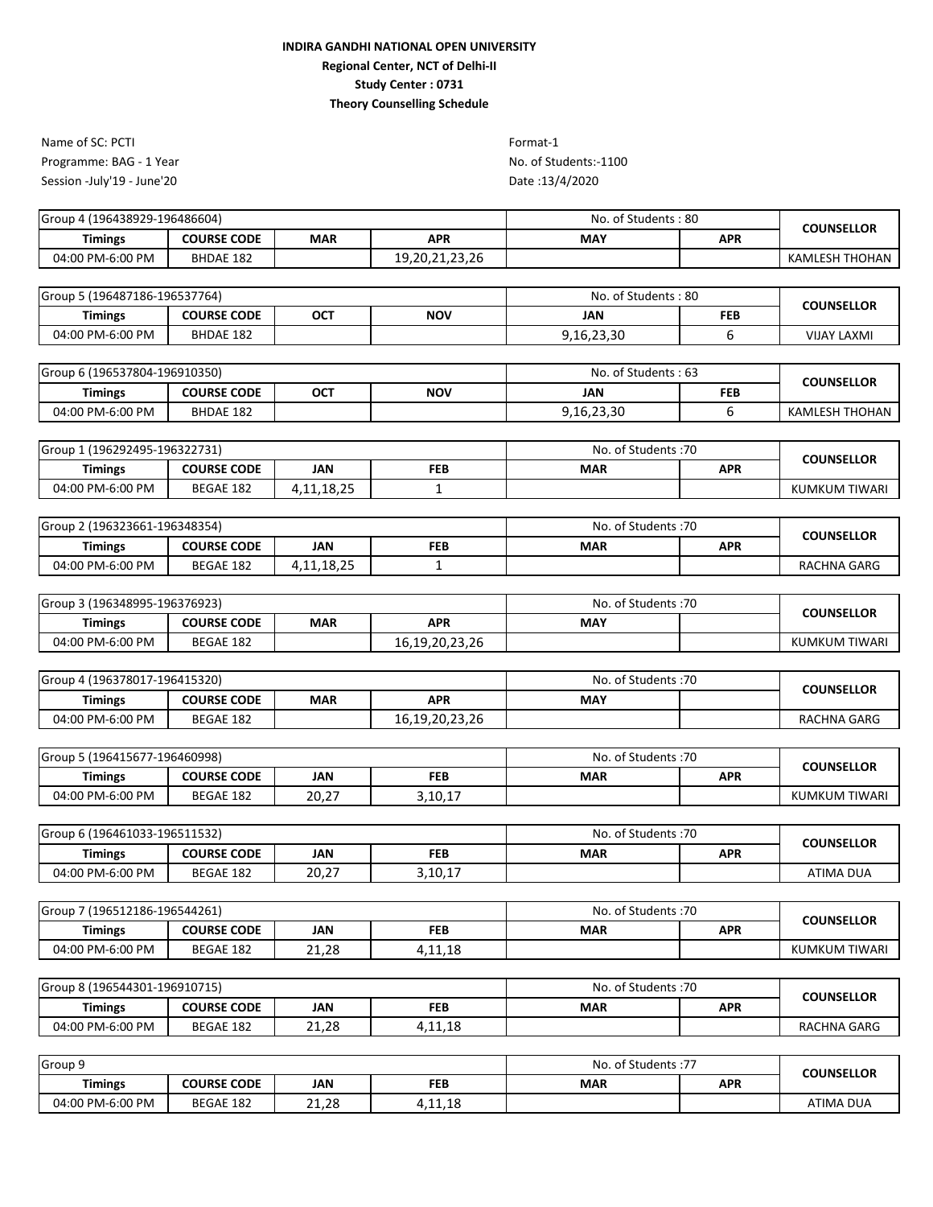**INDIRA GANDHI NATIONAL OPEN UNIVERSITY**

**Regional Center, NCT of Delhi-II**

**Study Center : 0731**

**Theory Counselling Schedule**

Name of SC: PCTI
Programme: BAG - 1 Year
Session -July'19 - June'20

Format-1
No. of Students:-1100
Date :13/4/2020

| Group 4 (196438929-196486604) | | | | No. of Students : 80 | | COUNSELLOR |
|---|---|---|---|---|---|---|
| **Timings** | **COURSE CODE** | **MAR** | **APR** | **MAY** | **APR** | |
| 04:00 PM-6:00 PM | BHDAE 182 | | 19,20,21,23,26 | | | KAMLESH THOHAN |

| Group 5 (196487186-196537764) | | | | No. of Students : 80 | | COUNSELLOR |
|---|---|---|---|---|---|---|
| **Timings** | **COURSE CODE** | **OCT** | **NOV** | **JAN** | **FEB** | |
| 04:00 PM-6:00 PM | BHDAE 182 | | | 9,16,23,30 | 6 | VIJAY LAXMI |

| Group 6 (196537804-196910350) | | | | No. of Students : 63 | | COUNSELLOR |
|---|---|---|---|---|---|---|
| **Timings** | **COURSE CODE** | **OCT** | **NOV** | **JAN** | **FEB** | |
| 04:00 PM-6:00 PM | BHDAE 182 | | | 9,16,23,30 | 6 | KAMLESH THOHAN |

| Group 1 (196292495-196322731) | | | | No. of Students :70 | | COUNSELLOR |
|---|---|---|---|---|---|---|
| **Timings** | **COURSE CODE** | **JAN** | **FEB** | **MAR** | **APR** | |
| 04:00 PM-6:00 PM | BEGAE 182 | 4,11,18,25 | 1 | | | KUMKUM TIWARI |

| Group 2 (196323661-196348354) | | | | No. of Students :70 | | COUNSELLOR |
|---|---|---|---|---|---|---|
| **Timings** | **COURSE CODE** | **JAN** | **FEB** | **MAR** | **APR** | |
| 04:00 PM-6:00 PM | BEGAE 182 | 4,11,18,25 | 1 | | | RACHNA GARG |

| Group 3 (196348995-196376923) | | | | No. of Students :70 | | COUNSELLOR |
|---|---|---|---|---|---|---|
| **Timings** | **COURSE CODE** | **MAR** | **APR** | **MAY** | | |
| 04:00 PM-6:00 PM | BEGAE 182 | | 16,19,20,23,26 | | | KUMKUM TIWARI |

| Group 4 (196378017-196415320) | | | | No. of Students :70 | | COUNSELLOR |
|---|---|---|---|---|---|---|
| **Timings** | **COURSE CODE** | **MAR** | **APR** | **MAY** | | |
| 04:00 PM-6:00 PM | BEGAE 182 | | 16,19,20,23,26 | | | RACHNA GARG |

| Group 5 (196415677-196460998) | | | | No. of Students :70 | | COUNSELLOR |
|---|---|---|---|---|---|---|
| **Timings** | **COURSE CODE** | **JAN** | **FEB** | **MAR** | **APR** | |
| 04:00 PM-6:00 PM | BEGAE 182 | 20,27 | 3,10,17 | | | KUMKUM TIWARI |

| Group 6 (196461033-196511532) | | | | No. of Students :70 | | COUNSELLOR |
|---|---|---|---|---|---|---|
| **Timings** | **COURSE CODE** | **JAN** | **FEB** | **MAR** | **APR** | |
| 04:00 PM-6:00 PM | BEGAE 182 | 20,27 | 3,10,17 | | | ATIMA DUA |

| Group 7 (196512186-196544261) | | | | No. of Students :70 | | COUNSELLOR |
|---|---|---|---|---|---|---|
| **Timings** | **COURSE CODE** | **JAN** | **FEB** | **MAR** | **APR** | |
| 04:00 PM-6:00 PM | BEGAE 182 | 21,28 | 4,11,18 | | | KUMKUM TIWARI |

| Group 8 (196544301-196910715) | | | | No. of Students :70 | | COUNSELLOR |
|---|---|---|---|---|---|---|
| **Timings** | **COURSE CODE** | **JAN** | **FEB** | **MAR** | **APR** | |
| 04:00 PM-6:00 PM | BEGAE 182 | 21,28 | 4,11,18 | | | RACHNA GARG |

| Group 9 | | | | No. of Students :77 | | COUNSELLOR |
|---|---|---|---|---|---|---|
| **Timings** | **COURSE CODE** | **JAN** | **FEB** | **MAR** | **APR** | |
| 04:00 PM-6:00 PM | BEGAE 182 | 21,28 | 4,11,18 | | | ATIMA DUA |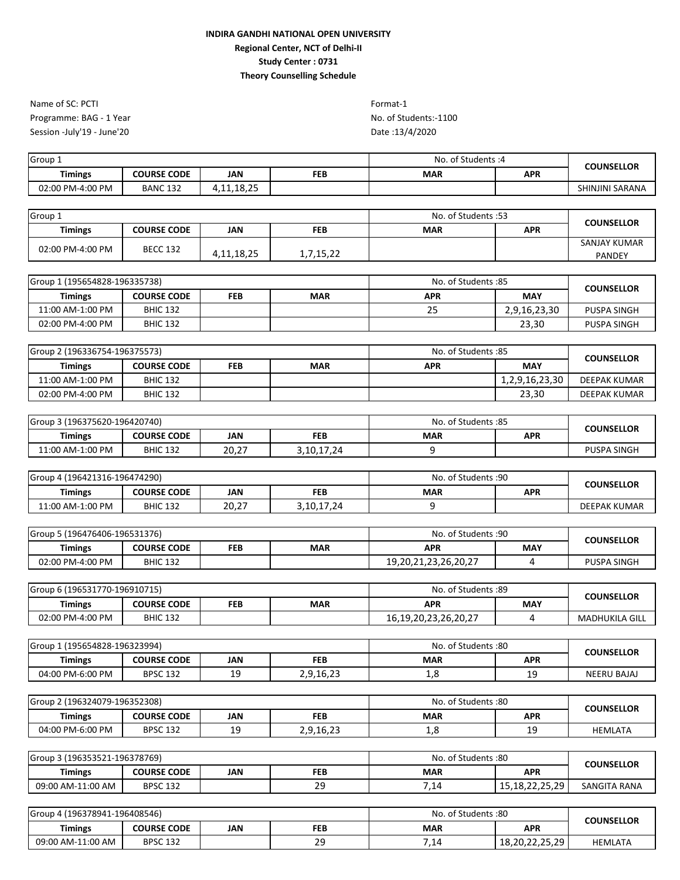**INDIRA GANDHI NATIONAL OPEN UNIVERSITY**
**Regional Center, NCT of Delhi-II**
**Study Center : 0731**
**Theory Counselling Schedule**

Name of SC: PCTI
Programme: BAG - 1 Year
Session -July'19 - June'20

Format-1
No. of Students:-1100
Date :13/4/2020

| Group 1 | | | | No. of Students :4 | | COUNSELLOR |
|---|---|---|---|---|---|---|
| **Timings** | **COURSE CODE** | **JAN** | **FEB** | **MAR** | **APR** | |
| 02:00 PM-4:00 PM | BANC 132 | 4,11,18,25 | | | | SHINJINI SARANA |

| Group 1 | | | | No. of Students :53 | | COUNSELLOR |
|---|---|---|---|---|---|---|
| **Timings** | **COURSE CODE** | **JAN** | **FEB** | **MAR** | **APR** | |
| 02:00 PM-4:00 PM | BECC 132 | 4,11,18,25 | 1,7,15,22 | | | SANJAY KUMAR PANDEY |

| Group 1 (195654828-196335738) | | | | No. of Students :85 | | COUNSELLOR |
|---|---|---|---|---|---|---|
| **Timings** | **COURSE CODE** | **FEB** | **MAR** | **APR** | **MAY** | |
| 11:00 AM-1:00 PM | BHIC 132 | | | 25 | 2,9,16,23,30 | PUSPA SINGH |
| 02:00 PM-4:00 PM | BHIC 132 | | | | 23,30 | PUSPA SINGH |

| Group 2 (196336754-196375573) | | | | No. of Students :85 | | COUNSELLOR |
|---|---|---|---|---|---|---|
| **Timings** | **COURSE CODE** | **FEB** | **MAR** | **APR** | **MAY** | |
| 11:00 AM-1:00 PM | BHIC 132 | | | | 1,2,9,16,23,30 | DEEPAK KUMAR |
| 02:00 PM-4:00 PM | BHIC 132 | | | | 23,30 | DEEPAK KUMAR |

| Group 3 (196375620-196420740) | | | | No. of Students :85 | | COUNSELLOR |
|---|---|---|---|---|---|---|
| **Timings** | **COURSE CODE** | **JAN** | **FEB** | **MAR** | **APR** | |
| 11:00 AM-1:00 PM | BHIC 132 | 20,27 | 3,10,17,24 | 9 | | PUSPA SINGH |

| Group 4 (196421316-196474290) | | | | No. of Students :90 | | COUNSELLOR |
|---|---|---|---|---|---|---|
| **Timings** | **COURSE CODE** | **JAN** | **FEB** | **MAR** | **APR** | |
| 11:00 AM-1:00 PM | BHIC 132 | 20,27 | 3,10,17,24 | 9 | | DEEPAK KUMAR |

| Group 5 (196476406-196531376) | | | | No. of Students :90 | | COUNSELLOR |
|---|---|---|---|---|---|---|
| **Timings** | **COURSE CODE** | **FEB** | **MAR** | **APR** | **MAY** | |
| 02:00 PM-4:00 PM | BHIC 132 | | | 19,20,21,23,26,20,27 | 4 | PUSPA SINGH |

| Group 6 (196531770-196910715) | | | | No. of Students :89 | | COUNSELLOR |
|---|---|---|---|---|---|---|
| **Timings** | **COURSE CODE** | **FEB** | **MAR** | **APR** | **MAY** | |
| 02:00 PM-4:00 PM | BHIC 132 | | | 16,19,20,23,26,20,27 | 4 | MADHUKILA GILL |

| Group 1 (195654828-196323994) | | | | No. of Students :80 | | COUNSELLOR |
|---|---|---|---|---|---|---|
| **Timings** | **COURSE CODE** | **JAN** | **FEB** | **MAR** | **APR** | |
| 04:00 PM-6:00 PM | BPSC 132 | 19 | 2,9,16,23 | 1,8 | 19 | NEERU BAJAJ |

| Group 2 (196324079-196352308) | | | | No. of Students :80 | | COUNSELLOR |
|---|---|---|---|---|---|---|
| **Timings** | **COURSE CODE** | **JAN** | **FEB** | **MAR** | **APR** | |
| 04:00 PM-6:00 PM | BPSC 132 | 19 | 2,9,16,23 | 1,8 | 19 | HEMLATA |

| Group 3 (196353521-196378769) | | | | No. of Students :80 | | COUNSELLOR |
|---|---|---|---|---|---|---|
| **Timings** | **COURSE CODE** | **JAN** | **FEB** | **MAR** | **APR** | |
| 09:00 AM-11:00 AM | BPSC 132 | | 29 | 7,14 | 15,18,22,25,29 | SANGITA RANA |

| Group 4 (196378941-196408546) | | | | No. of Students :80 | | COUNSELLOR |
|---|---|---|---|---|---|---|
| **Timings** | **COURSE CODE** | **JAN** | **FEB** | **MAR** | **APR** | |
| 09:00 AM-11:00 AM | BPSC 132 | | 29 | 7,14 | 18,20,22,25,29 | HEMLATA |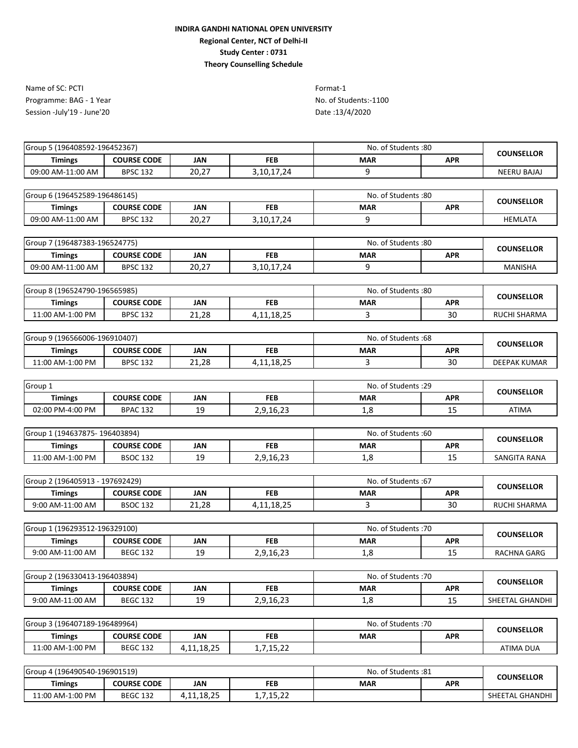**INDIRA GANDHI NATIONAL OPEN UNIVERSITY**
**Regional Center, NCT of Delhi-II**
**Study Center : 0731**
**Theory Counselling Schedule**

Name of SC: PCTI
Programme: BAG - 1 Year
Session -July'19 - June'20

Format-1
No. of Students:-1100
Date :13/4/2020

| Group 5 (196408592-196452367) | | | | No. of Students :80 | | COUNSELLOR |
|---|---|---|---|---|---|---|
| **Timings** | **COURSE CODE** | **JAN** | **FEB** | **MAR** | **APR** | |
| 09:00 AM-11:00 AM | BPSC 132 | 20,27 | 3,10,17,24 | 9 | | NEERU BAJAJ |

| Group 6 (196452589-196486145) | | | | No. of Students :80 | | COUNSELLOR |
|---|---|---|---|---|---|---|
| **Timings** | **COURSE CODE** | **JAN** | **FEB** | **MAR** | **APR** | |
| 09:00 AM-11:00 AM | BPSC 132 | 20,27 | 3,10,17,24 | 9 | | HEMLATA |

| Group 7 (196487383-196524775) | | | | No. of Students :80 | | COUNSELLOR |
|---|---|---|---|---|---|---|
| **Timings** | **COURSE CODE** | **JAN** | **FEB** | **MAR** | **APR** | |
| 09:00 AM-11:00 AM | BPSC 132 | 20,27 | 3,10,17,24 | 9 | | MANISHA |

| Group 8 (196524790-196565985) | | | | No. of Students :80 | | COUNSELLOR |
|---|---|---|---|---|---|---|
| **Timings** | **COURSE CODE** | **JAN** | **FEB** | **MAR** | **APR** | |
| 11:00 AM-1:00 PM | BPSC 132 | 21,28 | 4,11,18,25 | 3 | 30 | RUCHI SHARMA |

| Group 9 (196566006-196910407) | | | | No. of Students :68 | | COUNSELLOR |
|---|---|---|---|---|---|---|
| **Timings** | **COURSE CODE** | **JAN** | **FEB** | **MAR** | **APR** | |
| 11:00 AM-1:00 PM | BPSC 132 | 21,28 | 4,11,18,25 | 3 | 30 | DEEPAK KUMAR |

| Group 1 | | | | No. of Students :29 | | COUNSELLOR |
|---|---|---|---|---|---|---|
| **Timings** | **COURSE CODE** | **JAN** | **FEB** | **MAR** | **APR** | |
| 02:00 PM-4:00 PM | BPAC 132 | 19 | 2,9,16,23 | 1,8 | 15 | ATIMA |

| Group 1 (194637875- 196403894) | | | | No. of Students :60 | | COUNSELLOR |
|---|---|---|---|---|---|---|
| **Timings** | **COURSE CODE** | **JAN** | **FEB** | **MAR** | **APR** | |
| 11:00 AM-1:00 PM | BSOC 132 | 19 | 2,9,16,23 | 1,8 | 15 | SANGITA RANA |

| Group 2 (196405913 - 197692429) | | | | No. of Students :67 | | COUNSELLOR |
|---|---|---|---|---|---|---|
| **Timings** | **COURSE CODE** | **JAN** | **FEB** | **MAR** | **APR** | |
| 9:00 AM-11:00 AM | BSOC 132 | 21,28 | 4,11,18,25 | 3 | 30 | RUCHI SHARMA |

| Group 1 (196293512-196329100) | | | | No. of Students :70 | | COUNSELLOR |
|---|---|---|---|---|---|---|
| **Timings** | **COURSE CODE** | **JAN** | **FEB** | **MAR** | **APR** | |
| 9:00 AM-11:00 AM | BEGC 132 | 19 | 2,9,16,23 | 1,8 | 15 | RACHNA GARG |

| Group 2 (196330413-196403894) | | | | No. of Students :70 | | COUNSELLOR |
|---|---|---|---|---|---|---|
| **Timings** | **COURSE CODE** | **JAN** | **FEB** | **MAR** | **APR** | |
| 9:00 AM-11:00 AM | BEGC 132 | 19 | 2,9,16,23 | 1,8 | 15 | SHEETAL GHANDHI |

| Group 3 (196407189-196489964) | | | | No. of Students :70 | | COUNSELLOR |
|---|---|---|---|---|---|---|
| **Timings** | **COURSE CODE** | **JAN** | **FEB** | **MAR** | **APR** | |
| 11:00 AM-1:00 PM | BEGC 132 | 4,11,18,25 | 1,7,15,22 | | | ATIMA DUA |

| Group 4 (196490540-196901519) | | | | No. of Students :81 | | COUNSELLOR |
|---|---|---|---|---|---|---|
| **Timings** | **COURSE CODE** | **JAN** | **FEB** | **MAR** | **APR** | |
| 11:00 AM-1:00 PM | BEGC 132 | 4,11,18,25 | 1,7,15,22 | | | SHEETAL GHANDHI |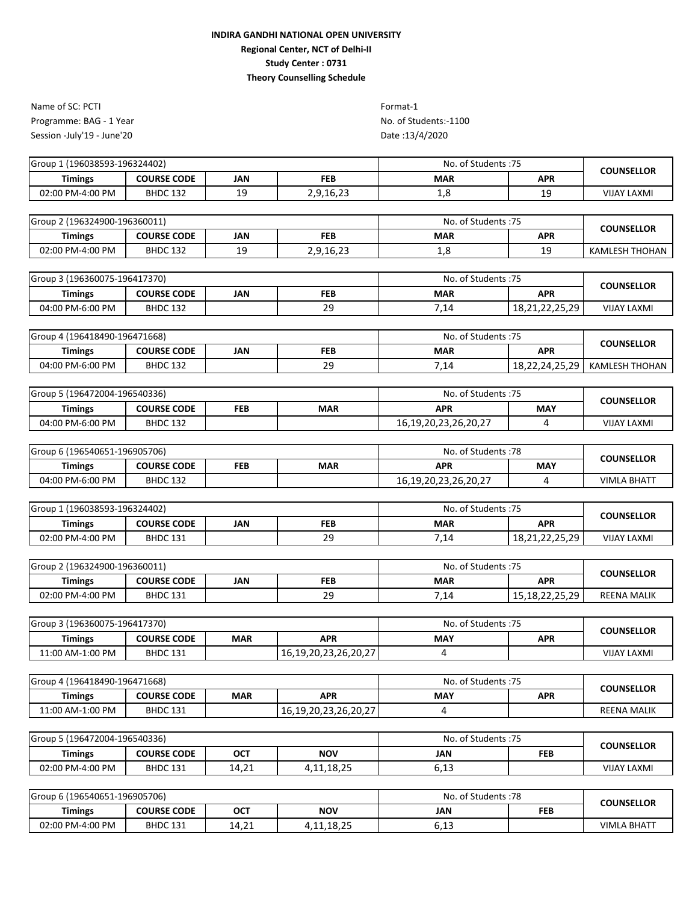**INDIRA GANDHI NATIONAL OPEN UNIVERSITY**

**Regional Center, NCT of Delhi-II**

**Study Center : 0731**

**Theory Counselling Schedule**

Name of SC: PCTI
Programme: BAG - 1 Year
Session -July'19 - June'20

Format-1
No. of Students:-1100
Date :13/4/2020

| Group 1 (196038593-196324402) | | | | No. of Students :75 | | COUNSELLOR |
|---|---|---|---|---|---|---|
| **Timings** | **COURSE CODE** | **JAN** | **FEB** | **MAR** | **APR** | |
| 02:00 PM-4:00 PM | BHDC 132 | 19 | 2,9,16,23 | 1,8 | 19 | VIJAY LAXMI |

| Group 2 (196324900-196360011) | | | | No. of Students :75 | | COUNSELLOR |
|---|---|---|---|---|---|---|
| **Timings** | **COURSE CODE** | **JAN** | **FEB** | **MAR** | **APR** | |
| 02:00 PM-4:00 PM | BHDC 132 | 19 | 2,9,16,23 | 1,8 | 19 | KAMLESH THOHAN |

| Group 3 (196360075-196417370) | | | | No. of Students :75 | | COUNSELLOR |
|---|---|---|---|---|---|---|
| **Timings** | **COURSE CODE** | **JAN** | **FEB** | **MAR** | **APR** | |
| 04:00 PM-6:00 PM | BHDC 132 | | 29 | 7,14 | 18,21,22,25,29 | VIJAY LAXMI |

| Group 4 (196418490-196471668) | | | | No. of Students :75 | | COUNSELLOR |
|---|---|---|---|---|---|---|
| **Timings** | **COURSE CODE** | **JAN** | **FEB** | **MAR** | **APR** | |
| 04:00 PM-6:00 PM | BHDC 132 | | 29 | 7,14 | 18,22,24,25,29 | KAMLESH THOHAN |

| Group 5 (196472004-196540336) | | | | No. of Students :75 | | COUNSELLOR |
|---|---|---|---|---|---|---|
| **Timings** | **COURSE CODE** | **FEB** | **MAR** | **APR** | **MAY** | |
| 04:00 PM-6:00 PM | BHDC 132 | | | 16,19,20,23,26,20,27 | 4 | VIJAY LAXMI |

| Group 6 (196540651-196905706) | | | | No. of Students :78 | | COUNSELLOR |
|---|---|---|---|---|---|---|
| **Timings** | **COURSE CODE** | **FEB** | **MAR** | **APR** | **MAY** | |
| 04:00 PM-6:00 PM | BHDC 132 | | | 16,19,20,23,26,20,27 | 4 | VIMLA BHATT |

| Group 1 (196038593-196324402) | | | | No. of Students :75 | | COUNSELLOR |
|---|---|---|---|---|---|---|
| **Timings** | **COURSE CODE** | **JAN** | **FEB** | **MAR** | **APR** | |
| 02:00 PM-4:00 PM | BHDC 131 | | 29 | 7,14 | 18,21,22,25,29 | VIJAY LAXMI |

| Group 2 (196324900-196360011) | | | | No. of Students :75 | | COUNSELLOR |
|---|---|---|---|---|---|---|
| **Timings** | **COURSE CODE** | **JAN** | **FEB** | **MAR** | **APR** | |
| 02:00 PM-4:00 PM | BHDC 131 | | 29 | 7,14 | 15,18,22,25,29 | REENA MALIK |

| Group 3 (196360075-196417370) | | | | No. of Students :75 | | COUNSELLOR |
|---|---|---|---|---|---|---|
| **Timings** | **COURSE CODE** | **MAR** | **APR** | **MAY** | **APR** | |
| 11:00 AM-1:00 PM | BHDC 131 | | 16,19,20,23,26,20,27 | 4 | | VIJAY LAXMI |

| Group 4 (196418490-196471668) | | | | No. of Students :75 | | COUNSELLOR |
|---|---|---|---|---|---|---|
| **Timings** | **COURSE CODE** | **MAR** | **APR** | **MAY** | **APR** | |
| 11:00 AM-1:00 PM | BHDC 131 | | 16,19,20,23,26,20,27 | 4 | | REENA MALIK |

| Group 5 (196472004-196540336) | | | | No. of Students :75 | | COUNSELLOR |
|---|---|---|---|---|---|---|
| **Timings** | **COURSE CODE** | **OCT** | **NOV** | **JAN** | **FEB** | |
| 02:00 PM-4:00 PM | BHDC 131 | 14,21 | 4,11,18,25 | 6,13 | | VIJAY LAXMI |

| Group 6 (196540651-196905706) | | | | No. of Students :78 | | COUNSELLOR |
|---|---|---|---|---|---|---|
| **Timings** | **COURSE CODE** | **OCT** | **NOV** | **JAN** | **FEB** | |
| 02:00 PM-4:00 PM | BHDC 131 | 14,21 | 4,11,18,25 | 6,13 | | VIMLA BHATT |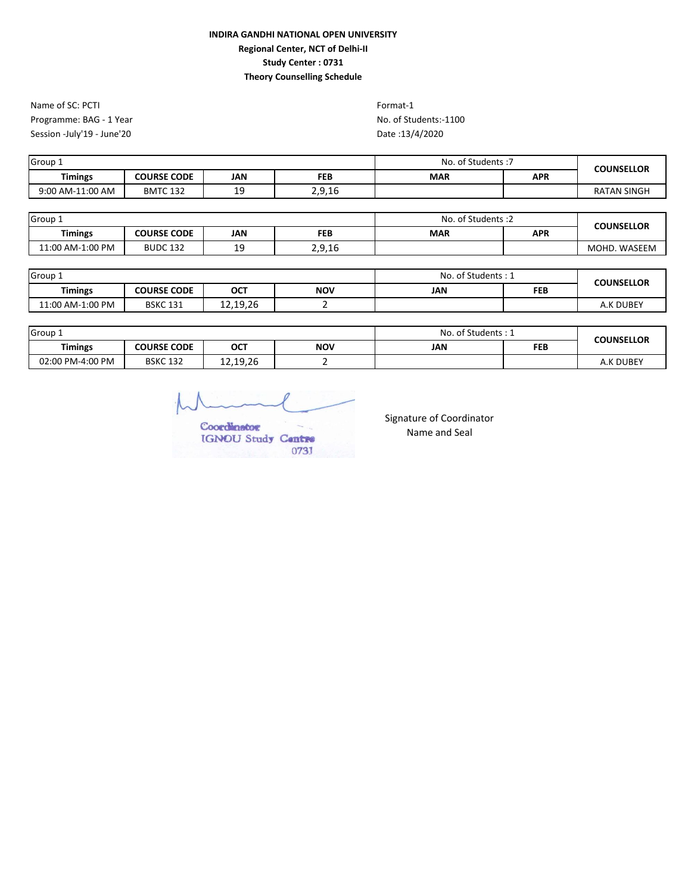**INDIRA GANDHI NATIONAL OPEN UNIVERSITY**
**Regional Center, NCT of Delhi-II**
**Study Center : 0731**
**Theory Counselling Schedule**

Name of SC: PCTI
Programme: BAG - 1 Year
Session -July'19 - June'20

Format-1
No. of Students:-1100
Date :13/4/2020

| Group 1 | | | | No. of Students :7 | | COUNSELLOR |
|---|---|---|---|---|---|---|
| **Timings** | **COURSE CODE** | **JAN** | **FEB** | **MAR** | **APR** | |
| 9:00 AM-11:00 AM | BMTC 132 | 19 | 2,9,16 | | | RATAN SINGH |

| Group 1 | | | | No. of Students :2 | | COUNSELLOR |
|---|---|---|---|---|---|---|
| **Timings** | **COURSE CODE** | **JAN** | **FEB** | **MAR** | **APR** | |
| 11:00 AM-1:00 PM | BUDC 132 | 19 | 2,9,16 | | | MOHD. WASEEM |

| Group 1 | | | | No. of Students : 1 | | COUNSELLOR |
|---|---|---|---|---|---|---|
| **Timings** | **COURSE CODE** | **OCT** | **NOV** | **JAN** | **FEB** | |
| 11:00 AM-1:00 PM | BSKC 131 | 12,19,26 | 2 | | | A.K DUBEY |

| Group 1 | | | | No. of Students : 1 | | COUNSELLOR |
|---|---|---|---|---|---|---|
| **Timings** | **COURSE CODE** | **OCT** | **NOV** | **JAN** | **FEB** | |
| 02:00 PM-4:00 PM | BSKC 132 | 12,19,26 | 2 | | | A.K DUBEY |

Coordinator
IGNOU Study Centre
0731

Signature of Coordinator
Name and Seal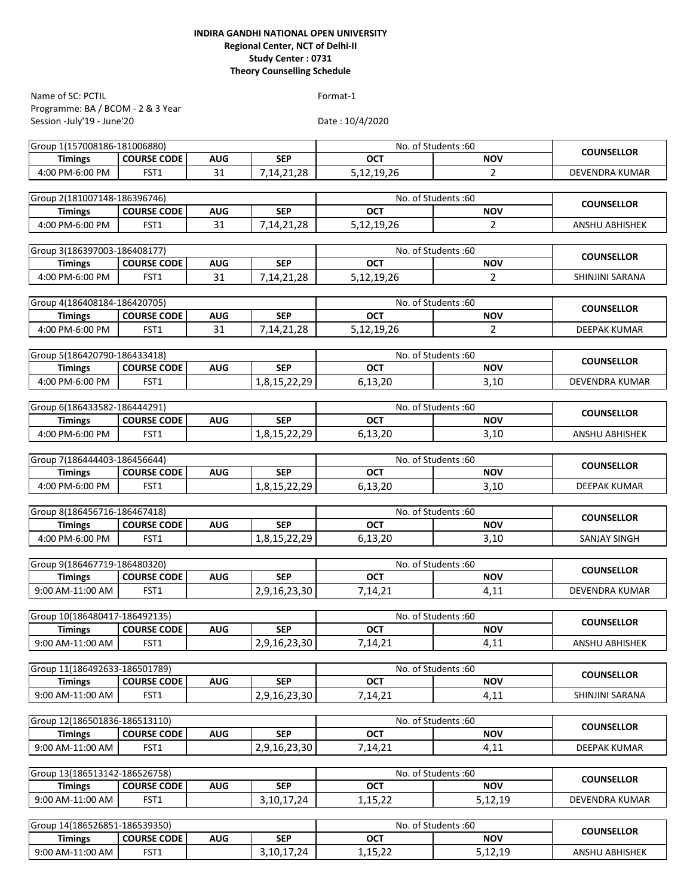**INDIRA GANDHI NATIONAL OPEN UNIVERSITY**
**Regional Center, NCT of Delhi-II**
**Study Center : 0731**
**Theory Counselling Schedule**

Name of SC: PCTIL — Format-1

Programme: BA / BCOM - 2 & 3 Year

Session -July'19 - June'20 — Date : 10/4/2020

| Group 1(157008186-181006880) | | | | No. of Students :60 | | COUNSELLOR |
|---|---|---|---|---|---|---|
| **Timings** | **COURSE CODE** | **AUG** | **SEP** | **OCT** | **NOV** | |
| 4:00 PM-6:00 PM | FST1 | 31 | 7,14,21,28 | 5,12,19,26 | 2 | DEVENDRA KUMAR |

| Group 2(181007148-186396746) | | | | No. of Students :60 | | COUNSELLOR |
|---|---|---|---|---|---|---|
| **Timings** | **COURSE CODE** | **AUG** | **SEP** | **OCT** | **NOV** | |
| 4:00 PM-6:00 PM | FST1 | 31 | 7,14,21,28 | 5,12,19,26 | 2 | ANSHU ABHISHEK |

| Group 3(186397003-186408177) | | | | No. of Students :60 | | COUNSELLOR |
|---|---|---|---|---|---|---|
| **Timings** | **COURSE CODE** | **AUG** | **SEP** | **OCT** | **NOV** | |
| 4:00 PM-6:00 PM | FST1 | 31 | 7,14,21,28 | 5,12,19,26 | 2 | SHINJINI SARANA |

| Group 4(186408184-186420705) | | | | No. of Students :60 | | COUNSELLOR |
|---|---|---|---|---|---|---|
| **Timings** | **COURSE CODE** | **AUG** | **SEP** | **OCT** | **NOV** | |
| 4:00 PM-6:00 PM | FST1 | 31 | 7,14,21,28 | 5,12,19,26 | 2 | DEEPAK KUMAR |

| Group 5(186420790-186433418) | | | | No. of Students :60 | | COUNSELLOR |
|---|---|---|---|---|---|---|
| **Timings** | **COURSE CODE** | **AUG** | **SEP** | **OCT** | **NOV** | |
| 4:00 PM-6:00 PM | FST1 | | 1,8,15,22,29 | 6,13,20 | 3,10 | DEVENDRA KUMAR |

| Group 6(186433582-186444291) | | | | No. of Students :60 | | COUNSELLOR |
|---|---|---|---|---|---|---|
| **Timings** | **COURSE CODE** | **AUG** | **SEP** | **OCT** | **NOV** | |
| 4:00 PM-6:00 PM | FST1 | | 1,8,15,22,29 | 6,13,20 | 3,10 | ANSHU ABHISHEK |

| Group 7(186444403-186456644) | | | | No. of Students :60 | | COUNSELLOR |
|---|---|---|---|---|---|---|
| **Timings** | **COURSE CODE** | **AUG** | **SEP** | **OCT** | **NOV** | |
| 4:00 PM-6:00 PM | FST1 | | 1,8,15,22,29 | 6,13,20 | 3,10 | DEEPAK KUMAR |

| Group 8(186456716-186467418) | | | | No. of Students :60 | | COUNSELLOR |
|---|---|---|---|---|---|---|
| **Timings** | **COURSE CODE** | **AUG** | **SEP** | **OCT** | **NOV** | |
| 4:00 PM-6:00 PM | FST1 | | 1,8,15,22,29 | 6,13,20 | 3,10 | SANJAY SINGH |

| Group 9(186467719-186480320) | | | | No. of Students :60 | | COUNSELLOR |
|---|---|---|---|---|---|---|
| **Timings** | **COURSE CODE** | **AUG** | **SEP** | **OCT** | **NOV** | |
| 9:00 AM-11:00 AM | FST1 | | 2,9,16,23,30 | 7,14,21 | 4,11 | DEVENDRA KUMAR |

| Group 10(186480417-186492135) | | | | No. of Students :60 | | COUNSELLOR |
|---|---|---|---|---|---|---|
| **Timings** | **COURSE CODE** | **AUG** | **SEP** | **OCT** | **NOV** | |
| 9:00 AM-11:00 AM | FST1 | | 2,9,16,23,30 | 7,14,21 | 4,11 | ANSHU ABHISHEK |

| Group 11(186492633-186501789) | | | | No. of Students :60 | | COUNSELLOR |
|---|---|---|---|---|---|---|
| **Timings** | **COURSE CODE** | **AUG** | **SEP** | **OCT** | **NOV** | |
| 9:00 AM-11:00 AM | FST1 | | 2,9,16,23,30 | 7,14,21 | 4,11 | SHINJINI SARANA |

| Group 12(186501836-186513110) | | | | No. of Students :60 | | COUNSELLOR |
|---|---|---|---|---|---|---|
| **Timings** | **COURSE CODE** | **AUG** | **SEP** | **OCT** | **NOV** | |
| 9:00 AM-11:00 AM | FST1 | | 2,9,16,23,30 | 7,14,21 | 4,11 | DEEPAK KUMAR |

| Group 13(186513142-186526758) | | | | No. of Students :60 | | COUNSELLOR |
|---|---|---|---|---|---|---|
| **Timings** | **COURSE CODE** | **AUG** | **SEP** | **OCT** | **NOV** | |
| 9:00 AM-11:00 AM | FST1 | | 3,10,17,24 | 1,15,22 | 5,12,19 | DEVENDRA KUMAR |

| Group 14(186526851-186539350) | | | | No. of Students :60 | | COUNSELLOR |
|---|---|---|---|---|---|---|
| **Timings** | **COURSE CODE** | **AUG** | **SEP** | **OCT** | **NOV** | |
| 9:00 AM-11:00 AM | FST1 | | 3,10,17,24 | 1,15,22 | 5,12,19 | ANSHU ABHISHEK |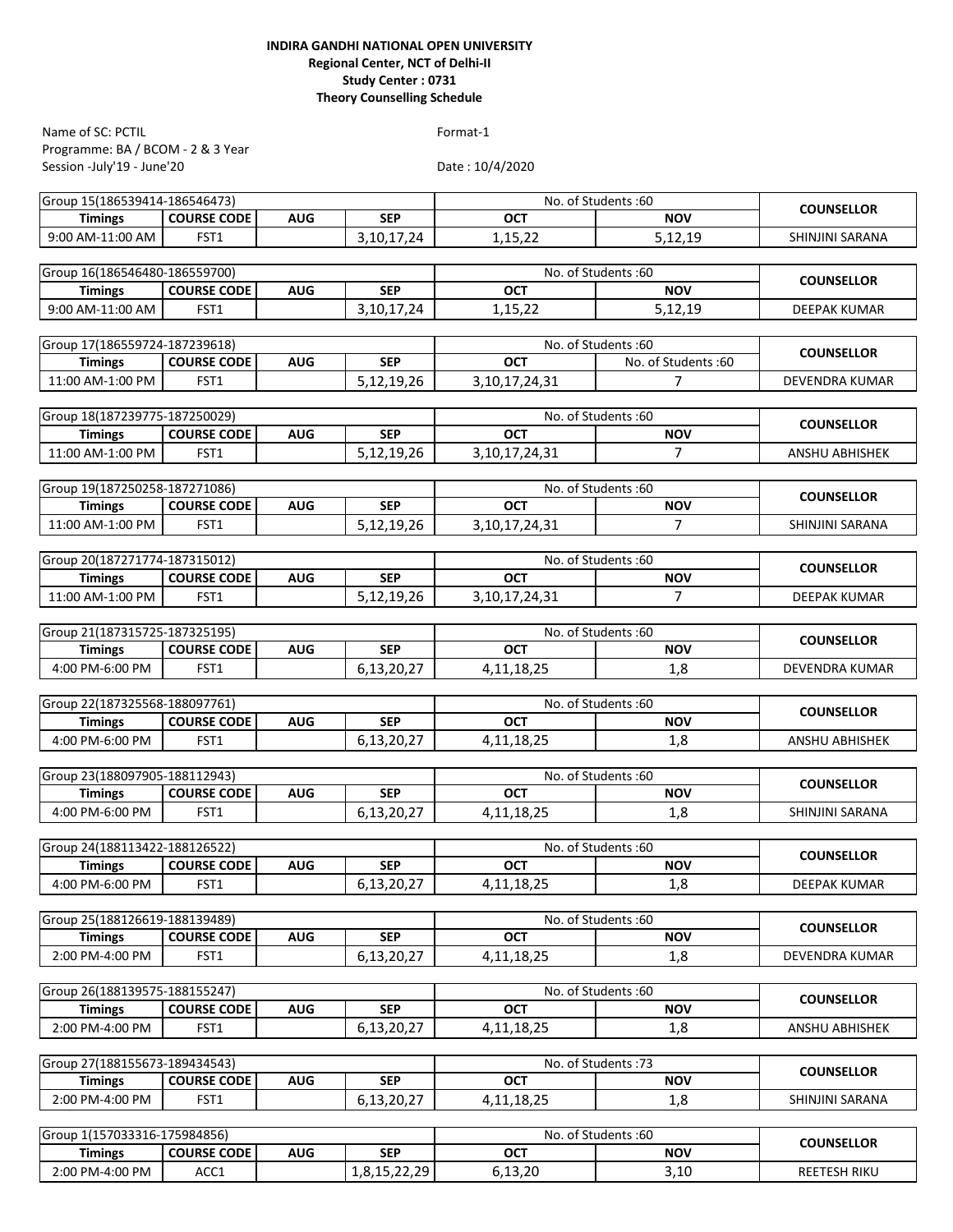**INDIRA GANDHI NATIONAL OPEN UNIVERSITY**
**Regional Center, NCT of Delhi-II**
**Study Center : 0731**
**Theory Counselling Schedule**

Name of SC: PCTIL
Programme: BA / BCOM - 2 & 3 Year
Session -July'19 - June'20

Format-1

Date : 10/4/2020

| Group 15(186539414-186546473) | | | | No. of Students :60 | | COUNSELLOR |
|---|---|---|---|---|---|---|
| **Timings** | **COURSE CODE** | **AUG** | **SEP** | **OCT** | **NOV** | |
| 9:00 AM-11:00 AM | FST1 | | 3,10,17,24 | 1,15,22 | 5,12,19 | SHINJINI SARANA |

| Group 16(186546480-186559700) | | | | No. of Students :60 | | COUNSELLOR |
|---|---|---|---|---|---|---|
| **Timings** | **COURSE CODE** | **AUG** | **SEP** | **OCT** | **NOV** | |
| 9:00 AM-11:00 AM | FST1 | | 3,10,17,24 | 1,15,22 | 5,12,19 | DEEPAK KUMAR |

| Group 17(186559724-187239618) | | | | No. of Students :60 | | COUNSELLOR |
|---|---|---|---|---|---|---|
| **Timings** | **COURSE CODE** | **AUG** | **SEP** | **OCT** | No. of Students :60 | |
| 11:00 AM-1:00 PM | FST1 | | 5,12,19,26 | 3,10,17,24,31 | 7 | DEVENDRA KUMAR |

| Group 18(187239775-187250029) | | | | No. of Students :60 | | COUNSELLOR |
|---|---|---|---|---|---|---|
| **Timings** | **COURSE CODE** | **AUG** | **SEP** | **OCT** | **NOV** | |
| 11:00 AM-1:00 PM | FST1 | | 5,12,19,26 | 3,10,17,24,31 | 7 | ANSHU ABHISHEK |

| Group 19(187250258-187271086) | | | | No. of Students :60 | | COUNSELLOR |
|---|---|---|---|---|---|---|
| **Timings** | **COURSE CODE** | **AUG** | **SEP** | **OCT** | **NOV** | |
| 11:00 AM-1:00 PM | FST1 | | 5,12,19,26 | 3,10,17,24,31 | 7 | SHINJINI SARANA |

| Group 20(187271774-187315012) | | | | No. of Students :60 | | COUNSELLOR |
|---|---|---|---|---|---|---|
| **Timings** | **COURSE CODE** | **AUG** | **SEP** | **OCT** | **NOV** | |
| 11:00 AM-1:00 PM | FST1 | | 5,12,19,26 | 3,10,17,24,31 | 7 | DEEPAK KUMAR |

| Group 21(187315725-187325195) | | | | No. of Students :60 | | COUNSELLOR |
|---|---|---|---|---|---|---|
| **Timings** | **COURSE CODE** | **AUG** | **SEP** | **OCT** | **NOV** | |
| 4:00 PM-6:00 PM | FST1 | | 6,13,20,27 | 4,11,18,25 | 1,8 | DEVENDRA KUMAR |

| Group 22(187325568-188097761) | | | | No. of Students :60 | | COUNSELLOR |
|---|---|---|---|---|---|---|
| **Timings** | **COURSE CODE** | **AUG** | **SEP** | **OCT** | **NOV** | |
| 4:00 PM-6:00 PM | FST1 | | 6,13,20,27 | 4,11,18,25 | 1,8 | ANSHU ABHISHEK |

| Group 23(188097905-188112943) | | | | No. of Students :60 | | COUNSELLOR |
|---|---|---|---|---|---|---|
| **Timings** | **COURSE CODE** | **AUG** | **SEP** | **OCT** | **NOV** | |
| 4:00 PM-6:00 PM | FST1 | | 6,13,20,27 | 4,11,18,25 | 1,8 | SHINJINI SARANA |

| Group 24(188113422-188126522) | | | | No. of Students :60 | | COUNSELLOR |
|---|---|---|---|---|---|---|
| **Timings** | **COURSE CODE** | **AUG** | **SEP** | **OCT** | **NOV** | |
| 4:00 PM-6:00 PM | FST1 | | 6,13,20,27 | 4,11,18,25 | 1,8 | DEEPAK KUMAR |

| Group 25(188126619-188139489) | | | | No. of Students :60 | | COUNSELLOR |
|---|---|---|---|---|---|---|
| **Timings** | **COURSE CODE** | **AUG** | **SEP** | **OCT** | **NOV** | |
| 2:00 PM-4:00 PM | FST1 | | 6,13,20,27 | 4,11,18,25 | 1,8 | DEVENDRA KUMAR |

| Group 26(188139575-188155247) | | | | No. of Students :60 | | COUNSELLOR |
|---|---|---|---|---|---|---|
| **Timings** | **COURSE CODE** | **AUG** | **SEP** | **OCT** | **NOV** | |
| 2:00 PM-4:00 PM | FST1 | | 6,13,20,27 | 4,11,18,25 | 1,8 | ANSHU ABHISHEK |

| Group 27(188155673-189434543) | | | | No. of Students :73 | | COUNSELLOR |
|---|---|---|---|---|---|---|
| **Timings** | **COURSE CODE** | **AUG** | **SEP** | **OCT** | **NOV** | |
| 2:00 PM-4:00 PM | FST1 | | 6,13,20,27 | 4,11,18,25 | 1,8 | SHINJINI SARANA |

| Group 1(157033316-175984856) | | | | No. of Students :60 | | COUNSELLOR |
|---|---|---|---|---|---|---|
| **Timings** | **COURSE CODE** | **AUG** | **SEP** | **OCT** | **NOV** | |
| 2:00 PM-4:00 PM | ACC1 | | 1,8,15,22,29 | 6,13,20 | 3,10 | REETESH RIKU |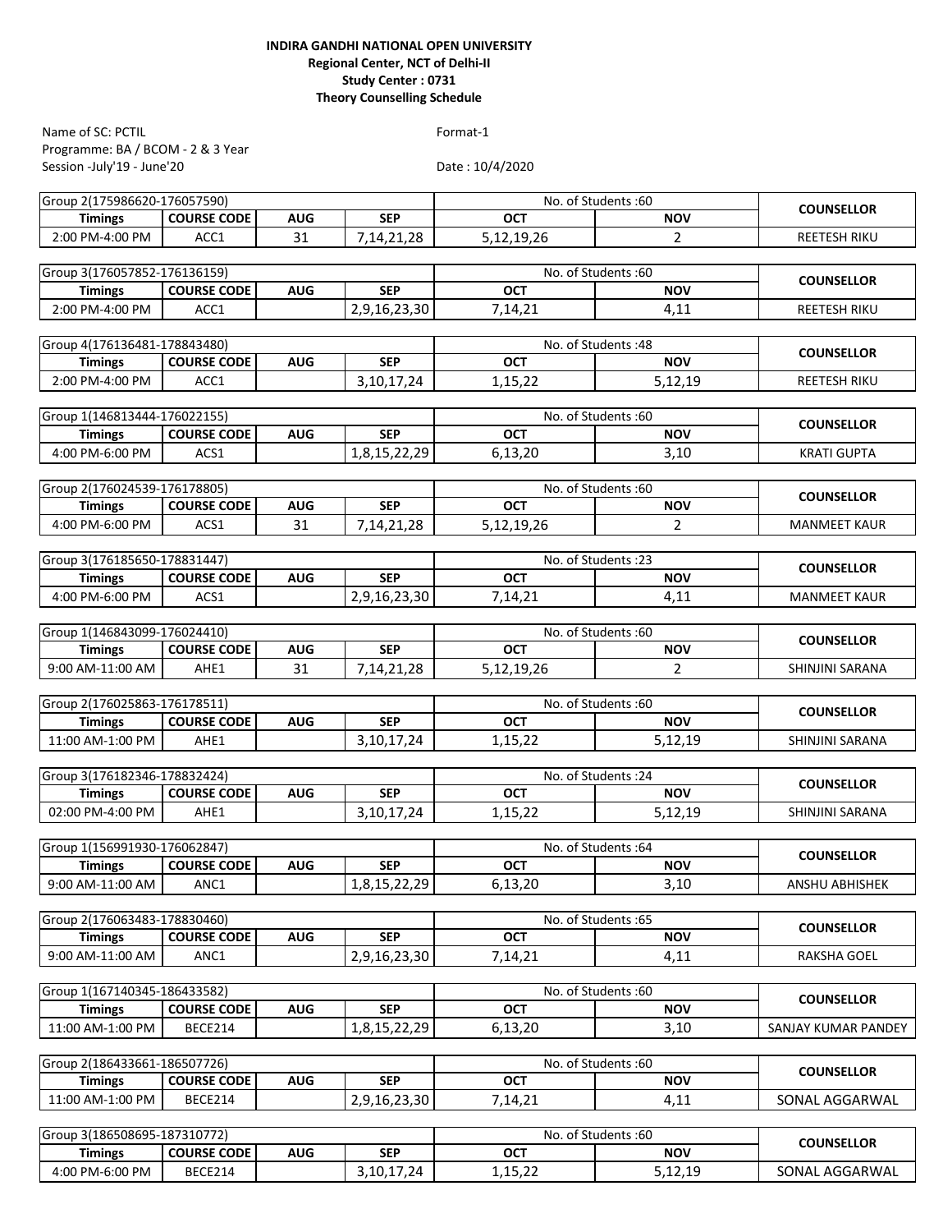**INDIRA GANDHI NATIONAL OPEN UNIVERSITY**
**Regional Center, NCT of Delhi-II**
**Study Center : 0731**
**Theory Counselling Schedule**

Name of SC: PCTIL
Programme: BA / BCOM - 2 & 3 Year
Session -July'19 - June'20

Format-1

Date : 10/4/2020

| Group 2(175986620-176057590) | | | | No. of Students :60 | | COUNSELLOR |
|---|---|---|---|---|---|---|
| **Timings** | **COURSE CODE** | **AUG** | **SEP** | **OCT** | **NOV** | |
| 2:00 PM-4:00 PM | ACC1 | 31 | 7,14,21,28 | 5,12,19,26 | 2 | REETESH RIKU |

| Group 3(176057852-176136159) | | | | No. of Students :60 | | COUNSELLOR |
|---|---|---|---|---|---|---|
| **Timings** | **COURSE CODE** | **AUG** | **SEP** | **OCT** | **NOV** | |
| 2:00 PM-4:00 PM | ACC1 | | 2,9,16,23,30 | 7,14,21 | 4,11 | REETESH RIKU |

| Group 4(176136481-178843480) | | | | No. of Students :48 | | COUNSELLOR |
|---|---|---|---|---|---|---|
| **Timings** | **COURSE CODE** | **AUG** | **SEP** | **OCT** | **NOV** | |
| 2:00 PM-4:00 PM | ACC1 | | 3,10,17,24 | 1,15,22 | 5,12,19 | REETESH RIKU |

| Group 1(146813444-176022155) | | | | No. of Students :60 | | COUNSELLOR |
|---|---|---|---|---|---|---|
| **Timings** | **COURSE CODE** | **AUG** | **SEP** | **OCT** | **NOV** | |
| 4:00 PM-6:00 PM | ACS1 | | 1,8,15,22,29 | 6,13,20 | 3,10 | KRATI GUPTA |

| Group 2(176024539-176178805) | | | | No. of Students :60 | | COUNSELLOR |
|---|---|---|---|---|---|---|
| **Timings** | **COURSE CODE** | **AUG** | **SEP** | **OCT** | **NOV** | |
| 4:00 PM-6:00 PM | ACS1 | 31 | 7,14,21,28 | 5,12,19,26 | 2 | MANMEET KAUR |

| Group 3(176185650-178831447) | | | | No. of Students :23 | | COUNSELLOR |
|---|---|---|---|---|---|---|
| **Timings** | **COURSE CODE** | **AUG** | **SEP** | **OCT** | **NOV** | |
| 4:00 PM-6:00 PM | ACS1 | | 2,9,16,23,30 | 7,14,21 | 4,11 | MANMEET KAUR |

| Group 1(146843099-176024410) | | | | No. of Students :60 | | COUNSELLOR |
|---|---|---|---|---|---|---|
| **Timings** | **COURSE CODE** | **AUG** | **SEP** | **OCT** | **NOV** | |
| 9:00 AM-11:00 AM | AHE1 | 31 | 7,14,21,28 | 5,12,19,26 | 2 | SHINJINI SARANA |

| Group 2(176025863-176178511) | | | | No. of Students :60 | | COUNSELLOR |
|---|---|---|---|---|---|---|
| **Timings** | **COURSE CODE** | **AUG** | **SEP** | **OCT** | **NOV** | |
| 11:00 AM-1:00 PM | AHE1 | | 3,10,17,24 | 1,15,22 | 5,12,19 | SHINJINI SARANA |

| Group 3(176182346-178832424) | | | | No. of Students :24 | | COUNSELLOR |
|---|---|---|---|---|---|---|
| **Timings** | **COURSE CODE** | **AUG** | **SEP** | **OCT** | **NOV** | |
| 02:00 PM-4:00 PM | AHE1 | | 3,10,17,24 | 1,15,22 | 5,12,19 | SHINJINI SARANA |

| Group 1(156991930-176062847) | | | | No. of Students :64 | | COUNSELLOR |
|---|---|---|---|---|---|---|
| **Timings** | **COURSE CODE** | **AUG** | **SEP** | **OCT** | **NOV** | |
| 9:00 AM-11:00 AM | ANC1 | | 1,8,15,22,29 | 6,13,20 | 3,10 | ANSHU ABHISHEK |

| Group 2(176063483-178830460) | | | | No. of Students :65 | | COUNSELLOR |
|---|---|---|---|---|---|---|
| **Timings** | **COURSE CODE** | **AUG** | **SEP** | **OCT** | **NOV** | |
| 9:00 AM-11:00 AM | ANC1 | | 2,9,16,23,30 | 7,14,21 | 4,11 | RAKSHA GOEL |

| Group 1(167140345-186433582) | | | | No. of Students :60 | | COUNSELLOR |
|---|---|---|---|---|---|---|
| **Timings** | **COURSE CODE** | **AUG** | **SEP** | **OCT** | **NOV** | |
| 11:00 AM-1:00 PM | BECE214 | | 1,8,15,22,29 | 6,13,20 | 3,10 | SANJAY KUMAR PANDEY |

| Group 2(186433661-186507726) | | | | No. of Students :60 | | COUNSELLOR |
|---|---|---|---|---|---|---|
| **Timings** | **COURSE CODE** | **AUG** | **SEP** | **OCT** | **NOV** | |
| 11:00 AM-1:00 PM | BECE214 | | 2,9,16,23,30 | 7,14,21 | 4,11 | SONAL AGGARWAL |

| Group 3(186508695-187310772) | | | | No. of Students :60 | | COUNSELLOR |
|---|---|---|---|---|---|---|
| **Timings** | **COURSE CODE** | **AUG** | **SEP** | **OCT** | **NOV** | |
| 4:00 PM-6:00 PM | BECE214 | | 3,10,17,24 | 1,15,22 | 5,12,19 | SONAL AGGARWAL |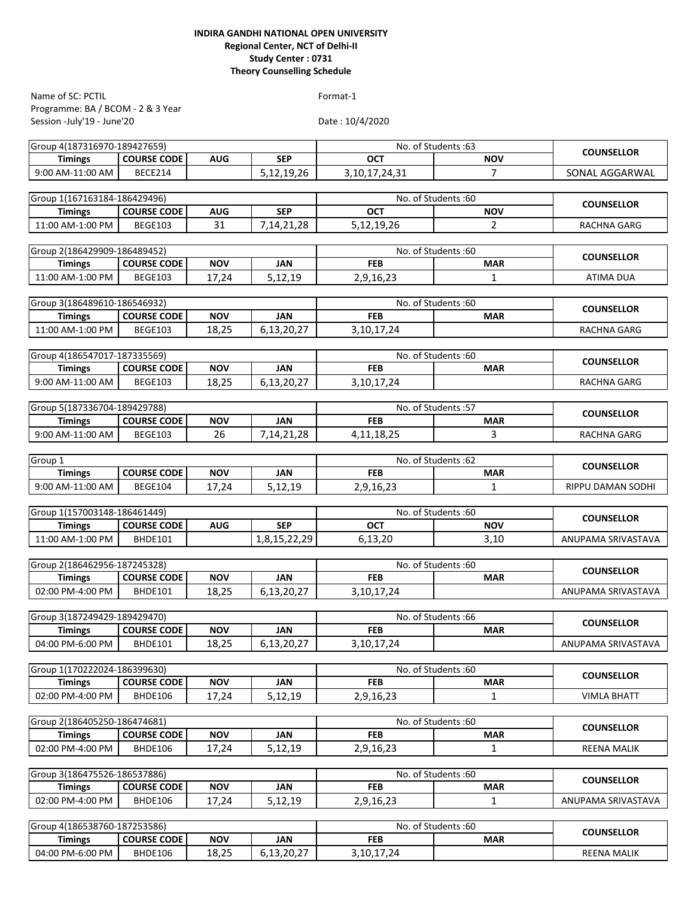**INDIRA GANDHI NATIONAL OPEN UNIVERSITY**
**Regional Center, NCT of Delhi-II**
**Study Center : 0731**
**Theory Counselling Schedule**

Name of SC: PCTIL
Programme: BA / BCOM - 2 & 3 Year
Session -July'19 - June'20

Format-1

Date : 10/4/2020

| Group 4(187316970-189427659) | | | | No. of Students :63 | | COUNSELLOR |
|---|---|---|---|---|---|---|
| **Timings** | **COURSE CODE** | **AUG** | **SEP** | **OCT** | **NOV** | |
| 9:00 AM-11:00 AM | BECE214 | | 5,12,19,26 | 3,10,17,24,31 | 7 | SONAL AGGARWAL |

| Group 1(167163184-186429496) | | | | No. of Students :60 | | COUNSELLOR |
|---|---|---|---|---|---|---|
| **Timings** | **COURSE CODE** | **AUG** | **SEP** | **OCT** | **NOV** | |
| 11:00 AM-1:00 PM | BEGE103 | 31 | 7,14,21,28 | 5,12,19,26 | 2 | RACHNA GARG |

| Group 2(186429909-186489452) | | | | No. of Students :60 | | COUNSELLOR |
|---|---|---|---|---|---|---|
| **Timings** | **COURSE CODE** | **NOV** | **JAN** | **FEB** | **MAR** | |
| 11:00 AM-1:00 PM | BEGE103 | 17,24 | 5,12,19 | 2,9,16,23 | 1 | ATIMA DUA |

| Group 3(186489610-186546932) | | | | No. of Students :60 | | COUNSELLOR |
|---|---|---|---|---|---|---|
| **Timings** | **COURSE CODE** | **NOV** | **JAN** | **FEB** | **MAR** | |
| 11:00 AM-1:00 PM | BEGE103 | 18,25 | 6,13,20,27 | 3,10,17,24 | | RACHNA GARG |

| Group 4(186547017-187335569) | | | | No. of Students :60 | | COUNSELLOR |
|---|---|---|---|---|---|---|
| **Timings** | **COURSE CODE** | **NOV** | **JAN** | **FEB** | **MAR** | |
| 9:00 AM-11:00 AM | BEGE103 | 18,25 | 6,13,20,27 | 3,10,17,24 | | RACHNA GARG |

| Group 5(187336704-189429788) | | | | No. of Students :57 | | COUNSELLOR |
|---|---|---|---|---|---|---|
| **Timings** | **COURSE CODE** | **NOV** | **JAN** | **FEB** | **MAR** | |
| 9:00 AM-11:00 AM | BEGE103 | 26 | 7,14,21,28 | 4,11,18,25 | 3 | RACHNA GARG |

| Group 1 | | | | No. of Students :62 | | COUNSELLOR |
|---|---|---|---|---|---|---|
| **Timings** | **COURSE CODE** | **NOV** | **JAN** | **FEB** | **MAR** | |
| 9:00 AM-11:00 AM | BEGE104 | 17,24 | 5,12,19 | 2,9,16,23 | 1 | RIPPU DAMAN SODHI |

| Group 1(157003148-186461449) | | | | No. of Students :60 | | COUNSELLOR |
|---|---|---|---|---|---|---|
| **Timings** | **COURSE CODE** | **AUG** | **SEP** | **OCT** | **NOV** | |
| 11:00 AM-1:00 PM | BHDE101 | | 1,8,15,22,29 | 6,13,20 | 3,10 | ANUPAMA SRIVASTAVA |

| Group 2(186462956-187245328) | | | | No. of Students :60 | | COUNSELLOR |
|---|---|---|---|---|---|---|
| **Timings** | **COURSE CODE** | **NOV** | **JAN** | **FEB** | **MAR** | |
| 02:00 PM-4:00 PM | BHDE101 | 18,25 | 6,13,20,27 | 3,10,17,24 | | ANUPAMA SRIVASTAVA |

| Group 3(187249429-189429470) | | | | No. of Students :66 | | COUNSELLOR |
|---|---|---|---|---|---|---|
| **Timings** | **COURSE CODE** | **NOV** | **JAN** | **FEB** | **MAR** | |
| 04:00 PM-6:00 PM | BHDE101 | 18,25 | 6,13,20,27 | 3,10,17,24 | | ANUPAMA SRIVASTAVA |

| Group 1(170222024-186399630) | | | | No. of Students :60 | | COUNSELLOR |
|---|---|---|---|---|---|---|
| **Timings** | **COURSE CODE** | **NOV** | **JAN** | **FEB** | **MAR** | |
| 02:00 PM-4:00 PM | BHDE106 | 17,24 | 5,12,19 | 2,9,16,23 | 1 | VIMLA BHATT |

| Group 2(186405250-186474681) | | | | No. of Students :60 | | COUNSELLOR |
|---|---|---|---|---|---|---|
| **Timings** | **COURSE CODE** | **NOV** | **JAN** | **FEB** | **MAR** | |
| 02:00 PM-4:00 PM | BHDE106 | 17,24 | 5,12,19 | 2,9,16,23 | 1 | REENA MALIK |

| Group 3(186475526-186537886) | | | | No. of Students :60 | | COUNSELLOR |
|---|---|---|---|---|---|---|
| **Timings** | **COURSE CODE** | **NOV** | **JAN** | **FEB** | **MAR** | |
| 02:00 PM-4:00 PM | BHDE106 | 17,24 | 5,12,19 | 2,9,16,23 | 1 | ANUPAMA SRIVASTAVA |

| Group 4(186538760-187253586) | | | | No. of Students :60 | | COUNSELLOR |
|---|---|---|---|---|---|---|
| **Timings** | **COURSE CODE** | **NOV** | **JAN** | **FEB** | **MAR** | |
| 04:00 PM-6:00 PM | BHDE106 | 18,25 | 6,13,20,27 | 3,10,17,24 | | REENA MALIK |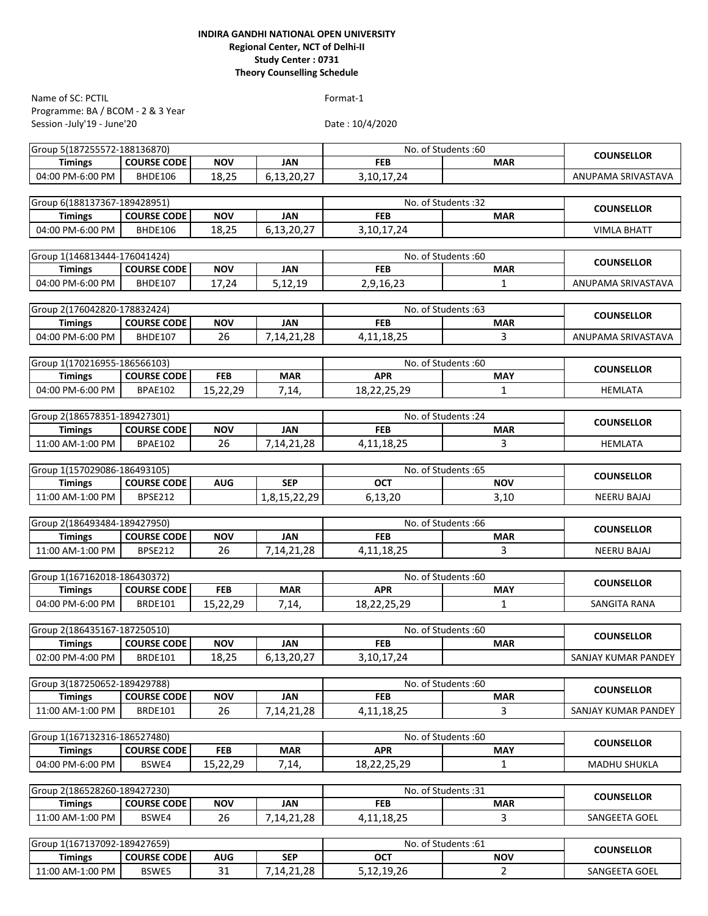**INDIRA GANDHI NATIONAL OPEN UNIVERSITY**
**Regional Center, NCT of Delhi-II**
**Study Center : 0731**
**Theory Counselling Schedule**

Name of SC: PCTIL
Programme: BA / BCOM - 2 & 3 Year
Session -July'19 - June'20

Format-1

Date : 10/4/2020

| Group 5(187255572-188136870) | | | | No. of Students :60 | | COUNSELLOR |
|---|---|---|---|---|---|---|
| **Timings** | **COURSE CODE** | **NOV** | **JAN** | **FEB** | **MAR** | |
| 04:00 PM-6:00 PM | BHDE106 | 18,25 | 6,13,20,27 | 3,10,17,24 | | ANUPAMA SRIVASTAVA |

| Group 6(188137367-189428951) | | | | No. of Students :32 | | COUNSELLOR |
|---|---|---|---|---|---|---|
| **Timings** | **COURSE CODE** | **NOV** | **JAN** | **FEB** | **MAR** | |
| 04:00 PM-6:00 PM | BHDE106 | 18,25 | 6,13,20,27 | 3,10,17,24 | | VIMLA BHATT |

| Group 1(146813444-176041424) | | | | No. of Students :60 | | COUNSELLOR |
|---|---|---|---|---|---|---|
| **Timings** | **COURSE CODE** | **NOV** | **JAN** | **FEB** | **MAR** | |
| 04:00 PM-6:00 PM | BHDE107 | 17,24 | 5,12,19 | 2,9,16,23 | 1 | ANUPAMA SRIVASTAVA |

| Group 2(176042820-178832424) | | | | No. of Students :63 | | COUNSELLOR |
|---|---|---|---|---|---|---|
| **Timings** | **COURSE CODE** | **NOV** | **JAN** | **FEB** | **MAR** | |
| 04:00 PM-6:00 PM | BHDE107 | 26 | 7,14,21,28 | 4,11,18,25 | 3 | ANUPAMA SRIVASTAVA |

| Group 1(170216955-186566103) | | | | No. of Students :60 | | COUNSELLOR |
|---|---|---|---|---|---|---|
| **Timings** | **COURSE CODE** | **FEB** | **MAR** | **APR** | **MAY** | |
| 04:00 PM-6:00 PM | BPAE102 | 15,22,29 | 7,14, | 18,22,25,29 | 1 | HEMLATA |

| Group 2(186578351-189427301) | | | | No. of Students :24 | | COUNSELLOR |
|---|---|---|---|---|---|---|
| **Timings** | **COURSE CODE** | **NOV** | **JAN** | **FEB** | **MAR** | |
| 11:00 AM-1:00 PM | BPAE102 | 26 | 7,14,21,28 | 4,11,18,25 | 3 | HEMLATA |

| Group 1(157029086-186493105) | | | | No. of Students :65 | | COUNSELLOR |
|---|---|---|---|---|---|---|
| **Timings** | **COURSE CODE** | **AUG** | **SEP** | **OCT** | **NOV** | |
| 11:00 AM-1:00 PM | BPSE212 | | 1,8,15,22,29 | 6,13,20 | 3,10 | NEERU BAJAJ |

| Group 2(186493484-189427950) | | | | No. of Students :66 | | COUNSELLOR |
|---|---|---|---|---|---|---|
| **Timings** | **COURSE CODE** | **NOV** | **JAN** | **FEB** | **MAR** | |
| 11:00 AM-1:00 PM | BPSE212 | 26 | 7,14,21,28 | 4,11,18,25 | 3 | NEERU BAJAJ |

| Group 1(167162018-186430372) | | | | No. of Students :60 | | COUNSELLOR |
|---|---|---|---|---|---|---|
| **Timings** | **COURSE CODE** | **FEB** | **MAR** | **APR** | **MAY** | |
| 04:00 PM-6:00 PM | BRDE101 | 15,22,29 | 7,14, | 18,22,25,29 | 1 | SANGITA RANA |

| Group 2(186435167-187250510) | | | | No. of Students :60 | | COUNSELLOR |
|---|---|---|---|---|---|---|
| **Timings** | **COURSE CODE** | **NOV** | **JAN** | **FEB** | **MAR** | |
| 02:00 PM-4:00 PM | BRDE101 | 18,25 | 6,13,20,27 | 3,10,17,24 | | SANJAY KUMAR PANDEY |

| Group 3(187250652-189429788) | | | | No. of Students :60 | | COUNSELLOR |
|---|---|---|---|---|---|---|
| **Timings** | **COURSE CODE** | **NOV** | **JAN** | **FEB** | **MAR** | |
| 11:00 AM-1:00 PM | BRDE101 | 26 | 7,14,21,28 | 4,11,18,25 | 3 | SANJAY KUMAR PANDEY |

| Group 1(167132316-186527480) | | | | No. of Students :60 | | COUNSELLOR |
|---|---|---|---|---|---|---|
| **Timings** | **COURSE CODE** | **FEB** | **MAR** | **APR** | **MAY** | |
| 04:00 PM-6:00 PM | BSWE4 | 15,22,29 | 7,14, | 18,22,25,29 | 1 | MADHU SHUKLA |

| Group 2(186528260-189427230) | | | | No. of Students :31 | | COUNSELLOR |
|---|---|---|---|---|---|---|
| **Timings** | **COURSE CODE** | **NOV** | **JAN** | **FEB** | **MAR** | |
| 11:00 AM-1:00 PM | BSWE4 | 26 | 7,14,21,28 | 4,11,18,25 | 3 | SANGEETA GOEL |

| Group 1(167137092-189427659) | | | | No. of Students :61 | | COUNSELLOR |
|---|---|---|---|---|---|---|
| **Timings** | **COURSE CODE** | **AUG** | **SEP** | **OCT** | **NOV** | |
| 11:00 AM-1:00 PM | BSWE5 | 31 | 7,14,21,28 | 5,12,19,26 | 2 | SANGEETA GOEL |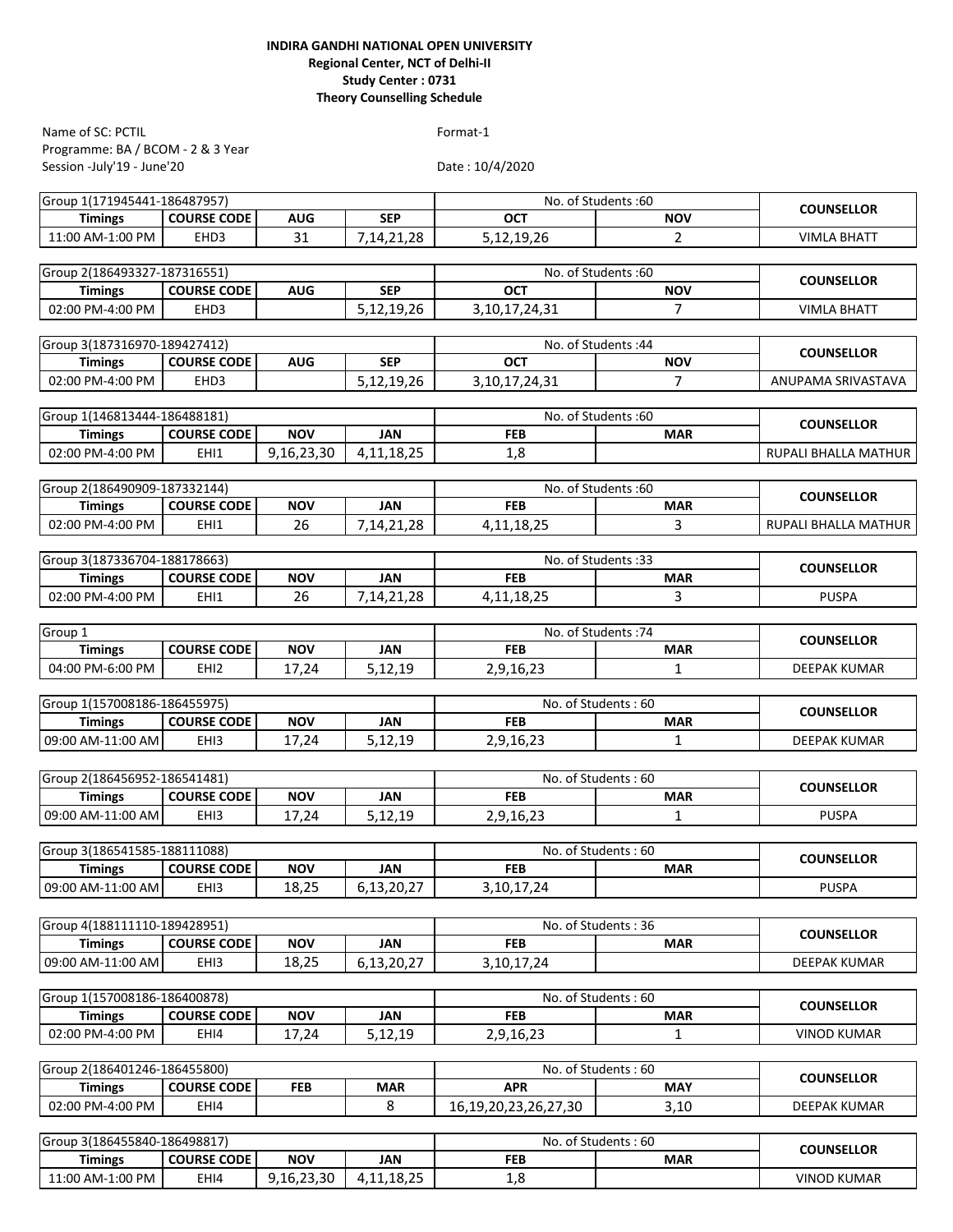**INDIRA GANDHI NATIONAL OPEN UNIVERSITY**
**Regional Center, NCT of Delhi-II**
**Study Center : 0731**
**Theory Counselling Schedule**

Name of SC: PCTIL
Programme: BA / BCOM - 2 & 3 Year
Session -July'19 - June'20

Format-1

Date : 10/4/2020

| Group 1(171945441-186487957) | | | | No. of Students :60 | | COUNSELLOR |
|---|---|---|---|---|---|---|
| Timings | COURSE CODE | AUG | SEP | OCT | NOV | |
| 11:00 AM-1:00 PM | EHD3 | 31 | 7,14,21,28 | 5,12,19,26 | 2 | VIMLA BHATT |

| Group 2(186493327-187316551) | | | | No. of Students :60 | | COUNSELLOR |
|---|---|---|---|---|---|---|
| Timings | COURSE CODE | AUG | SEP | OCT | NOV | |
| 02:00 PM-4:00 PM | EHD3 | | 5,12,19,26 | 3,10,17,24,31 | 7 | VIMLA BHATT |

| Group 3(187316970-189427412) | | | | No. of Students :44 | | COUNSELLOR |
|---|---|---|---|---|---|---|
| Timings | COURSE CODE | AUG | SEP | OCT | NOV | |
| 02:00 PM-4:00 PM | EHD3 | | 5,12,19,26 | 3,10,17,24,31 | 7 | ANUPAMA SRIVASTAVA |

| Group 1(146813444-186488181) | | | | No. of Students :60 | | COUNSELLOR |
|---|---|---|---|---|---|---|
| Timings | COURSE CODE | NOV | JAN | FEB | MAR | |
| 02:00 PM-4:00 PM | EHI1 | 9,16,23,30 | 4,11,18,25 | 1,8 | | RUPALI BHALLA MATHUR |

| Group 2(186490909-187332144) | | | | No. of Students :60 | | COUNSELLOR |
|---|---|---|---|---|---|---|
| Timings | COURSE CODE | NOV | JAN | FEB | MAR | |
| 02:00 PM-4:00 PM | EHI1 | 26 | 7,14,21,28 | 4,11,18,25 | 3 | RUPALI BHALLA MATHUR |

| Group 3(187336704-188178663) | | | | No. of Students :33 | | COUNSELLOR |
|---|---|---|---|---|---|---|
| Timings | COURSE CODE | NOV | JAN | FEB | MAR | |
| 02:00 PM-4:00 PM | EHI1 | 26 | 7,14,21,28 | 4,11,18,25 | 3 | PUSPA |

| Group 1 | | | | No. of Students :74 | | COUNSELLOR |
|---|---|---|---|---|---|---|
| Timings | COURSE CODE | NOV | JAN | FEB | MAR | |
| 04:00 PM-6:00 PM | EHI2 | 17,24 | 5,12,19 | 2,9,16,23 | 1 | DEEPAK KUMAR |

| Group 1(157008186-186455975) | | | | No. of Students : 60 | | COUNSELLOR |
|---|---|---|---|---|---|---|
| Timings | COURSE CODE | NOV | JAN | FEB | MAR | |
| 09:00 AM-11:00 AM | EHI3 | 17,24 | 5,12,19 | 2,9,16,23 | 1 | DEEPAK KUMAR |

| Group 2(186456952-186541481) | | | | No. of Students : 60 | | COUNSELLOR |
|---|---|---|---|---|---|---|
| Timings | COURSE CODE | NOV | JAN | FEB | MAR | |
| 09:00 AM-11:00 AM | EHI3 | 17,24 | 5,12,19 | 2,9,16,23 | 1 | PUSPA |

| Group 3(186541585-188111088) | | | | No. of Students : 60 | | COUNSELLOR |
|---|---|---|---|---|---|---|
| Timings | COURSE CODE | NOV | JAN | FEB | MAR | |
| 09:00 AM-11:00 AM | EHI3 | 18,25 | 6,13,20,27 | 3,10,17,24 | | PUSPA |

| Group 4(188111110-189428951) | | | | No. of Students : 36 | | COUNSELLOR |
|---|---|---|---|---|---|---|
| Timings | COURSE CODE | NOV | JAN | FEB | MAR | |
| 09:00 AM-11:00 AM | EHI3 | 18,25 | 6,13,20,27 | 3,10,17,24 | | DEEPAK KUMAR |

| Group 1(157008186-186400878) | | | | No. of Students : 60 | | COUNSELLOR |
|---|---|---|---|---|---|---|
| Timings | COURSE CODE | NOV | JAN | FEB | MAR | |
| 02:00 PM-4:00 PM | EHI4 | 17,24 | 5,12,19 | 2,9,16,23 | 1 | VINOD KUMAR |

| Group 2(186401246-186455800) | | | | No. of Students : 60 | | COUNSELLOR |
|---|---|---|---|---|---|---|
| Timings | COURSE CODE | FEB | MAR | APR | MAY | |
| 02:00 PM-4:00 PM | EHI4 | | 8 | 16,19,20,23,26,27,30 | 3,10 | DEEPAK KUMAR |

| Group 3(186455840-186498817) | | | | No. of Students : 60 | | COUNSELLOR |
|---|---|---|---|---|---|---|
| Timings | COURSE CODE | NOV | JAN | FEB | MAR | |
| 11:00 AM-1:00 PM | EHI4 | 9,16,23,30 | 4,11,18,25 | 1,8 | | VINOD KUMAR |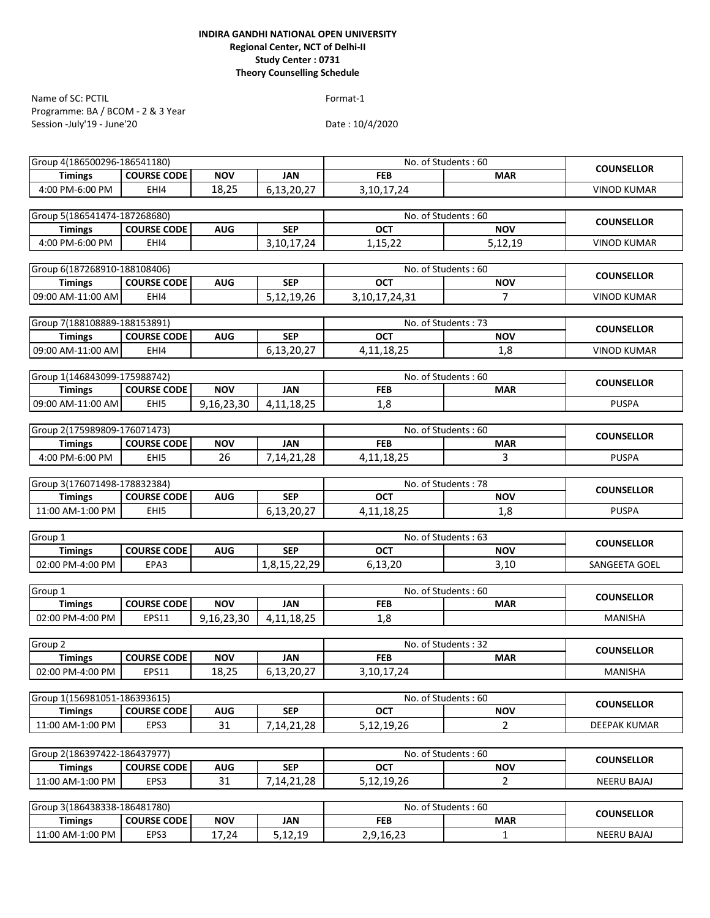**INDIRA GANDHI NATIONAL OPEN UNIVERSITY**
**Regional Center, NCT of Delhi-II**
**Study Center : 0731**
**Theory Counselling Schedule**

Name of SC: PCTIL
Programme: BA / BCOM - 2 & 3 Year
Session -July'19 - June'20

Format-1

Date : 10/4/2020

| Group 4(186500296-186541180) | | | | No. of Students : 60 | | COUNSELLOR |
|---|---|---|---|---|---|---|
| **Timings** | **COURSE CODE** | **NOV** | **JAN** | **FEB** | **MAR** | |
| 4:00 PM-6:00 PM | EHI4 | 18,25 | 6,13,20,27 | 3,10,17,24 | | VINOD KUMAR |

| Group 5(186541474-187268680) | | | | No. of Students : 60 | | COUNSELLOR |
|---|---|---|---|---|---|---|
| **Timings** | **COURSE CODE** | **AUG** | **SEP** | **OCT** | **NOV** | |
| 4:00 PM-6:00 PM | EHI4 | | 3,10,17,24 | 1,15,22 | 5,12,19 | VINOD KUMAR |

| Group 6(187268910-188108406) | | | | No. of Students : 60 | | COUNSELLOR |
|---|---|---|---|---|---|---|
| **Timings** | **COURSE CODE** | **AUG** | **SEP** | **OCT** | **NOV** | |
| 09:00 AM-11:00 AM | EHI4 | | 5,12,19,26 | 3,10,17,24,31 | 7 | VINOD KUMAR |

| Group 7(188108889-188153891) | | | | No. of Students : 73 | | COUNSELLOR |
|---|---|---|---|---|---|---|
| **Timings** | **COURSE CODE** | **AUG** | **SEP** | **OCT** | **NOV** | |
| 09:00 AM-11:00 AM | EHI4 | | 6,13,20,27 | 4,11,18,25 | 1,8 | VINOD KUMAR |

| Group 1(146843099-175988742) | | | | No. of Students : 60 | | COUNSELLOR |
|---|---|---|---|---|---|---|
| **Timings** | **COURSE CODE** | **NOV** | **JAN** | **FEB** | **MAR** | |
| 09:00 AM-11:00 AM | EHI5 | 9,16,23,30 | 4,11,18,25 | 1,8 | | PUSPA |

| Group 2(175989809-176071473) | | | | No. of Students : 60 | | COUNSELLOR |
|---|---|---|---|---|---|---|
| **Timings** | **COURSE CODE** | **NOV** | **JAN** | **FEB** | **MAR** | |
| 4:00 PM-6:00 PM | EHI5 | 26 | 7,14,21,28 | 4,11,18,25 | 3 | PUSPA |

| Group 3(176071498-178832384) | | | | No. of Students : 78 | | COUNSELLOR |
|---|---|---|---|---|---|---|
| **Timings** | **COURSE CODE** | **AUG** | **SEP** | **OCT** | **NOV** | |
| 11:00 AM-1:00 PM | EHI5 | | 6,13,20,27 | 4,11,18,25 | 1,8 | PUSPA |

| Group 1 | | | | No. of Students : 63 | | COUNSELLOR |
|---|---|---|---|---|---|---|
| **Timings** | **COURSE CODE** | **AUG** | **SEP** | **OCT** | **NOV** | |
| 02:00 PM-4:00 PM | EPA3 | | 1,8,15,22,29 | 6,13,20 | 3,10 | SANGEETA GOEL |

| Group 1 | | | | No. of Students : 60 | | COUNSELLOR |
|---|---|---|---|---|---|---|
| **Timings** | **COURSE CODE** | **NOV** | **JAN** | **FEB** | **MAR** | |
| 02:00 PM-4:00 PM | EPS11 | 9,16,23,30 | 4,11,18,25 | 1,8 | | MANISHA |

| Group 2 | | | | No. of Students : 32 | | COUNSELLOR |
|---|---|---|---|---|---|---|
| **Timings** | **COURSE CODE** | **NOV** | **JAN** | **FEB** | **MAR** | |
| 02:00 PM-4:00 PM | EPS11 | 18,25 | 6,13,20,27 | 3,10,17,24 | | MANISHA |

| Group 1(156981051-186393615) | | | | No. of Students : 60 | | COUNSELLOR |
|---|---|---|---|---|---|---|
| **Timings** | **COURSE CODE** | **AUG** | **SEP** | **OCT** | **NOV** | |
| 11:00 AM-1:00 PM | EPS3 | 31 | 7,14,21,28 | 5,12,19,26 | 2 | DEEPAK KUMAR |

| Group 2(186397422-186437977) | | | | No. of Students : 60 | | COUNSELLOR |
|---|---|---|---|---|---|---|
| **Timings** | **COURSE CODE** | **AUG** | **SEP** | **OCT** | **NOV** | |
| 11:00 AM-1:00 PM | EPS3 | 31 | 7,14,21,28 | 5,12,19,26 | 2 | NEERU BAJAJ |

| Group 3(186438338-186481780) | | | | No. of Students : 60 | | COUNSELLOR |
|---|---|---|---|---|---|---|
| **Timings** | **COURSE CODE** | **NOV** | **JAN** | **FEB** | **MAR** | |
| 11:00 AM-1:00 PM | EPS3 | 17,24 | 5,12,19 | 2,9,16,23 | 1 | NEERU BAJAJ |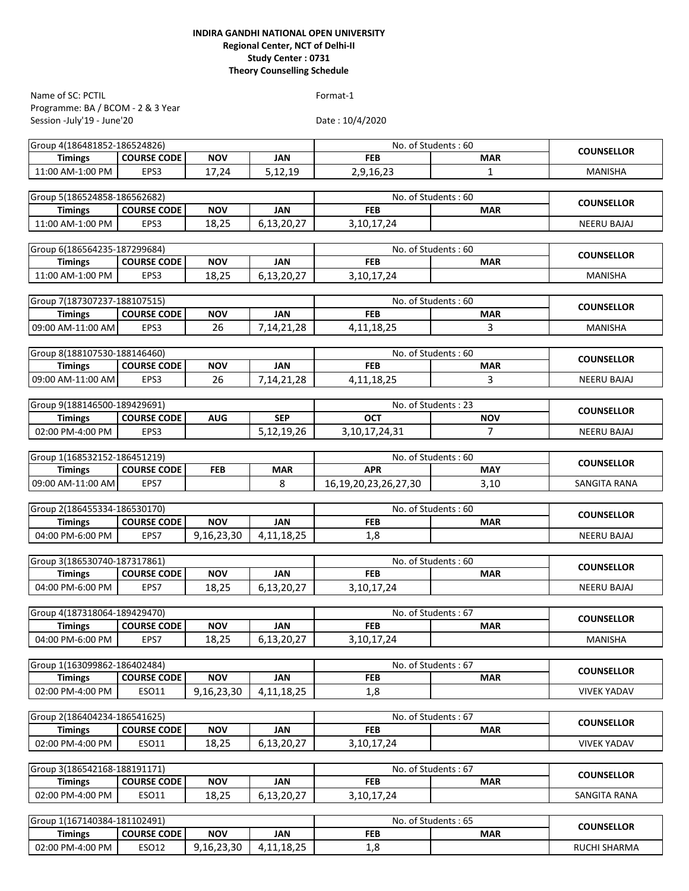**INDIRA GANDHI NATIONAL OPEN UNIVERSITY**
**Regional Center, NCT of Delhi-II**
**Study Center : 0731**
**Theory Counselling Schedule**

Name of SC: PCTIL
Programme: BA / BCOM - 2 & 3 Year
Session -July'19 - June'20

Format-1

Date : 10/4/2020

| Group 4(186481852-186524826) | | | | No. of Students : 60 | | COUNSELLOR |
|---|---|---|---|---|---|---|
| Timings | COURSE CODE | NOV | JAN | FEB | MAR | |
| 11:00 AM-1:00 PM | EPS3 | 17,24 | 5,12,19 | 2,9,16,23 | 1 | MANISHA |

| Group 5(186524858-186562682) | | | | No. of Students : 60 | | COUNSELLOR |
|---|---|---|---|---|---|---|
| Timings | COURSE CODE | NOV | JAN | FEB | MAR | |
| 11:00 AM-1:00 PM | EPS3 | 18,25 | 6,13,20,27 | 3,10,17,24 | | NEERU BAJAJ |

| Group 6(186564235-187299684) | | | | No. of Students : 60 | | COUNSELLOR |
|---|---|---|---|---|---|---|
| Timings | COURSE CODE | NOV | JAN | FEB | MAR | |
| 11:00 AM-1:00 PM | EPS3 | 18,25 | 6,13,20,27 | 3,10,17,24 | | MANISHA |

| Group 7(187307237-188107515) | | | | No. of Students : 60 | | COUNSELLOR |
|---|---|---|---|---|---|---|
| Timings | COURSE CODE | NOV | JAN | FEB | MAR | |
| 09:00 AM-11:00 AM | EPS3 | 26 | 7,14,21,28 | 4,11,18,25 | 3 | MANISHA |

| Group 8(188107530-188146460) | | | | No. of Students : 60 | | COUNSELLOR |
|---|---|---|---|---|---|---|
| Timings | COURSE CODE | NOV | JAN | FEB | MAR | |
| 09:00 AM-11:00 AM | EPS3 | 26 | 7,14,21,28 | 4,11,18,25 | 3 | NEERU BAJAJ |

| Group 9(188146500-189429691) | | | | No. of Students : 23 | | COUNSELLOR |
|---|---|---|---|---|---|---|
| Timings | COURSE CODE | AUG | SEP | OCT | NOV | |
| 02:00 PM-4:00 PM | EPS3 | | 5,12,19,26 | 3,10,17,24,31 | 7 | NEERU BAJAJ |

| Group 1(168532152-186451219) | | | | No. of Students : 60 | | COUNSELLOR |
|---|---|---|---|---|---|---|
| Timings | COURSE CODE | FEB | MAR | APR | MAY | |
| 09:00 AM-11:00 AM | EPS7 | | 8 | 16,19,20,23,26,27,30 | 3,10 | SANGITA RANA |

| Group 2(186455334-186530170) | | | | No. of Students : 60 | | COUNSELLOR |
|---|---|---|---|---|---|---|
| Timings | COURSE CODE | NOV | JAN | FEB | MAR | |
| 04:00 PM-6:00 PM | EPS7 | 9,16,23,30 | 4,11,18,25 | 1,8 | | NEERU BAJAJ |

| Group 3(186530740-187317861) | | | | No. of Students : 60 | | COUNSELLOR |
|---|---|---|---|---|---|---|
| Timings | COURSE CODE | NOV | JAN | FEB | MAR | |
| 04:00 PM-6:00 PM | EPS7 | 18,25 | 6,13,20,27 | 3,10,17,24 | | NEERU BAJAJ |

| Group 4(187318064-189429470) | | | | No. of Students : 67 | | COUNSELLOR |
|---|---|---|---|---|---|---|
| Timings | COURSE CODE | NOV | JAN | FEB | MAR | |
| 04:00 PM-6:00 PM | EPS7 | 18,25 | 6,13,20,27 | 3,10,17,24 | | MANISHA |

| Group 1(163099862-186402484) | | | | No. of Students : 67 | | COUNSELLOR |
|---|---|---|---|---|---|---|
| Timings | COURSE CODE | NOV | JAN | FEB | MAR | |
| 02:00 PM-4:00 PM | ESO11 | 9,16,23,30 | 4,11,18,25 | 1,8 | | VIVEK YADAV |

| Group 2(186404234-186541625) | | | | No. of Students : 67 | | COUNSELLOR |
|---|---|---|---|---|---|---|
| Timings | COURSE CODE | NOV | JAN | FEB | MAR | |
| 02:00 PM-4:00 PM | ESO11 | 18,25 | 6,13,20,27 | 3,10,17,24 | | VIVEK YADAV |

| Group 3(186542168-188191171) | | | | No. of Students : 67 | | COUNSELLOR |
|---|---|---|---|---|---|---|
| Timings | COURSE CODE | NOV | JAN | FEB | MAR | |
| 02:00 PM-4:00 PM | ESO11 | 18,25 | 6,13,20,27 | 3,10,17,24 | | SANGITA RANA |

| Group 1(167140384-181102491) | | | | No. of Students : 65 | | COUNSELLOR |
|---|---|---|---|---|---|---|
| Timings | COURSE CODE | NOV | JAN | FEB | MAR | |
| 02:00 PM-4:00 PM | ESO12 | 9,16,23,30 | 4,11,18,25 | 1,8 | | RUCHI SHARMA |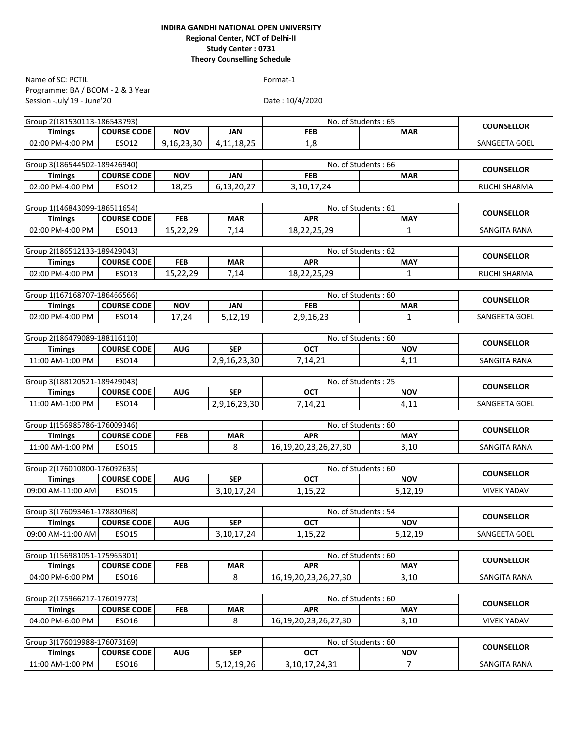**INDIRA GANDHI NATIONAL OPEN UNIVERSITY**
**Regional Center, NCT of Delhi-II**
**Study Center : 0731**
**Theory Counselling Schedule**

Name of SC: PCTIL
Programme: BA / BCOM - 2 & 3 Year
Session -July'19 - June'20

Format-1

Date : 10/4/2020

| Group 2(181530113-186543793) | | | | No. of Students : 65 | | COUNSELLOR |
|---|---|---|---|---|---|---|
| **Timings** | **COURSE CODE** | **NOV** | **JAN** | **FEB** | **MAR** | |
| 02:00 PM-4:00 PM | ESO12 | 9,16,23,30 | 4,11,18,25 | 1,8 | | SANGEETA GOEL |

| Group 3(186544502-189426940) | | | | No. of Students : 66 | | COUNSELLOR |
|---|---|---|---|---|---|---|
| **Timings** | **COURSE CODE** | **NOV** | **JAN** | **FEB** | **MAR** | |
| 02:00 PM-4:00 PM | ESO12 | 18,25 | 6,13,20,27 | 3,10,17,24 | | RUCHI SHARMA |

| Group 1(146843099-186511654) | | | | No. of Students : 61 | | COUNSELLOR |
|---|---|---|---|---|---|---|
| **Timings** | **COURSE CODE** | **FEB** | **MAR** | **APR** | **MAY** | |
| 02:00 PM-4:00 PM | ESO13 | 15,22,29 | 7,14 | 18,22,25,29 | 1 | SANGITA RANA |

| Group 2(186512133-189429043) | | | | No. of Students : 62 | | COUNSELLOR |
|---|---|---|---|---|---|---|
| **Timings** | **COURSE CODE** | **FEB** | **MAR** | **APR** | **MAY** | |
| 02:00 PM-4:00 PM | ESO13 | 15,22,29 | 7,14 | 18,22,25,29 | 1 | RUCHI SHARMA |

| Group 1(167168707-186466566) | | | | No. of Students : 60 | | COUNSELLOR |
|---|---|---|---|---|---|---|
| **Timings** | **COURSE CODE** | **NOV** | **JAN** | **FEB** | **MAR** | |
| 02:00 PM-4:00 PM | ESO14 | 17,24 | 5,12,19 | 2,9,16,23 | 1 | SANGEETA GOEL |

| Group 2(186479089-188116110) | | | | No. of Students : 60 | | COUNSELLOR |
|---|---|---|---|---|---|---|
| **Timings** | **COURSE CODE** | **AUG** | **SEP** | **OCT** | **NOV** | |
| 11:00 AM-1:00 PM | ESO14 | | 2,9,16,23,30 | 7,14,21 | 4,11 | SANGITA RANA |

| Group 3(188120521-189429043) | | | | No. of Students : 25 | | COUNSELLOR |
|---|---|---|---|---|---|---|
| **Timings** | **COURSE CODE** | **AUG** | **SEP** | **OCT** | **NOV** | |
| 11:00 AM-1:00 PM | ESO14 | | 2,9,16,23,30 | 7,14,21 | 4,11 | SANGEETA GOEL |

| Group 1(156985786-176009346) | | | | No. of Students : 60 | | COUNSELLOR |
|---|---|---|---|---|---|---|
| **Timings** | **COURSE CODE** | **FEB** | **MAR** | **APR** | **MAY** | |
| 11:00 AM-1:00 PM | ESO15 | | 8 | 16,19,20,23,26,27,30 | 3,10 | SANGITA RANA |

| Group 2(176010800-176092635) | | | | No. of Students : 60 | | COUNSELLOR |
|---|---|---|---|---|---|---|
| **Timings** | **COURSE CODE** | **AUG** | **SEP** | **OCT** | **NOV** | |
| 09:00 AM-11:00 AM | ESO15 | | 3,10,17,24 | 1,15,22 | 5,12,19 | VIVEK YADAV |

| Group 3(176093461-178830968) | | | | No. of Students : 54 | | COUNSELLOR |
|---|---|---|---|---|---|---|
| **Timings** | **COURSE CODE** | **AUG** | **SEP** | **OCT** | **NOV** | |
| 09:00 AM-11:00 AM | ESO15 | | 3,10,17,24 | 1,15,22 | 5,12,19 | SANGEETA GOEL |

| Group 1(156981051-175965301) | | | | No. of Students : 60 | | COUNSELLOR |
|---|---|---|---|---|---|---|
| **Timings** | **COURSE CODE** | **FEB** | **MAR** | **APR** | **MAY** | |
| 04:00 PM-6:00 PM | ESO16 | | 8 | 16,19,20,23,26,27,30 | 3,10 | SANGITA RANA |

| Group 2(175966217-176019773) | | | | No. of Students : 60 | | COUNSELLOR |
|---|---|---|---|---|---|---|
| **Timings** | **COURSE CODE** | **FEB** | **MAR** | **APR** | **MAY** | |
| 04:00 PM-6:00 PM | ESO16 | | 8 | 16,19,20,23,26,27,30 | 3,10 | VIVEK YADAV |

| Group 3(176019988-176073169) | | | | No. of Students : 60 | | COUNSELLOR |
|---|---|---|---|---|---|---|
| **Timings** | **COURSE CODE** | **AUG** | **SEP** | **OCT** | **NOV** | |
| 11:00 AM-1:00 PM | ESO16 | | 5,12,19,26 | 3,10,17,24,31 | 7 | SANGITA RANA |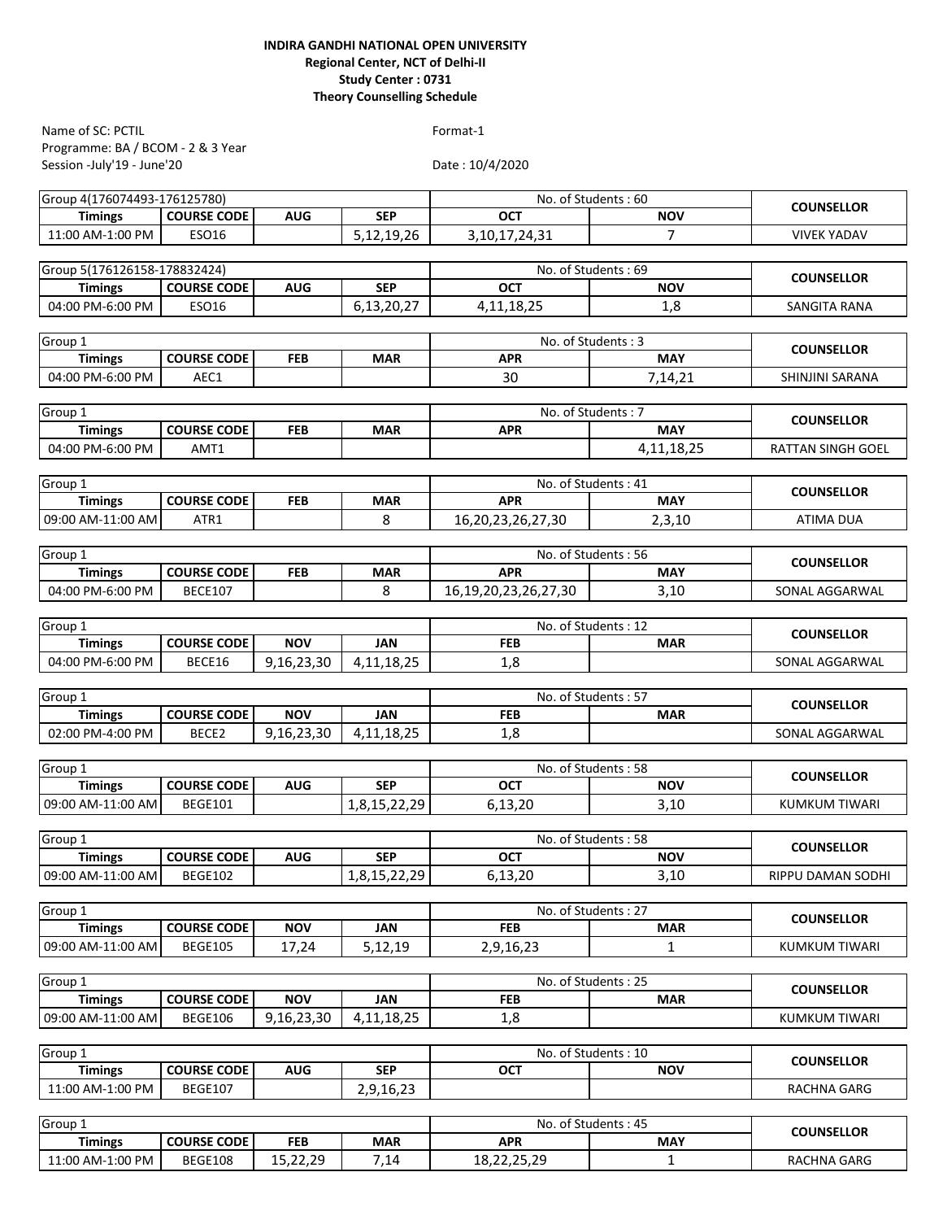**INDIRA GANDHI NATIONAL OPEN UNIVERSITY**
**Regional Center, NCT of Delhi-II**
**Study Center : 0731**
**Theory Counselling Schedule**

Name of SC: PCTIL
Programme: BA / BCOM - 2 & 3 Year
Session -July'19 - June'20

Format-1

Date : 10/4/2020

| Group 4(176074493-176125780) | | | | No. of Students : 60 | | COUNSELLOR |
|---|---|---|---|---|---|---|
| Timings | COURSE CODE | AUG | SEP | OCT | NOV | |
| 11:00 AM-1:00 PM | ESO16 | | 5,12,19,26 | 3,10,17,24,31 | 7 | VIVEK YADAV |

| Group 5(176126158-178832424) | | | | No. of Students : 69 | | COUNSELLOR |
|---|---|---|---|---|---|---|
| Timings | COURSE CODE | AUG | SEP | OCT | NOV | |
| 04:00 PM-6:00 PM | ESO16 | | 6,13,20,27 | 4,11,18,25 | 1,8 | SANGITA RANA |

| Group 1 | | | | No. of Students : 3 | | COUNSELLOR |
|---|---|---|---|---|---|---|
| Timings | COURSE CODE | FEB | MAR | APR | MAY | |
| 04:00 PM-6:00 PM | AEC1 | | | 30 | 7,14,21 | SHINJINI SARANA |

| Group 1 | | | | No. of Students : 7 | | COUNSELLOR |
|---|---|---|---|---|---|---|
| Timings | COURSE CODE | FEB | MAR | APR | MAY | |
| 04:00 PM-6:00 PM | AMT1 | | | | 4,11,18,25 | RATTAN SINGH GOEL |

| Group 1 | | | | No. of Students : 41 | | COUNSELLOR |
|---|---|---|---|---|---|---|
| Timings | COURSE CODE | FEB | MAR | APR | MAY | |
| 09:00 AM-11:00 AM | ATR1 | | 8 | 16,20,23,26,27,30 | 2,3,10 | ATIMA DUA |

| Group 1 | | | | No. of Students : 56 | | COUNSELLOR |
|---|---|---|---|---|---|---|
| Timings | COURSE CODE | FEB | MAR | APR | MAY | |
| 04:00 PM-6:00 PM | BECE107 | | 8 | 16,19,20,23,26,27,30 | 3,10 | SONAL AGGARWAL |

| Group 1 | | | | No. of Students : 12 | | COUNSELLOR |
|---|---|---|---|---|---|---|
| Timings | COURSE CODE | NOV | JAN | FEB | MAR | |
| 04:00 PM-6:00 PM | BECE16 | 9,16,23,30 | 4,11,18,25 | 1,8 | | SONAL AGGARWAL |

| Group 1 | | | | No. of Students : 57 | | COUNSELLOR |
|---|---|---|---|---|---|---|
| Timings | COURSE CODE | NOV | JAN | FEB | MAR | |
| 02:00 PM-4:00 PM | BECE2 | 9,16,23,30 | 4,11,18,25 | 1,8 | | SONAL AGGARWAL |

| Group 1 | | | | No. of Students : 58 | | COUNSELLOR |
|---|---|---|---|---|---|---|
| Timings | COURSE CODE | AUG | SEP | OCT | NOV | |
| 09:00 AM-11:00 AM | BEGE101 | | 1,8,15,22,29 | 6,13,20 | 3,10 | KUMKUM TIWARI |

| Group 1 | | | | No. of Students : 58 | | COUNSELLOR |
|---|---|---|---|---|---|---|
| Timings | COURSE CODE | AUG | SEP | OCT | NOV | |
| 09:00 AM-11:00 AM | BEGE102 | | 1,8,15,22,29 | 6,13,20 | 3,10 | RIPPU DAMAN SODHI |

| Group 1 | | | | No. of Students : 27 | | COUNSELLOR |
|---|---|---|---|---|---|---|
| Timings | COURSE CODE | NOV | JAN | FEB | MAR | |
| 09:00 AM-11:00 AM | BEGE105 | 17,24 | 5,12,19 | 2,9,16,23 | 1 | KUMKUM TIWARI |

| Group 1 | | | | No. of Students : 25 | | COUNSELLOR |
|---|---|---|---|---|---|---|
| Timings | COURSE CODE | NOV | JAN | FEB | MAR | |
| 09:00 AM-11:00 AM | BEGE106 | 9,16,23,30 | 4,11,18,25 | 1,8 | | KUMKUM TIWARI |

| Group 1 | | | | No. of Students : 10 | | COUNSELLOR |
|---|---|---|---|---|---|---|
| Timings | COURSE CODE | AUG | SEP | OCT | NOV | |
| 11:00 AM-1:00 PM | BEGE107 | | 2,9,16,23 | | | RACHNA GARG |

| Group 1 | | | | No. of Students : 45 | | COUNSELLOR |
|---|---|---|---|---|---|---|
| Timings | COURSE CODE | FEB | MAR | APR | MAY | |
| 11:00 AM-1:00 PM | BEGE108 | 15,22,29 | 7,14 | 18,22,25,29 | 1 | RACHNA GARG |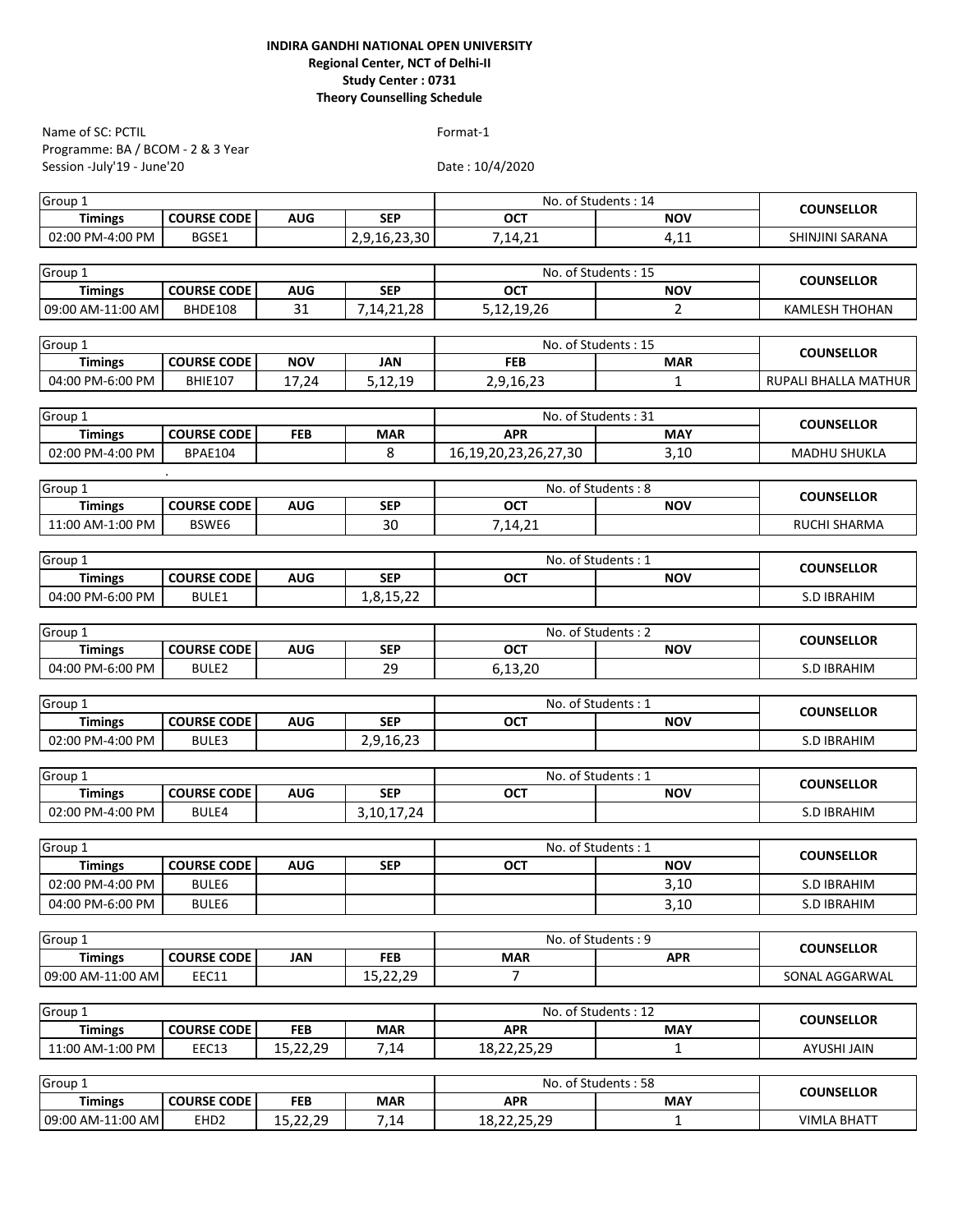**INDIRA GANDHI NATIONAL OPEN UNIVERSITY**
**Regional Center, NCT of Delhi-II**
**Study Center : 0731**
**Theory Counselling Schedule**

Name of SC: PCTIL
Programme: BA / BCOM - 2 & 3 Year
Session -July'19 - June'20

Format-1

Date : 10/4/2020

| Group 1 | | | | No. of Students : 14 | | COUNSELLOR |
|---|---|---|---|---|---|---|
| **Timings** | **COURSE CODE** | **AUG** | **SEP** | **OCT** | **NOV** | |
| 02:00 PM-4:00 PM | BGSE1 | | 2,9,16,23,30 | 7,14,21 | 4,11 | SHINJINI SARANA |

| Group 1 | | | | No. of Students : 15 | | COUNSELLOR |
|---|---|---|---|---|---|---|
| **Timings** | **COURSE CODE** | **AUG** | **SEP** | **OCT** | **NOV** | |
| 09:00 AM-11:00 AM | BHDE108 | 31 | 7,14,21,28 | 5,12,19,26 | 2 | KAMLESH THOHAN |

| Group 1 | | | | No. of Students : 15 | | COUNSELLOR |
|---|---|---|---|---|---|---|
| **Timings** | **COURSE CODE** | **NOV** | **JAN** | **FEB** | **MAR** | |
| 04:00 PM-6:00 PM | BHIE107 | 17,24 | 5,12,19 | 2,9,16,23 | 1 | RUPALI BHALLA MATHUR |

| Group 1 | | | | No. of Students : 31 | | COUNSELLOR |
|---|---|---|---|---|---|---|
| **Timings** | **COURSE CODE** | **FEB** | **MAR** | **APR** | **MAY** | |
| 02:00 PM-4:00 PM | BPAE104 | | 8 | 16,19,20,23,26,27,30 | 3,10 | MADHU SHUKLA |

| Group 1 | | | | No. of Students : 8 | | COUNSELLOR |
|---|---|---|---|---|---|---|
| **Timings** | **COURSE CODE** | **AUG** | **SEP** | **OCT** | **NOV** | |
| 11:00 AM-1:00 PM | BSWE6 | | 30 | 7,14,21 | | RUCHI SHARMA |

| Group 1 | | | | No. of Students : 1 | | COUNSELLOR |
|---|---|---|---|---|---|---|
| **Timings** | **COURSE CODE** | **AUG** | **SEP** | **OCT** | **NOV** | |
| 04:00 PM-6:00 PM | BULE1 | | 1,8,15,22 | | | S.D IBRAHIM |

| Group 1 | | | | No. of Students : 2 | | COUNSELLOR |
|---|---|---|---|---|---|---|
| **Timings** | **COURSE CODE** | **AUG** | **SEP** | **OCT** | **NOV** | |
| 04:00 PM-6:00 PM | BULE2 | | 29 | 6,13,20 | | S.D IBRAHIM |

| Group 1 | | | | No. of Students : 1 | | COUNSELLOR |
|---|---|---|---|---|---|---|
| **Timings** | **COURSE CODE** | **AUG** | **SEP** | **OCT** | **NOV** | |
| 02:00 PM-4:00 PM | BULE3 | | 2,9,16,23 | | | S.D IBRAHIM |

| Group 1 | | | | No. of Students : 1 | | COUNSELLOR |
|---|---|---|---|---|---|---|
| **Timings** | **COURSE CODE** | **AUG** | **SEP** | **OCT** | **NOV** | |
| 02:00 PM-4:00 PM | BULE4 | | 3,10,17,24 | | | S.D IBRAHIM |

| Group 1 | | | | No. of Students : 1 | | COUNSELLOR |
|---|---|---|---|---|---|---|
| **Timings** | **COURSE CODE** | **AUG** | **SEP** | **OCT** | **NOV** | |
| 02:00 PM-4:00 PM | BULE6 | | | | 3,10 | S.D IBRAHIM |
| 04:00 PM-6:00 PM | BULE6 | | | | 3,10 | S.D IBRAHIM |

| Group 1 | | | | No. of Students : 9 | | COUNSELLOR |
|---|---|---|---|---|---|---|
| **Timings** | **COURSE CODE** | **JAN** | **FEB** | **MAR** | **APR** | |
| 09:00 AM-11:00 AM | EEC11 | | 15,22,29 | 7 | | SONAL AGGARWAL |

| Group 1 | | | | No. of Students : 12 | | COUNSELLOR |
|---|---|---|---|---|---|---|
| **Timings** | **COURSE CODE** | **FEB** | **MAR** | **APR** | **MAY** | |
| 11:00 AM-1:00 PM | EEC13 | 15,22,29 | 7,14 | 18,22,25,29 | 1 | AYUSHI JAIN |

| Group 1 | | | | No. of Students : 58 | | COUNSELLOR |
|---|---|---|---|---|---|---|
| **Timings** | **COURSE CODE** | **FEB** | **MAR** | **APR** | **MAY** | |
| 09:00 AM-11:00 AM | EHD2 | 15,22,29 | 7,14 | 18,22,25,29 | 1 | VIMLA BHATT |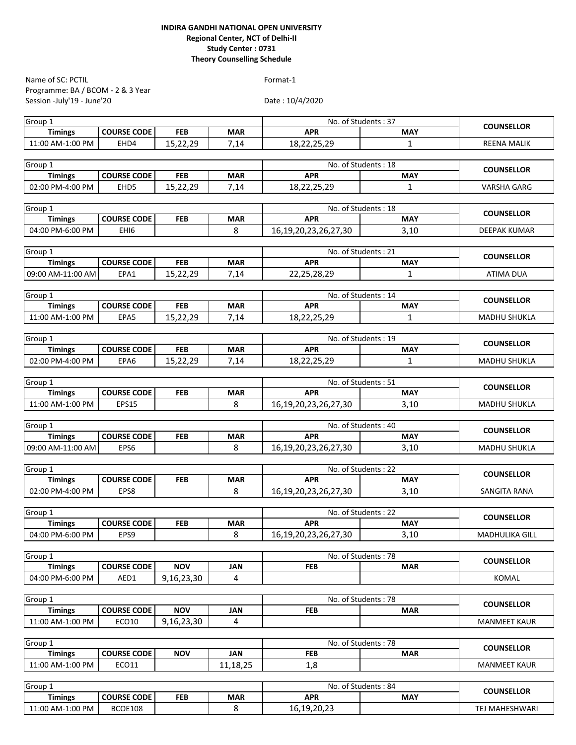**INDIRA GANDHI NATIONAL OPEN UNIVERSITY**
**Regional Center, NCT of Delhi-II**
**Study Center : 0731**
**Theory Counselling Schedule**

Name of SC: PCTIL
Programme: BA / BCOM - 2 & 3 Year
Session -July'19 - June'20

Format-1

Date : 10/4/2020

| Group 1 | | | | No. of Students : 37 | | COUNSELLOR |
|---|---|---|---|---|---|---|
| **Timings** | **COURSE CODE** | **FEB** | **MAR** | **APR** | **MAY** | |
| 11:00 AM-1:00 PM | EHD4 | 15,22,29 | 7,14 | 18,22,25,29 | 1 | REENA MALIK |

| Group 1 | | | | No. of Students : 18 | | COUNSELLOR |
|---|---|---|---|---|---|---|
| **Timings** | **COURSE CODE** | **FEB** | **MAR** | **APR** | **MAY** | |
| 02:00 PM-4:00 PM | EHD5 | 15,22,29 | 7,14 | 18,22,25,29 | 1 | VARSHA GARG |

| Group 1 | | | | No. of Students : 18 | | COUNSELLOR |
|---|---|---|---|---|---|---|
| **Timings** | **COURSE CODE** | **FEB** | **MAR** | **APR** | **MAY** | |
| 04:00 PM-6:00 PM | EHI6 | | 8 | 16,19,20,23,26,27,30 | 3,10 | DEEPAK KUMAR |

| Group 1 | | | | No. of Students : 21 | | COUNSELLOR |
|---|---|---|---|---|---|---|
| **Timings** | **COURSE CODE** | **FEB** | **MAR** | **APR** | **MAY** | |
| 09:00 AM-11:00 AM | EPA1 | 15,22,29 | 7,14 | 22,25,28,29 | 1 | ATIMA DUA |

| Group 1 | | | | No. of Students : 14 | | COUNSELLOR |
|---|---|---|---|---|---|---|
| **Timings** | **COURSE CODE** | **FEB** | **MAR** | **APR** | **MAY** | |
| 11:00 AM-1:00 PM | EPA5 | 15,22,29 | 7,14 | 18,22,25,29 | 1 | MADHU SHUKLA |

| Group 1 | | | | No. of Students : 19 | | COUNSELLOR |
|---|---|---|---|---|---|---|
| **Timings** | **COURSE CODE** | **FEB** | **MAR** | **APR** | **MAY** | |
| 02:00 PM-4:00 PM | EPA6 | 15,22,29 | 7,14 | 18,22,25,29 | 1 | MADHU SHUKLA |

| Group 1 | | | | No. of Students : 51 | | COUNSELLOR |
|---|---|---|---|---|---|---|
| **Timings** | **COURSE CODE** | **FEB** | **MAR** | **APR** | **MAY** | |
| 11:00 AM-1:00 PM | EPS15 | | 8 | 16,19,20,23,26,27,30 | 3,10 | MADHU SHUKLA |

| Group 1 | | | | No. of Students : 40 | | COUNSELLOR |
|---|---|---|---|---|---|---|
| **Timings** | **COURSE CODE** | **FEB** | **MAR** | **APR** | **MAY** | |
| 09:00 AM-11:00 AM | EPS6 | | 8 | 16,19,20,23,26,27,30 | 3,10 | MADHU SHUKLA |

| Group 1 | | | | No. of Students : 22 | | COUNSELLOR |
|---|---|---|---|---|---|---|
| **Timings** | **COURSE CODE** | **FEB** | **MAR** | **APR** | **MAY** | |
| 02:00 PM-4:00 PM | EPS8 | | 8 | 16,19,20,23,26,27,30 | 3,10 | SANGITA RANA |

| Group 1 | | | | No. of Students : 22 | | COUNSELLOR |
|---|---|---|---|---|---|---|
| **Timings** | **COURSE CODE** | **FEB** | **MAR** | **APR** | **MAY** | |
| 04:00 PM-6:00 PM | EPS9 | | 8 | 16,19,20,23,26,27,30 | 3,10 | MADHULIKA GILL |

| Group 1 | | | | No. of Students : 78 | | COUNSELLOR |
|---|---|---|---|---|---|---|
| **Timings** | **COURSE CODE** | **NOV** | **JAN** | **FEB** | **MAR** | |
| 04:00 PM-6:00 PM | AED1 | 9,16,23,30 | 4 | | | KOMAL |

| Group 1 | | | | No. of Students : 78 | | COUNSELLOR |
|---|---|---|---|---|---|---|
| **Timings** | **COURSE CODE** | **NOV** | **JAN** | **FEB** | **MAR** | |
| 11:00 AM-1:00 PM | ECO10 | 9,16,23,30 | 4 | | | MANMEET KAUR |

| Group 1 | | | | No. of Students : 78 | | COUNSELLOR |
|---|---|---|---|---|---|---|
| **Timings** | **COURSE CODE** | **NOV** | **JAN** | **FEB** | **MAR** | |
| 11:00 AM-1:00 PM | ECO11 | | 11,18,25 | 1,8 | | MANMEET KAUR |

| Group 1 | | | | No. of Students : 84 | | COUNSELLOR |
|---|---|---|---|---|---|---|
| **Timings** | **COURSE CODE** | **FEB** | **MAR** | **APR** | **MAY** | |
| 11:00 AM-1:00 PM | BCOE108 | | 8 | 16,19,20,23 | | TEJ MAHESHWARI |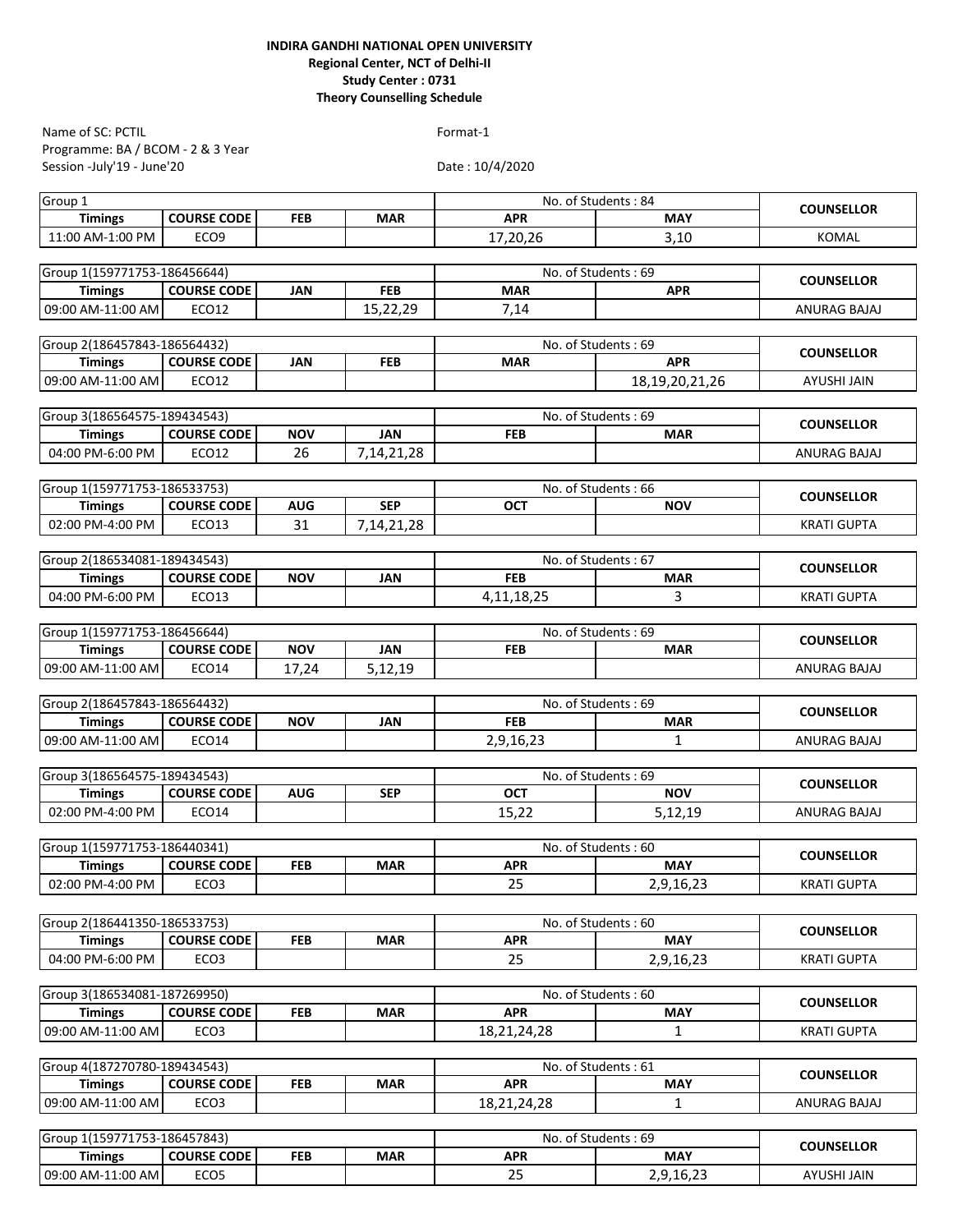**INDIRA GANDHI NATIONAL OPEN UNIVERSITY**
**Regional Center, NCT of Delhi-II**
**Study Center : 0731**
**Theory Counselling Schedule**

Name of SC: PCTIL
Programme: BA / BCOM - 2 & 3 Year
Session -July'19 - June'20

Format-1

Date : 10/4/2020

| Group 1 | | | | No. of Students : 84 | | COUNSELLOR |
|---|---|---|---|---|---|---|
| **Timings** | **COURSE CODE** | **FEB** | **MAR** | **APR** | **MAY** | |
| 11:00 AM-1:00 PM | ECO9 | | | 17,20,26 | 3,10 | KOMAL |

| Group 1(159771753-186456644) | | | | No. of Students : 69 | | COUNSELLOR |
|---|---|---|---|---|---|---|
| **Timings** | **COURSE CODE** | **JAN** | **FEB** | **MAR** | **APR** | |
| 09:00 AM-11:00 AM | ECO12 | | 15,22,29 | 7,14 | | ANURAG BAJAJ |

| Group 2(186457843-186564432) | | | | No. of Students : 69 | | COUNSELLOR |
|---|---|---|---|---|---|---|
| **Timings** | **COURSE CODE** | **JAN** | **FEB** | **MAR** | **APR** | |
| 09:00 AM-11:00 AM | ECO12 | | | | 18,19,20,21,26 | AYUSHI JAIN |

| Group 3(186564575-189434543) | | | | No. of Students : 69 | | COUNSELLOR |
|---|---|---|---|---|---|---|
| **Timings** | **COURSE CODE** | **NOV** | **JAN** | **FEB** | **MAR** | |
| 04:00 PM-6:00 PM | ECO12 | 26 | 7,14,21,28 | | | ANURAG BAJAJ |

| Group 1(159771753-186533753) | | | | No. of Students : 66 | | COUNSELLOR |
|---|---|---|---|---|---|---|
| **Timings** | **COURSE CODE** | **AUG** | **SEP** | **OCT** | **NOV** | |
| 02:00 PM-4:00 PM | ECO13 | 31 | 7,14,21,28 | | | KRATI GUPTA |

| Group 2(186534081-189434543) | | | | No. of Students : 67 | | COUNSELLOR |
|---|---|---|---|---|---|---|
| **Timings** | **COURSE CODE** | **NOV** | **JAN** | **FEB** | **MAR** | |
| 04:00 PM-6:00 PM | ECO13 | | | 4,11,18,25 | 3 | KRATI GUPTA |

| Group 1(159771753-186456644) | | | | No. of Students : 69 | | COUNSELLOR |
|---|---|---|---|---|---|---|
| **Timings** | **COURSE CODE** | **NOV** | **JAN** | **FEB** | **MAR** | |
| 09:00 AM-11:00 AM | ECO14 | 17,24 | 5,12,19 | | | ANURAG BAJAJ |

| Group 2(186457843-186564432) | | | | No. of Students : 69 | | COUNSELLOR |
|---|---|---|---|---|---|---|
| **Timings** | **COURSE CODE** | **NOV** | **JAN** | **FEB** | **MAR** | |
| 09:00 AM-11:00 AM | ECO14 | | | 2,9,16,23 | 1 | ANURAG BAJAJ |

| Group 3(186564575-189434543) | | | | No. of Students : 69 | | COUNSELLOR |
|---|---|---|---|---|---|---|
| **Timings** | **COURSE CODE** | **AUG** | **SEP** | **OCT** | **NOV** | |
| 02:00 PM-4:00 PM | ECO14 | | | 15,22 | 5,12,19 | ANURAG BAJAJ |

| Group 1(159771753-186440341) | | | | No. of Students : 60 | | COUNSELLOR |
|---|---|---|---|---|---|---|
| **Timings** | **COURSE CODE** | **FEB** | **MAR** | **APR** | **MAY** | |
| 02:00 PM-4:00 PM | ECO3 | | | 25 | 2,9,16,23 | KRATI GUPTA |

| Group 2(186441350-186533753) | | | | No. of Students : 60 | | COUNSELLOR |
|---|---|---|---|---|---|---|
| **Timings** | **COURSE CODE** | **FEB** | **MAR** | **APR** | **MAY** | |
| 04:00 PM-6:00 PM | ECO3 | | | 25 | 2,9,16,23 | KRATI GUPTA |

| Group 3(186534081-187269950) | | | | No. of Students : 60 | | COUNSELLOR |
|---|---|---|---|---|---|---|
| **Timings** | **COURSE CODE** | **FEB** | **MAR** | **APR** | **MAY** | |
| 09:00 AM-11:00 AM | ECO3 | | | 18,21,24,28 | 1 | KRATI GUPTA |

| Group 4(187270780-189434543) | | | | No. of Students : 61 | | COUNSELLOR |
|---|---|---|---|---|---|---|
| **Timings** | **COURSE CODE** | **FEB** | **MAR** | **APR** | **MAY** | |
| 09:00 AM-11:00 AM | ECO3 | | | 18,21,24,28 | 1 | ANURAG BAJAJ |

| Group 1(159771753-186457843) | | | | No. of Students : 69 | | COUNSELLOR |
|---|---|---|---|---|---|---|
| **Timings** | **COURSE CODE** | **FEB** | **MAR** | **APR** | **MAY** | |
| 09:00 AM-11:00 AM | ECO5 | | | 25 | 2,9,16,23 | AYUSHI JAIN |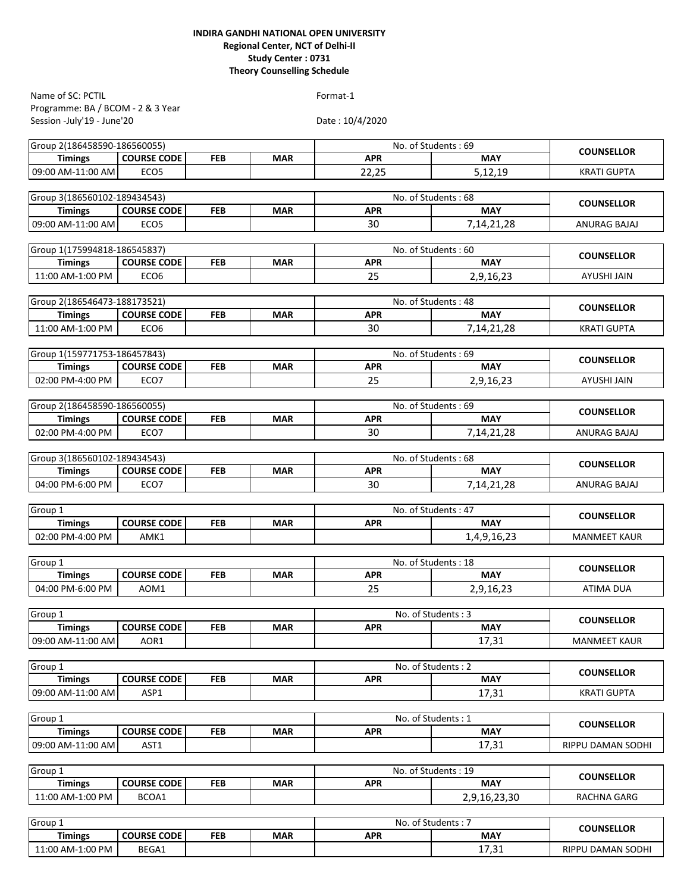**INDIRA GANDHI NATIONAL OPEN UNIVERSITY**
**Regional Center, NCT of Delhi-II**
**Study Center : 0731**
**Theory Counselling Schedule**

Name of SC: PCTIL
Programme: BA / BCOM - 2 & 3 Year
Session -July'19 - June'20

Format-1

Date : 10/4/2020

| Group 2(186458590-186560055) | | | | No. of Students : 69 | | COUNSELLOR |
|---|---|---|---|---|---|---|
| **Timings** | **COURSE CODE** | **FEB** | **MAR** | **APR** | **MAY** | |
| 09:00 AM-11:00 AM | ECO5 | | | 22,25 | 5,12,19 | KRATI GUPTA |

| Group 3(186560102-189434543) | | | | No. of Students : 68 | | COUNSELLOR |
|---|---|---|---|---|---|---|
| **Timings** | **COURSE CODE** | **FEB** | **MAR** | **APR** | **MAY** | |
| 09:00 AM-11:00 AM | ECO5 | | | 30 | 7,14,21,28 | ANURAG BAJAJ |

| Group 1(175994818-186545837) | | | | No. of Students : 60 | | COUNSELLOR |
|---|---|---|---|---|---|---|
| **Timings** | **COURSE CODE** | **FEB** | **MAR** | **APR** | **MAY** | |
| 11:00 AM-1:00 PM | ECO6 | | | 25 | 2,9,16,23 | AYUSHI JAIN |

| Group 2(186546473-188173521) | | | | No. of Students : 48 | | COUNSELLOR |
|---|---|---|---|---|---|---|
| **Timings** | **COURSE CODE** | **FEB** | **MAR** | **APR** | **MAY** | |
| 11:00 AM-1:00 PM | ECO6 | | | 30 | 7,14,21,28 | KRATI GUPTA |

| Group 1(159771753-186457843) | | | | No. of Students : 69 | | COUNSELLOR |
|---|---|---|---|---|---|---|
| **Timings** | **COURSE CODE** | **FEB** | **MAR** | **APR** | **MAY** | |
| 02:00 PM-4:00 PM | ECO7 | | | 25 | 2,9,16,23 | AYUSHI JAIN |

| Group 2(186458590-186560055) | | | | No. of Students : 69 | | COUNSELLOR |
|---|---|---|---|---|---|---|
| **Timings** | **COURSE CODE** | **FEB** | **MAR** | **APR** | **MAY** | |
| 02:00 PM-4:00 PM | ECO7 | | | 30 | 7,14,21,28 | ANURAG BAJAJ |

| Group 3(186560102-189434543) | | | | No. of Students : 68 | | COUNSELLOR |
|---|---|---|---|---|---|---|
| **Timings** | **COURSE CODE** | **FEB** | **MAR** | **APR** | **MAY** | |
| 04:00 PM-6:00 PM | ECO7 | | | 30 | 7,14,21,28 | ANURAG BAJAJ |

| Group 1 | | | | No. of Students : 47 | | COUNSELLOR |
|---|---|---|---|---|---|---|
| **Timings** | **COURSE CODE** | **FEB** | **MAR** | **APR** | **MAY** | |
| 02:00 PM-4:00 PM | AMK1 | | | | 1,4,9,16,23 | MANMEET KAUR |

| Group 1 | | | | No. of Students : 18 | | COUNSELLOR |
|---|---|---|---|---|---|---|
| **Timings** | **COURSE CODE** | **FEB** | **MAR** | **APR** | **MAY** | |
| 04:00 PM-6:00 PM | AOM1 | | | 25 | 2,9,16,23 | ATIMA DUA |

| Group 1 | | | | No. of Students : 3 | | COUNSELLOR |
|---|---|---|---|---|---|---|
| **Timings** | **COURSE CODE** | **FEB** | **MAR** | **APR** | **MAY** | |
| 09:00 AM-11:00 AM | AOR1 | | | | 17,31 | MANMEET KAUR |

| Group 1 | | | | No. of Students : 2 | | COUNSELLOR |
|---|---|---|---|---|---|---|
| **Timings** | **COURSE CODE** | **FEB** | **MAR** | **APR** | **MAY** | |
| 09:00 AM-11:00 AM | ASP1 | | | | 17,31 | KRATI GUPTA |

| Group 1 | | | | No. of Students : 1 | | COUNSELLOR |
|---|---|---|---|---|---|---|
| **Timings** | **COURSE CODE** | **FEB** | **MAR** | **APR** | **MAY** | |
| 09:00 AM-11:00 AM | AST1 | | | | 17,31 | RIPPU DAMAN SODHI |

| Group 1 | | | | No. of Students : 19 | | COUNSELLOR |
|---|---|---|---|---|---|---|
| **Timings** | **COURSE CODE** | **FEB** | **MAR** | **APR** | **MAY** | |
| 11:00 AM-1:00 PM | BCOA1 | | | | 2,9,16,23,30 | RACHNA GARG |

| Group 1 | | | | No. of Students : 7 | | COUNSELLOR |
|---|---|---|---|---|---|---|
| **Timings** | **COURSE CODE** | **FEB** | **MAR** | **APR** | **MAY** | |
| 11:00 AM-1:00 PM | BEGA1 | | | | 17,31 | RIPPU DAMAN SODHI |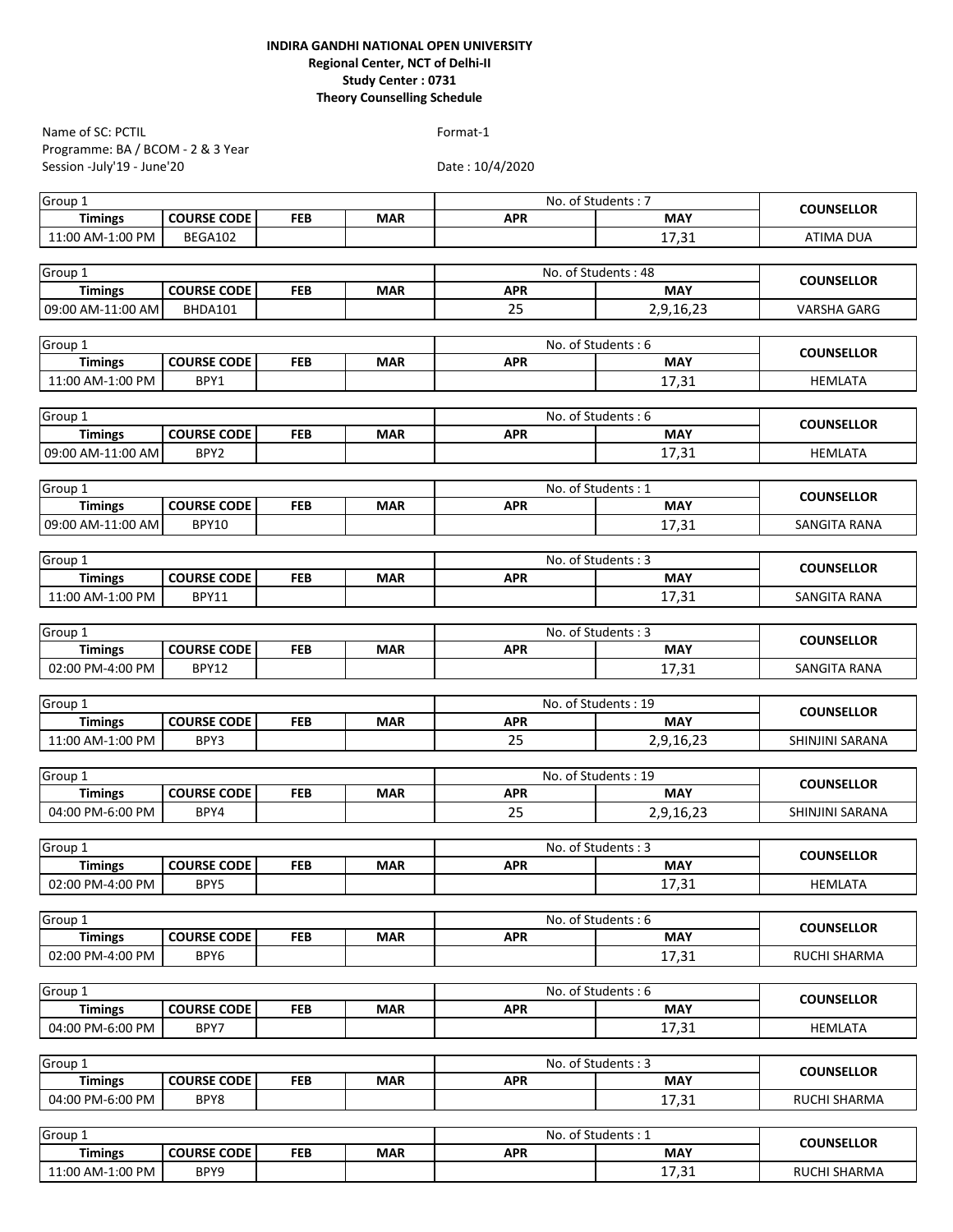**INDIRA GANDHI NATIONAL OPEN UNIVERSITY**
**Regional Center, NCT of Delhi-II**
**Study Center : 0731**
**Theory Counselling Schedule**

Name of SC: PCTIL
Programme: BA / BCOM - 2 & 3 Year
Session -July'19 - June'20

Format-1

Date : 10/4/2020

| Group 1 | | | | No. of Students : 7 | | COUNSELLOR |
|---|---|---|---|---|---|---|
| **Timings** | **COURSE CODE** | **FEB** | **MAR** | **APR** | **MAY** | |
| 11:00 AM-1:00 PM | BEGA102 | | | | 17,31 | ATIMA DUA |

| Group 1 | | | | No. of Students : 48 | | COUNSELLOR |
|---|---|---|---|---|---|---|
| **Timings** | **COURSE CODE** | **FEB** | **MAR** | **APR** | **MAY** | |
| 09:00 AM-11:00 AM | BHDA101 | | | 25 | 2,9,16,23 | VARSHA GARG |

| Group 1 | | | | No. of Students : 6 | | COUNSELLOR |
|---|---|---|---|---|---|---|
| **Timings** | **COURSE CODE** | **FEB** | **MAR** | **APR** | **MAY** | |
| 11:00 AM-1:00 PM | BPY1 | | | | 17,31 | HEMLATA |

| Group 1 | | | | No. of Students : 6 | | COUNSELLOR |
|---|---|---|---|---|---|---|
| **Timings** | **COURSE CODE** | **FEB** | **MAR** | **APR** | **MAY** | |
| 09:00 AM-11:00 AM | BPY2 | | | | 17,31 | HEMLATA |

| Group 1 | | | | No. of Students : 1 | | COUNSELLOR |
|---|---|---|---|---|---|---|
| **Timings** | **COURSE CODE** | **FEB** | **MAR** | **APR** | **MAY** | |
| 09:00 AM-11:00 AM | BPY10 | | | | 17,31 | SANGITA RANA |

| Group 1 | | | | No. of Students : 3 | | COUNSELLOR |
|---|---|---|---|---|---|---|
| **Timings** | **COURSE CODE** | **FEB** | **MAR** | **APR** | **MAY** | |
| 11:00 AM-1:00 PM | BPY11 | | | | 17,31 | SANGITA RANA |

| Group 1 | | | | No. of Students : 3 | | COUNSELLOR |
|---|---|---|---|---|---|---|
| **Timings** | **COURSE CODE** | **FEB** | **MAR** | **APR** | **MAY** | |
| 02:00 PM-4:00 PM | BPY12 | | | | 17,31 | SANGITA RANA |

| Group 1 | | | | No. of Students : 19 | | COUNSELLOR |
|---|---|---|---|---|---|---|
| **Timings** | **COURSE CODE** | **FEB** | **MAR** | **APR** | **MAY** | |
| 11:00 AM-1:00 PM | BPY3 | | | 25 | 2,9,16,23 | SHINJINI SARANA |

| Group 1 | | | | No. of Students : 19 | | COUNSELLOR |
|---|---|---|---|---|---|---|
| **Timings** | **COURSE CODE** | **FEB** | **MAR** | **APR** | **MAY** | |
| 04:00 PM-6:00 PM | BPY4 | | | 25 | 2,9,16,23 | SHINJINI SARANA |

| Group 1 | | | | No. of Students : 3 | | COUNSELLOR |
|---|---|---|---|---|---|---|
| **Timings** | **COURSE CODE** | **FEB** | **MAR** | **APR** | **MAY** | |
| 02:00 PM-4:00 PM | BPY5 | | | | 17,31 | HEMLATA |

| Group 1 | | | | No. of Students : 6 | | COUNSELLOR |
|---|---|---|---|---|---|---|
| **Timings** | **COURSE CODE** | **FEB** | **MAR** | **APR** | **MAY** | |
| 02:00 PM-4:00 PM | BPY6 | | | | 17,31 | RUCHI SHARMA |

| Group 1 | | | | No. of Students : 6 | | COUNSELLOR |
|---|---|---|---|---|---|---|
| **Timings** | **COURSE CODE** | **FEB** | **MAR** | **APR** | **MAY** | |
| 04:00 PM-6:00 PM | BPY7 | | | | 17,31 | HEMLATA |

| Group 1 | | | | No. of Students : 3 | | COUNSELLOR |
|---|---|---|---|---|---|---|
| **Timings** | **COURSE CODE** | **FEB** | **MAR** | **APR** | **MAY** | |
| 04:00 PM-6:00 PM | BPY8 | | | | 17,31 | RUCHI SHARMA |

| Group 1 | | | | No. of Students : 1 | | COUNSELLOR |
|---|---|---|---|---|---|---|
| **Timings** | **COURSE CODE** | **FEB** | **MAR** | **APR** | **MAY** | |
| 11:00 AM-1:00 PM | BPY9 | | | | 17,31 | RUCHI SHARMA |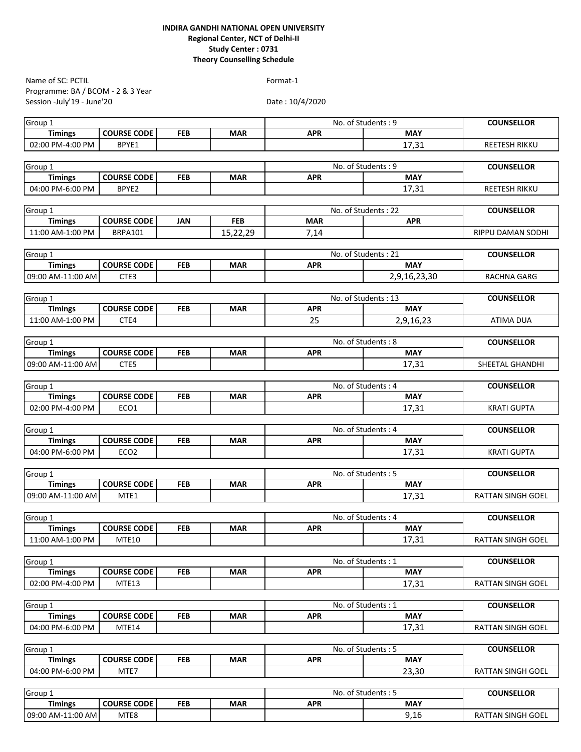**INDIRA GANDHI NATIONAL OPEN UNIVERSITY**
**Regional Center, NCT of Delhi-II**
**Study Center : 0731**
**Theory Counselling Schedule**

Name of SC: PCTIL
Programme: BA / BCOM - 2 & 3 Year
Session -July'19 - June'20

Format-1

Date : 10/4/2020

| Group 1 | | | | No. of Students : 9 | | COUNSELLOR |
|---|---|---|---|---|---|---|
| **Timings** | **COURSE CODE** | **FEB** | **MAR** | **APR** | **MAY** | |
| 02:00 PM-4:00 PM | BPYE1 | | | | 17,31 | REETESH RIKKU |

| Group 1 | | | | No. of Students : 9 | | COUNSELLOR |
|---|---|---|---|---|---|---|
| **Timings** | **COURSE CODE** | **FEB** | **MAR** | **APR** | **MAY** | |
| 04:00 PM-6:00 PM | BPYE2 | | | | 17,31 | REETESH RIKKU |

| Group 1 | | | | No. of Students : 22 | | COUNSELLOR |
|---|---|---|---|---|---|---|
| **Timings** | **COURSE CODE** | **JAN** | **FEB** | **MAR** | **APR** | |
| 11:00 AM-1:00 PM | BRPA101 | | 15,22,29 | 7,14 | | RIPPU DAMAN SODHI |

| Group 1 | | | | No. of Students : 21 | | COUNSELLOR |
|---|---|---|---|---|---|---|
| **Timings** | **COURSE CODE** | **FEB** | **MAR** | **APR** | **MAY** | |
| 09:00 AM-11:00 AM | CTE3 | | | | 2,9,16,23,30 | RACHNA GARG |

| Group 1 | | | | No. of Students : 13 | | COUNSELLOR |
|---|---|---|---|---|---|---|
| **Timings** | **COURSE CODE** | **FEB** | **MAR** | **APR** | **MAY** | |
| 11:00 AM-1:00 PM | CTE4 | | | 25 | 2,9,16,23 | ATIMA DUA |

| Group 1 | | | | No. of Students : 8 | | COUNSELLOR |
|---|---|---|---|---|---|---|
| **Timings** | **COURSE CODE** | **FEB** | **MAR** | **APR** | **MAY** | |
| 09:00 AM-11:00 AM | CTE5 | | | | 17,31 | SHEETAL GHANDHI |

| Group 1 | | | | No. of Students : 4 | | COUNSELLOR |
|---|---|---|---|---|---|---|
| **Timings** | **COURSE CODE** | **FEB** | **MAR** | **APR** | **MAY** | |
| 02:00 PM-4:00 PM | ECO1 | | | | 17,31 | KRATI GUPTA |

| Group 1 | | | | No. of Students : 4 | | COUNSELLOR |
|---|---|---|---|---|---|---|
| **Timings** | **COURSE CODE** | **FEB** | **MAR** | **APR** | **MAY** | |
| 04:00 PM-6:00 PM | ECO2 | | | | 17,31 | KRATI GUPTA |

| Group 1 | | | | No. of Students : 5 | | COUNSELLOR |
|---|---|---|---|---|---|---|
| **Timings** | **COURSE CODE** | **FEB** | **MAR** | **APR** | **MAY** | |
| 09:00 AM-11:00 AM | MTE1 | | | | 17,31 | RATTAN SINGH GOEL |

| Group 1 | | | | No. of Students : 4 | | COUNSELLOR |
|---|---|---|---|---|---|---|
| **Timings** | **COURSE CODE** | **FEB** | **MAR** | **APR** | **MAY** | |
| 11:00 AM-1:00 PM | MTE10 | | | | 17,31 | RATTAN SINGH GOEL |

| Group 1 | | | | No. of Students : 1 | | COUNSELLOR |
|---|---|---|---|---|---|---|
| **Timings** | **COURSE CODE** | **FEB** | **MAR** | **APR** | **MAY** | |
| 02:00 PM-4:00 PM | MTE13 | | | | 17,31 | RATTAN SINGH GOEL |

| Group 1 | | | | No. of Students : 1 | | COUNSELLOR |
|---|---|---|---|---|---|---|
| **Timings** | **COURSE CODE** | **FEB** | **MAR** | **APR** | **MAY** | |
| 04:00 PM-6:00 PM | MTE14 | | | | 17,31 | RATTAN SINGH GOEL |

| Group 1 | | | | No. of Students : 5 | | COUNSELLOR |
|---|---|---|---|---|---|---|
| **Timings** | **COURSE CODE** | **FEB** | **MAR** | **APR** | **MAY** | |
| 04:00 PM-6:00 PM | MTE7 | | | | 23,30 | RATTAN SINGH GOEL |

| Group 1 | | | | No. of Students : 5 | | COUNSELLOR |
|---|---|---|---|---|---|---|
| **Timings** | **COURSE CODE** | **FEB** | **MAR** | **APR** | **MAY** | |
| 09:00 AM-11:00 AM | MTE8 | | | | 9,16 | RATTAN SINGH GOEL |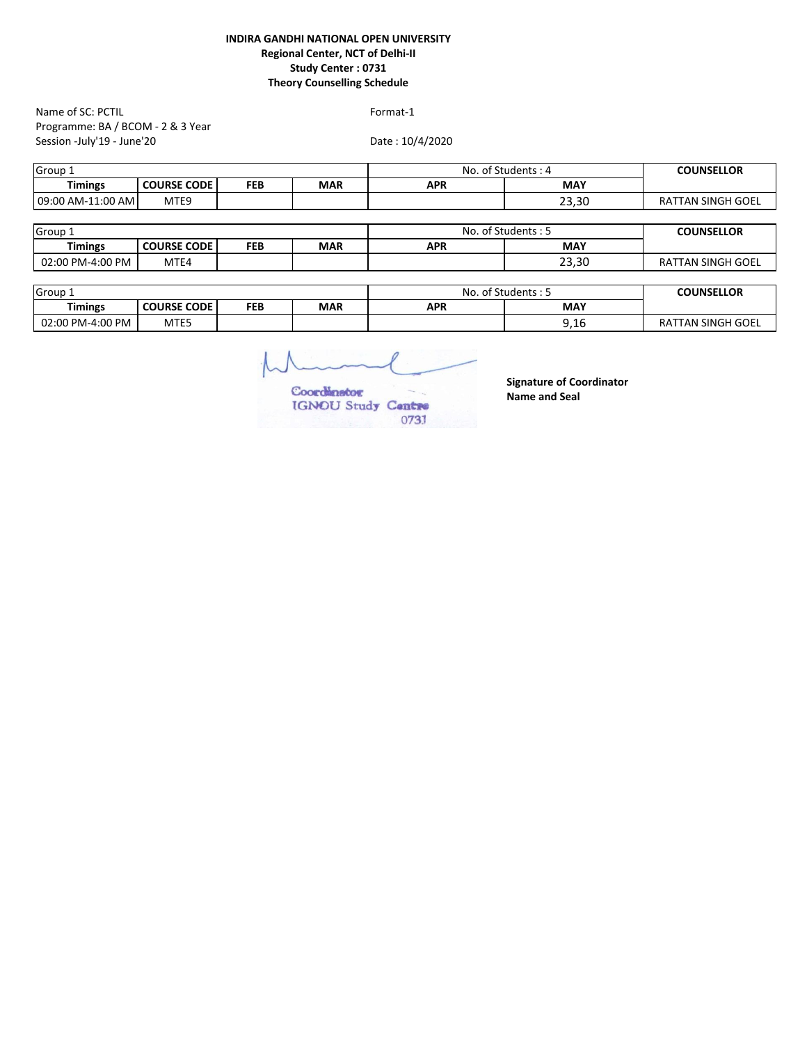**INDIRA GANDHI NATIONAL OPEN UNIVERSITY**
**Regional Center, NCT of Delhi-II**
**Study Center : 0731**
**Theory Counselling Schedule**

Name of SC: PCTIL
Programme: BA / BCOM - 2 & 3 Year
Session -July'19 - June'20

Format-1

Date : 10/4/2020

| Group 1 | | | | No. of Students : 4 | | COUNSELLOR |
|---|---|---|---|---|---|---|
| **Timings** | **COURSE CODE** | **FEB** | **MAR** | **APR** | **MAY** | |
| 09:00 AM-11:00 AM | MTE9 | | | | 23,30 | RATTAN SINGH GOEL |

| Group 1 | | | | No. of Students : 5 | | COUNSELLOR |
|---|---|---|---|---|---|---|
| **Timings** | **COURSE CODE** | **FEB** | **MAR** | **APR** | **MAY** | |
| 02:00 PM-4:00 PM | MTE4 | | | | 23,30 | RATTAN SINGH GOEL |

| Group 1 | | | | No. of Students : 5 | | COUNSELLOR |
|---|---|---|---|---|---|---|
| **Timings** | **COURSE CODE** | **FEB** | **MAR** | **APR** | **MAY** | |
| 02:00 PM-4:00 PM | MTE5 | | | | 9,16 | RATTAN SINGH GOEL |

Coordinator
IGNOU Study Centre
0731

**Signature of Coordinator**
**Name and Seal**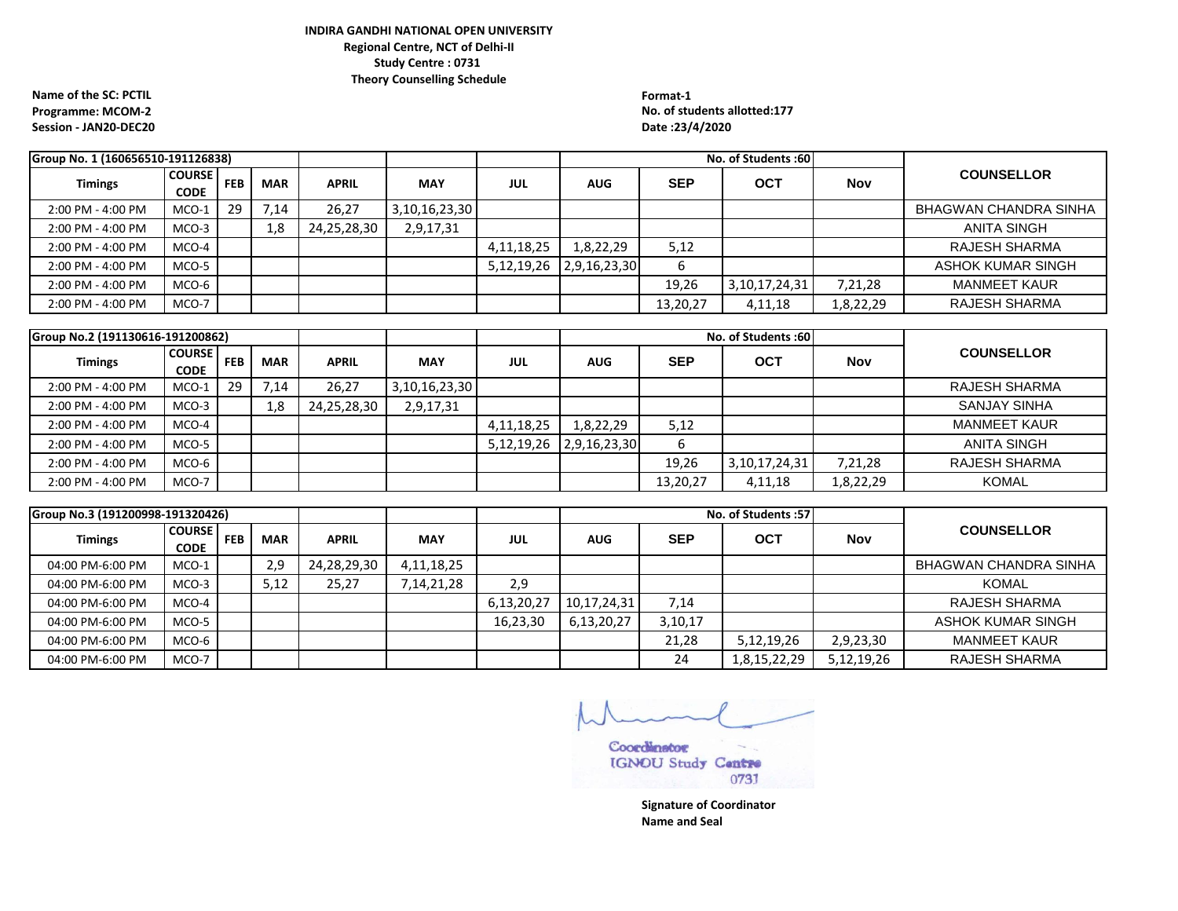**INDIRA GANDHI NATIONAL OPEN UNIVERSITY**
**Regional Centre, NCT of Delhi-II**
**Study Centre : 0731**
**Theory Counselling Schedule**

**Name of the SC: PCTIL**
**Programme: MCOM-2**
**Session - JAN20-DEC20**

**Format-1**
**No. of students allotted:177**
**Date :23/4/2020**

| Group No. 1 (160656510-191126838) | | | | | | | | No. of Students :60 | | | |
|---|---|---|---|---|---|---|---|---|---|---|---|
| Timings | COURSE CODE | FEB | MAR | APRIL | MAY | JUL | AUG | SEP | OCT | Nov | COUNSELLOR |
| 2:00 PM - 4:00 PM | MCO-1 | 29 | 7,14 | 26,27 | 3,10,16,23,30 | | | | | | BHAGWAN CHANDRA SINHA |
| 2:00 PM - 4:00 PM | MCO-3 | | 1,8 | 24,25,28,30 | 2,9,17,31 | | | | | | ANITA SINGH |
| 2:00 PM - 4:00 PM | MCO-4 | | | | | 4,11,18,25 | 1,8,22,29 | 5,12 | | | RAJESH SHARMA |
| 2:00 PM - 4:00 PM | MCO-5 | | | | | 5,12,19,26 | 2,9,16,23,30 | 6 | | | ASHOK KUMAR SINGH |
| 2:00 PM - 4:00 PM | MCO-6 | | | | | | | 19,26 | 3,10,17,24,31 | 7,21,28 | MANMEET KAUR |
| 2:00 PM - 4:00 PM | MCO-7 | | | | | | | 13,20,27 | 4,11,18 | 1,8,22,29 | RAJESH SHARMA |

| Group No.2 (191130616-191200862) | | | | | | | | No. of Students :60 | | | |
|---|---|---|---|---|---|---|---|---|---|---|---|
| Timings | COURSE CODE | FEB | MAR | APRIL | MAY | JUL | AUG | SEP | OCT | Nov | COUNSELLOR |
| 2:00 PM - 4:00 PM | MCO-1 | 29 | 7,14 | 26,27 | 3,10,16,23,30 | | | | | | RAJESH SHARMA |
| 2:00 PM - 4:00 PM | MCO-3 | | 1,8 | 24,25,28,30 | 2,9,17,31 | | | | | | SANJAY SINHA |
| 2:00 PM - 4:00 PM | MCO-4 | | | | | 4,11,18,25 | 1,8,22,29 | 5,12 | | | MANMEET KAUR |
| 2:00 PM - 4:00 PM | MCO-5 | | | | | 5,12,19,26 | 2,9,16,23,30 | 6 | | | ANITA SINGH |
| 2:00 PM - 4:00 PM | MCO-6 | | | | | | | 19,26 | 3,10,17,24,31 | 7,21,28 | RAJESH SHARMA |
| 2:00 PM - 4:00 PM | MCO-7 | | | | | | | 13,20,27 | 4,11,18 | 1,8,22,29 | KOMAL |

| Group No.3 (191200998-191320426) | | | | | | | | No. of Students :57 | | | |
|---|---|---|---|---|---|---|---|---|---|---|---|
| Timings | COURSE CODE | FEB | MAR | APRIL | MAY | JUL | AUG | SEP | OCT | Nov | COUNSELLOR |
| 04:00 PM-6:00 PM | MCO-1 | | 2,9 | 24,28,29,30 | 4,11,18,25 | | | | | | BHAGWAN CHANDRA SINHA |
| 04:00 PM-6:00 PM | MCO-3 | | 5,12 | 25,27 | 7,14,21,28 | 2,9 | | | | | KOMAL |
| 04:00 PM-6:00 PM | MCO-4 | | | | | 6,13,20,27 | 10,17,24,31 | 7,14 | | | RAJESH SHARMA |
| 04:00 PM-6:00 PM | MCO-5 | | | | | 16,23,30 | 6,13,20,27 | 3,10,17 | | | ASHOK KUMAR SINGH |
| 04:00 PM-6:00 PM | MCO-6 | | | | | | | 21,28 | 5,12,19,26 | 2,9,23,30 | MANMEET KAUR |
| 04:00 PM-6:00 PM | MCO-7 | | | | | | | 24 | 1,8,15,22,29 | 5,12,19,26 | RAJESH SHARMA |

Coordinator
IGNOU Study Centre
0731

**Signature of Coordinator**
**Name and Seal**